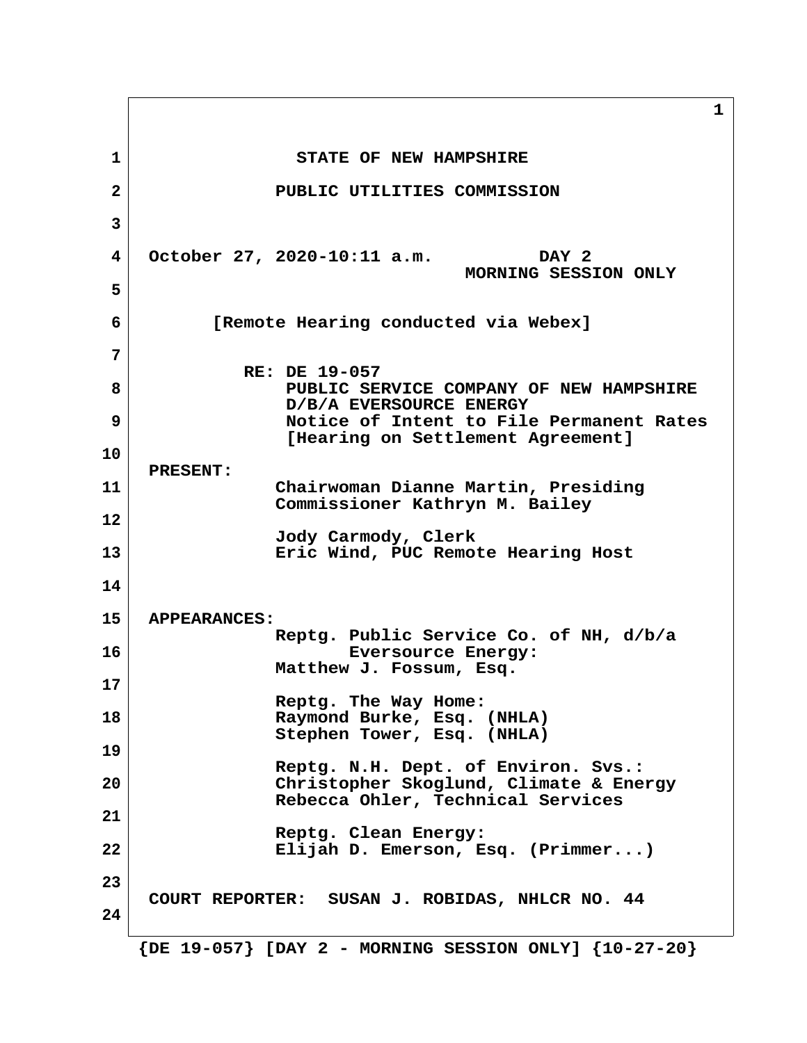STATE OF NEW HAMPSHIRE

PUBLIC UTILITIES COMMISSION

October 27, 2020-10:11 a.m. DAY 2
MORNING SESSION ONLY

[Remote Hearing conducted via Webex]

RE: DE 19-057
PUBLIC SERVICE COMPANY OF NEW HAMPSHIRE
D/B/A EVERSOURCE ENERGY
Notice of Intent to File Permanent Rates
[Hearing on Settlement Agreement]

**PRESENT:**

Chairwoman Dianne Martin, Presiding
Commissioner Kathryn M. Bailey

Jody Carmody, Clerk
Eric Wind, PUC Remote Hearing Host

**APPEARANCES:**

Reptg. Public Service Co. of NH, d/b/a Eversource Energy:
Matthew J. Fossum, Esq.

Reptg. The Way Home:
Raymond Burke, Esq. (NHLA)
Stephen Tower, Esq. (NHLA)

Reptg. N.H. Dept. of Environ. Svs.:
Christopher Skoglund, Climate & Energy
Rebecca Ohler, Technical Services

Reptg. Clean Energy:
Elijah D. Emerson, Esq. (Primmer...)

COURT REPORTER: SUSAN J. ROBIDAS, NHLCR NO. 44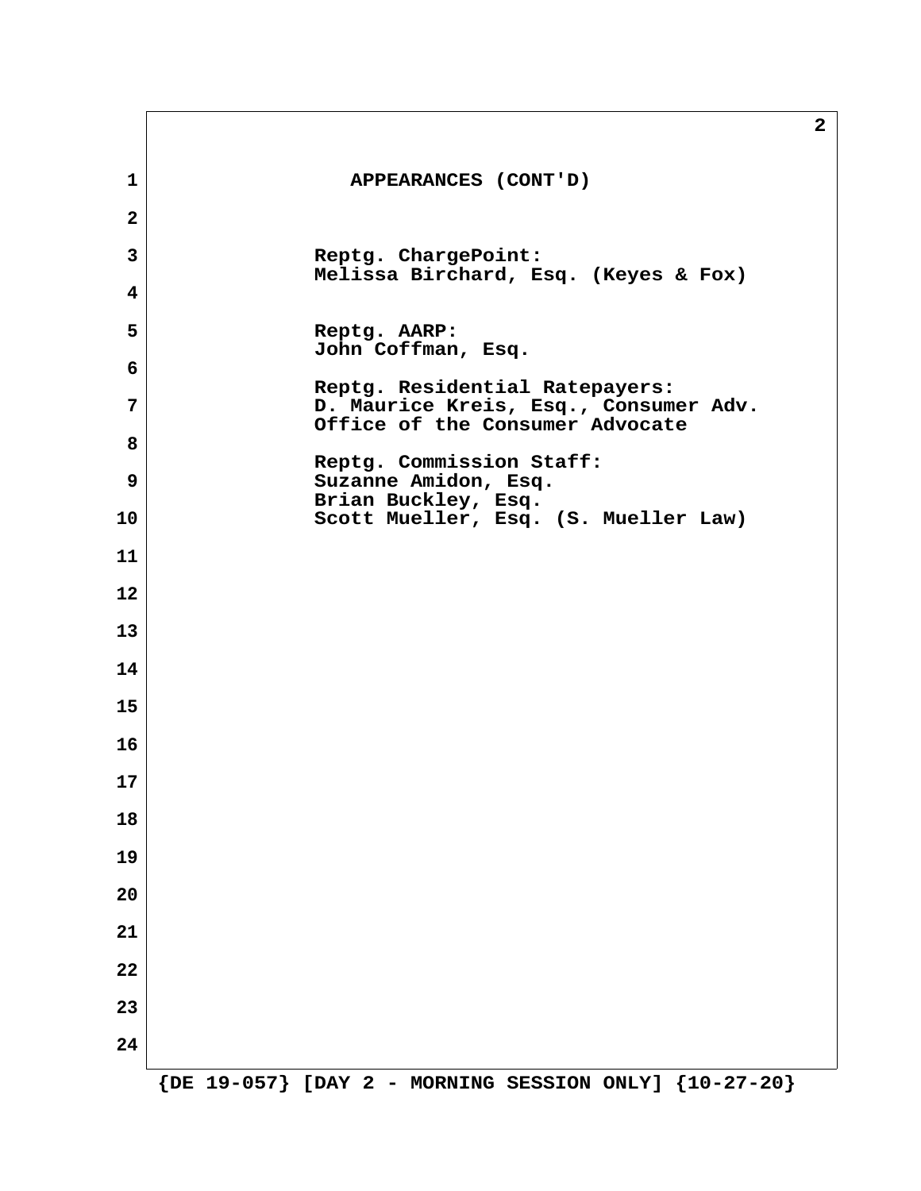APPEARANCES (CONT'D)

Reptg. ChargePoint:
Melissa Birchard, Esq. (Keyes & Fox)

Reptg. AARP:
John Coffman, Esq.

Reptg. Residential Ratepayers:
D. Maurice Kreis, Esq., Consumer Adv.
Office of the Consumer Advocate

Reptg. Commission Staff:
Suzanne Amidon, Esq.
Brian Buckley, Esq.
Scott Mueller, Esq. (S. Mueller Law)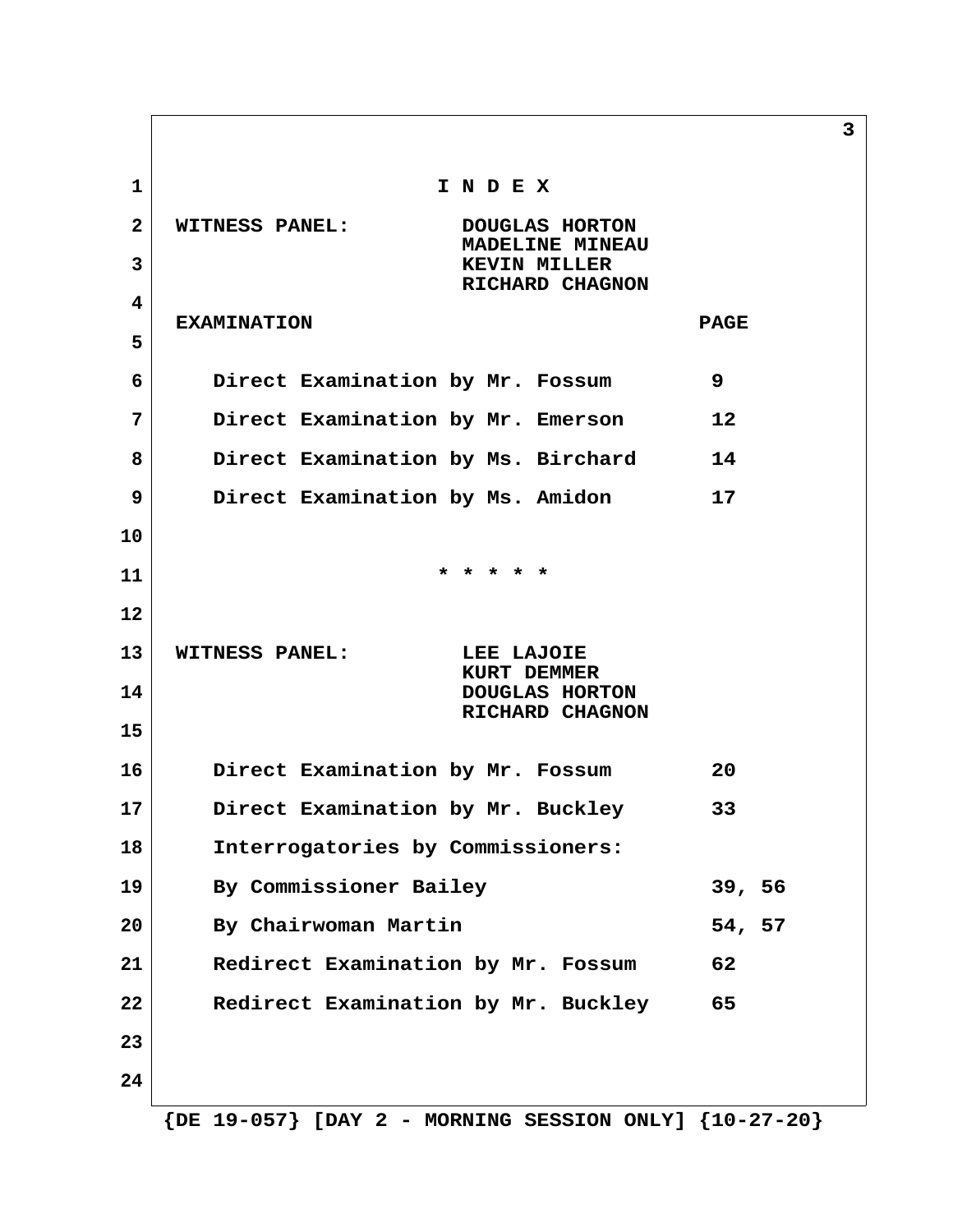# I N D E X

**WITNESS PANEL:** DOUGLAS HORTON, MADELINE MINEAU, KEVIN MILLER, RICHARD CHAGNON

| EXAMINATION | PAGE |
|---|---|
| Direct Examination by Mr. Fossum | 9 |
| Direct Examination by Mr. Emerson | 12 |
| Direct Examination by Ms. Birchard | 14 |
| Direct Examination by Ms. Amidon | 17 |

* * * * *

**WITNESS PANEL:** LEE LAJOIE, KURT DEMMER, DOUGLAS HORTON, RICHARD CHAGNON

| EXAMINATION | PAGE |
|---|---|
| Direct Examination by Mr. Fossum | 20 |
| Direct Examination by Mr. Buckley | 33 |
| Interrogatories by Commissioners: | |
| By Commissioner Bailey | 39, 56 |
| By Chairwoman Martin | 54, 57 |
| Redirect Examination by Mr. Fossum | 62 |
| Redirect Examination by Mr. Buckley | 65 |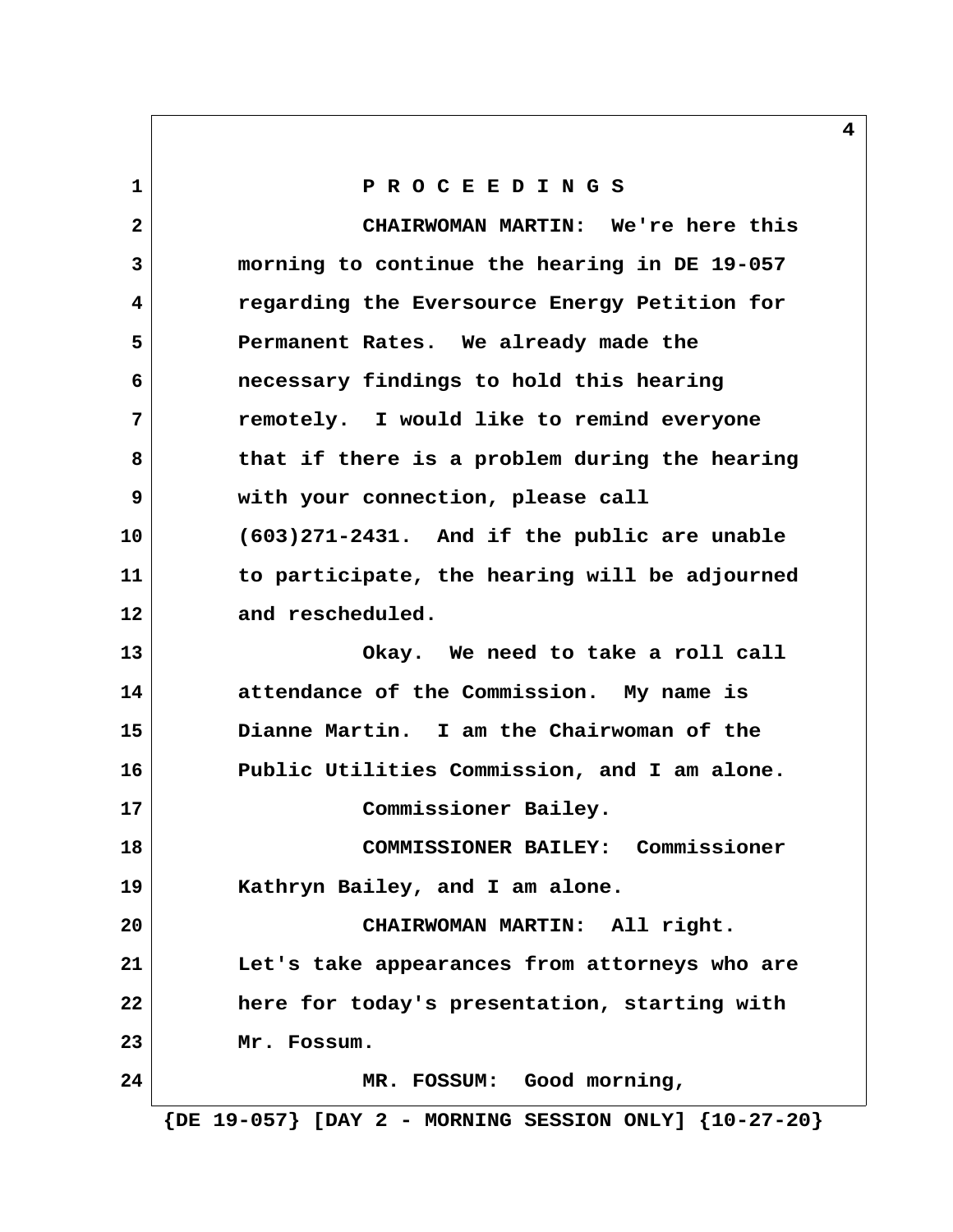P R O C E E D I N G S

CHAIRWOMAN MARTIN: We're here this morning to continue the hearing in DE 19-057 regarding the Eversource Energy Petition for Permanent Rates. We already made the necessary findings to hold this hearing remotely. I would like to remind everyone that if there is a problem during the hearing with your connection, please call (603)271-2431. And if the public are unable to participate, the hearing will be adjourned and rescheduled.

Okay. We need to take a roll call attendance of the Commission. My name is Dianne Martin. I am the Chairwoman of the Public Utilities Commission, and I am alone.

Commissioner Bailey.

COMMISSIONER BAILEY: Commissioner Kathryn Bailey, and I am alone.

CHAIRWOMAN MARTIN: All right. Let's take appearances from attorneys who are here for today's presentation, starting with Mr. Fossum.

MR. FOSSUM: Good morning,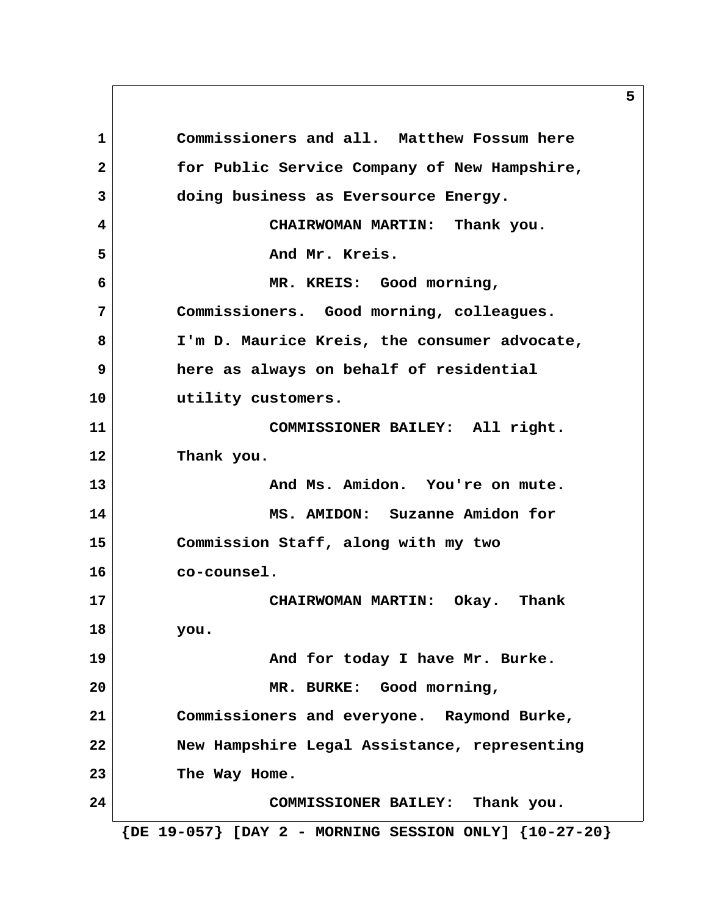1 Commissioners and all. Matthew Fossum here
2 for Public Service Company of New Hampshire,
3 doing business as Eversource Energy.
4 CHAIRWOMAN MARTIN: Thank you.
5 And Mr. Kreis.
6 MR. KREIS: Good morning,
7 Commissioners. Good morning, colleagues.
8 I'm D. Maurice Kreis, the consumer advocate,
9 here as always on behalf of residential
10 utility customers.
11 COMMISSIONER BAILEY: All right.
12 Thank you.
13 And Ms. Amidon. You're on mute.
14 MS. AMIDON: Suzanne Amidon for
15 Commission Staff, along with my two
16 co-counsel.
17 CHAIRWOMAN MARTIN: Okay. Thank
18 you.
19 And for today I have Mr. Burke.
20 MR. BURKE: Good morning,
21 Commissioners and everyone. Raymond Burke,
22 New Hampshire Legal Assistance, representing
23 The Way Home.
24 COMMISSIONER BAILEY: Thank you.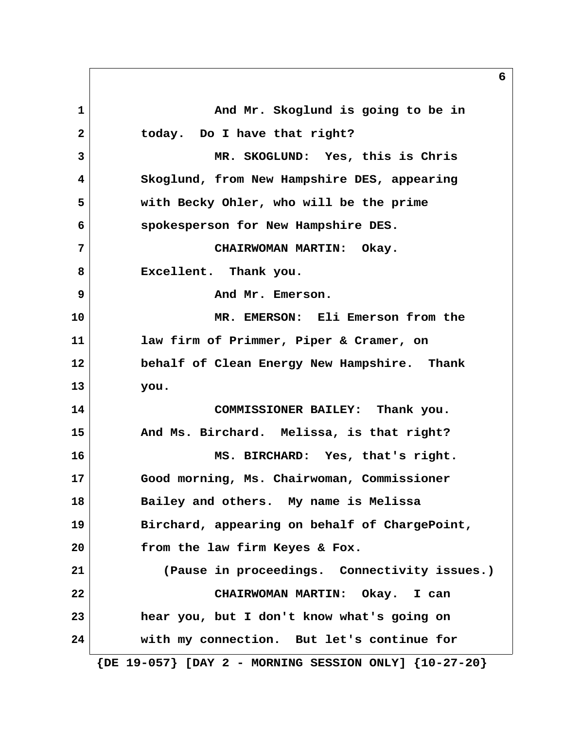And Mr. Skoglund is going to be in today. Do I have that right?

MR. SKOGLUND: Yes, this is Chris Skoglund, from New Hampshire DES, appearing with Becky Ohler, who will be the prime spokesperson for New Hampshire DES.

CHAIRWOMAN MARTIN: Okay. Excellent. Thank you.

And Mr. Emerson.

MR. EMERSON: Eli Emerson from the law firm of Primmer, Piper & Cramer, on behalf of Clean Energy New Hampshire. Thank you.

COMMISSIONER BAILEY: Thank you. And Ms. Birchard. Melissa, is that right?

MS. BIRCHARD: Yes, that's right. Good morning, Ms. Chairwoman, Commissioner Bailey and others. My name is Melissa Birchard, appearing on behalf of ChargePoint, from the law firm Keyes & Fox.

(Pause in proceedings. Connectivity issues.)

CHAIRWOMAN MARTIN: Okay. I can hear you, but I don't know what's going on with my connection. But let's continue for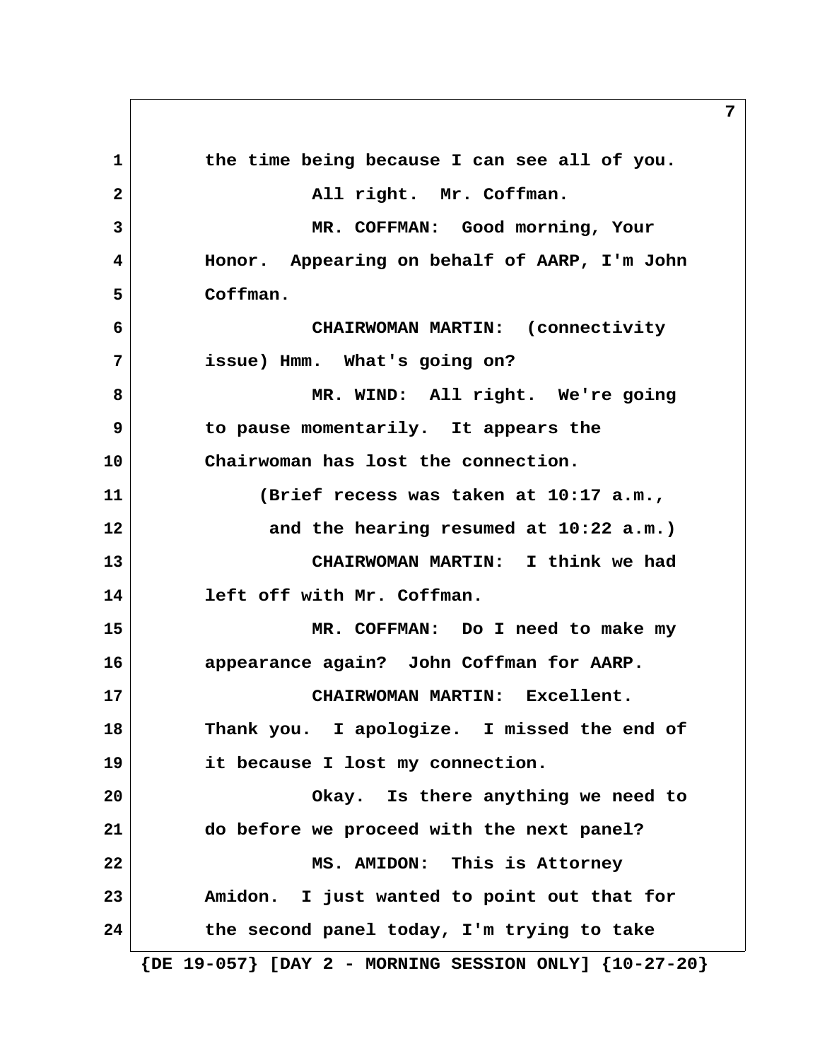the time being because I can see all of you.

All right. Mr. Coffman.

MR. COFFMAN: Good morning, Your Honor. Appearing on behalf of AARP, I'm John Coffman.

CHAIRWOMAN MARTIN: (connectivity issue) Hmm. What's going on?

MR. WIND: All right. We're going to pause momentarily. It appears the Chairwoman has lost the connection.

(Brief recess was taken at 10:17 a.m., and the hearing resumed at 10:22 a.m.)

CHAIRWOMAN MARTIN: I think we had left off with Mr. Coffman.

MR. COFFMAN: Do I need to make my appearance again? John Coffman for AARP.

CHAIRWOMAN MARTIN: Excellent. Thank you. I apologize. I missed the end of it because I lost my connection.

Okay. Is there anything we need to do before we proceed with the next panel?

MS. AMIDON: This is Attorney Amidon. I just wanted to point out that for the second panel today, I'm trying to take

{DE 19-057} [DAY 2 - MORNING SESSION ONLY] {10-27-20}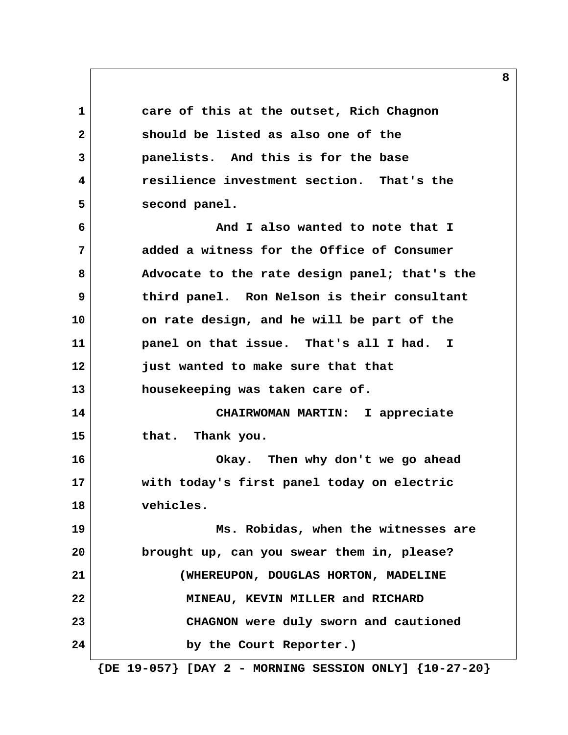1 care of this at the outset, Rich Chagnon
2 should be listed as also one of the
3 panelists. And this is for the base
4 resilience investment section. That's the
5 second panel.
6 And I also wanted to note that I
7 added a witness for the Office of Consumer
8 Advocate to the rate design panel; that's the
9 third panel. Ron Nelson is their consultant
10 on rate design, and he will be part of the
11 panel on that issue. That's all I had. I
12 just wanted to make sure that that
13 housekeeping was taken care of.
14 CHAIRWOMAN MARTIN: I appreciate
15 that. Thank you.
16 Okay. Then why don't we go ahead
17 with today's first panel today on electric
18 vehicles.
19 Ms. Robidas, when the witnesses are
20 brought up, can you swear them in, please?
21 (WHEREUPON, DOUGLAS HORTON, MADELINE
22 MINEAU, KEVIN MILLER and RICHARD
23 CHAGNON were duly sworn and cautioned
24 by the Court Reporter.)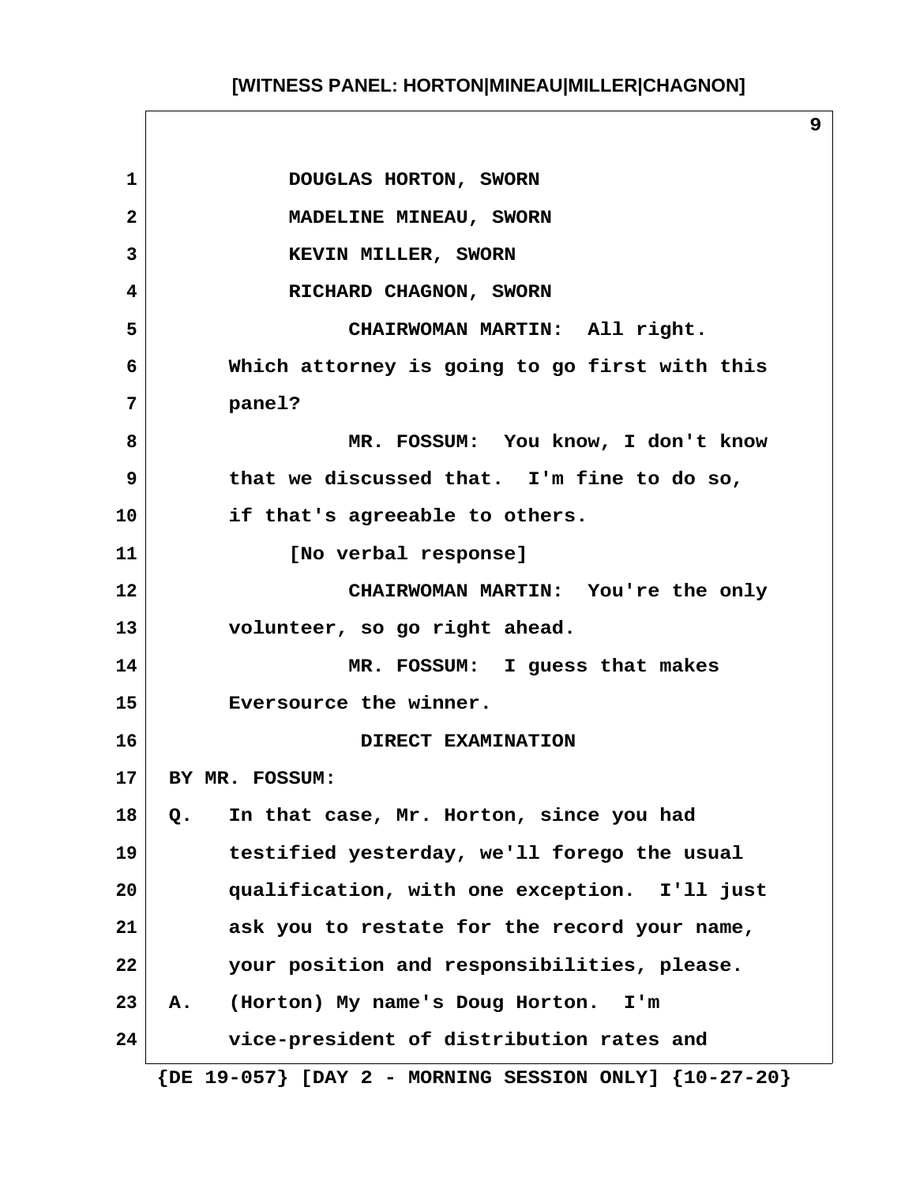DOUGLAS HORTON, SWORN

MADELINE MINEAU, SWORN

KEVIN MILLER, SWORN

RICHARD CHAGNON, SWORN

CHAIRWOMAN MARTIN: All right. Which attorney is going to go first with this panel?

MR. FOSSUM: You know, I don't know that we discussed that. I'm fine to do so, if that's agreeable to others.

[No verbal response]

CHAIRWOMAN MARTIN: You're the only volunteer, so go right ahead.

MR. FOSSUM: I guess that makes Eversource the winner.

DIRECT EXAMINATION

BY MR. FOSSUM:

Q. In that case, Mr. Horton, since you had testified yesterday, we'll forego the usual qualification, with one exception. I'll just ask you to restate for the record your name, your position and responsibilities, please.

A. (Horton) My name's Doug Horton. I'm vice-president of distribution rates and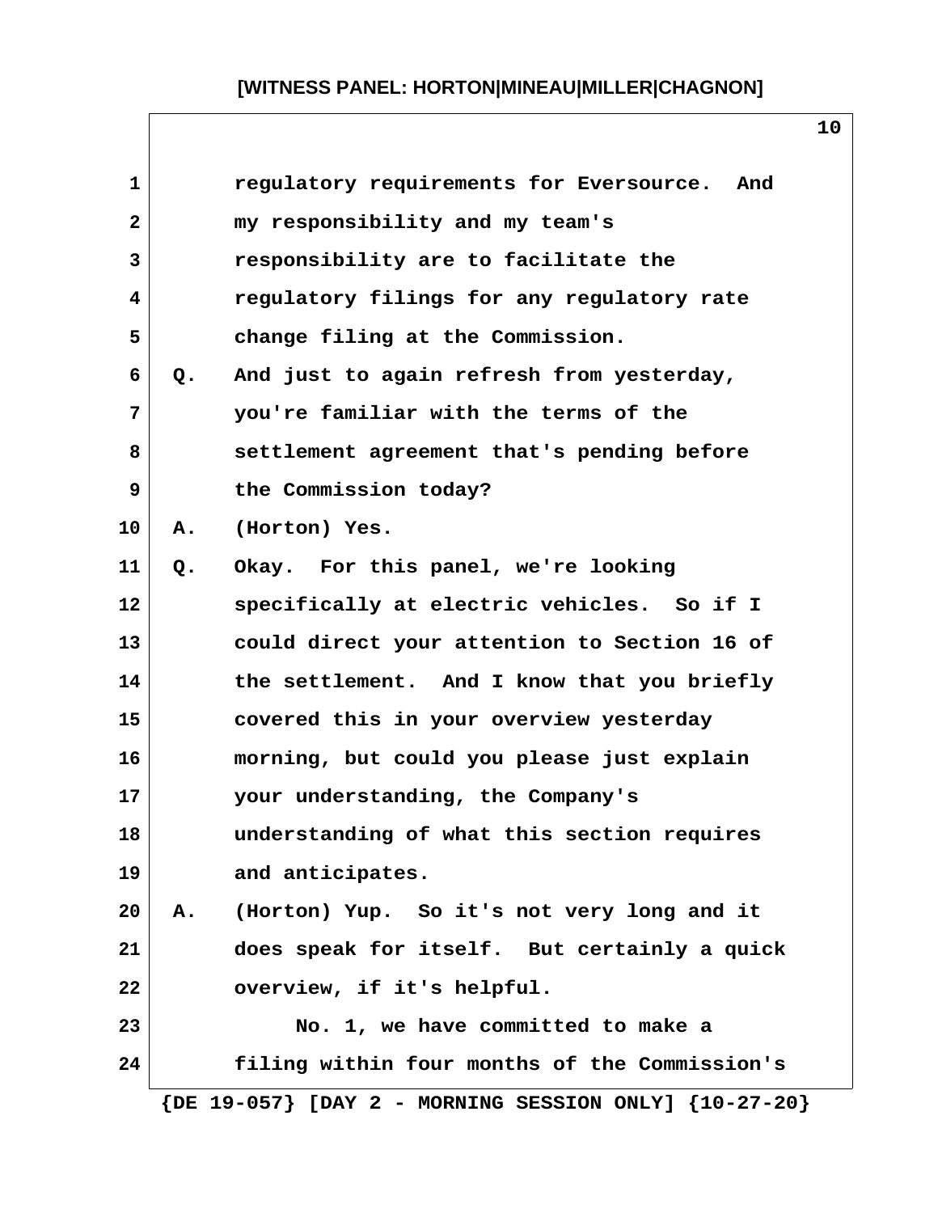regulatory requirements for Eversource. And my responsibility and my team's responsibility are to facilitate the regulatory filings for any regulatory rate change filing at the Commission.

Q. And just to again refresh from yesterday, you're familiar with the terms of the settlement agreement that's pending before the Commission today?

A. (Horton) Yes.

Q. Okay. For this panel, we're looking specifically at electric vehicles. So if I could direct your attention to Section 16 of the settlement. And I know that you briefly covered this in your overview yesterday morning, but could you please just explain your understanding, the Company's understanding of what this section requires and anticipates.

A. (Horton) Yup. So it's not very long and it does speak for itself. But certainly a quick overview, if it's helpful.

No. 1, we have committed to make a filing within four months of the Commission's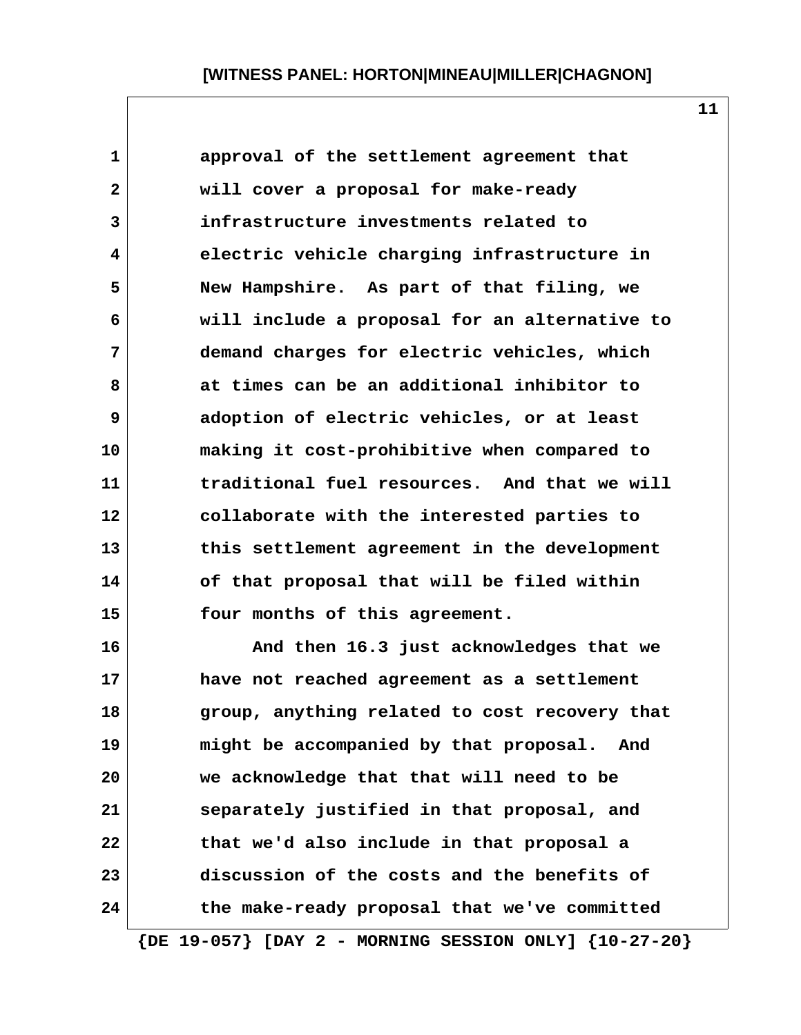approval of the settlement agreement that will cover a proposal for make-ready infrastructure investments related to electric vehicle charging infrastructure in New Hampshire. As part of that filing, we will include a proposal for an alternative to demand charges for electric vehicles, which at times can be an additional inhibitor to adoption of electric vehicles, or at least making it cost-prohibitive when compared to traditional fuel resources. And that we will collaborate with the interested parties to this settlement agreement in the development of that proposal that will be filed within four months of this agreement.

And then 16.3 just acknowledges that we have not reached agreement as a settlement group, anything related to cost recovery that might be accompanied by that proposal. And we acknowledge that that will need to be separately justified in that proposal, and that we'd also include in that proposal a discussion of the costs and the benefits of the make-ready proposal that we've committed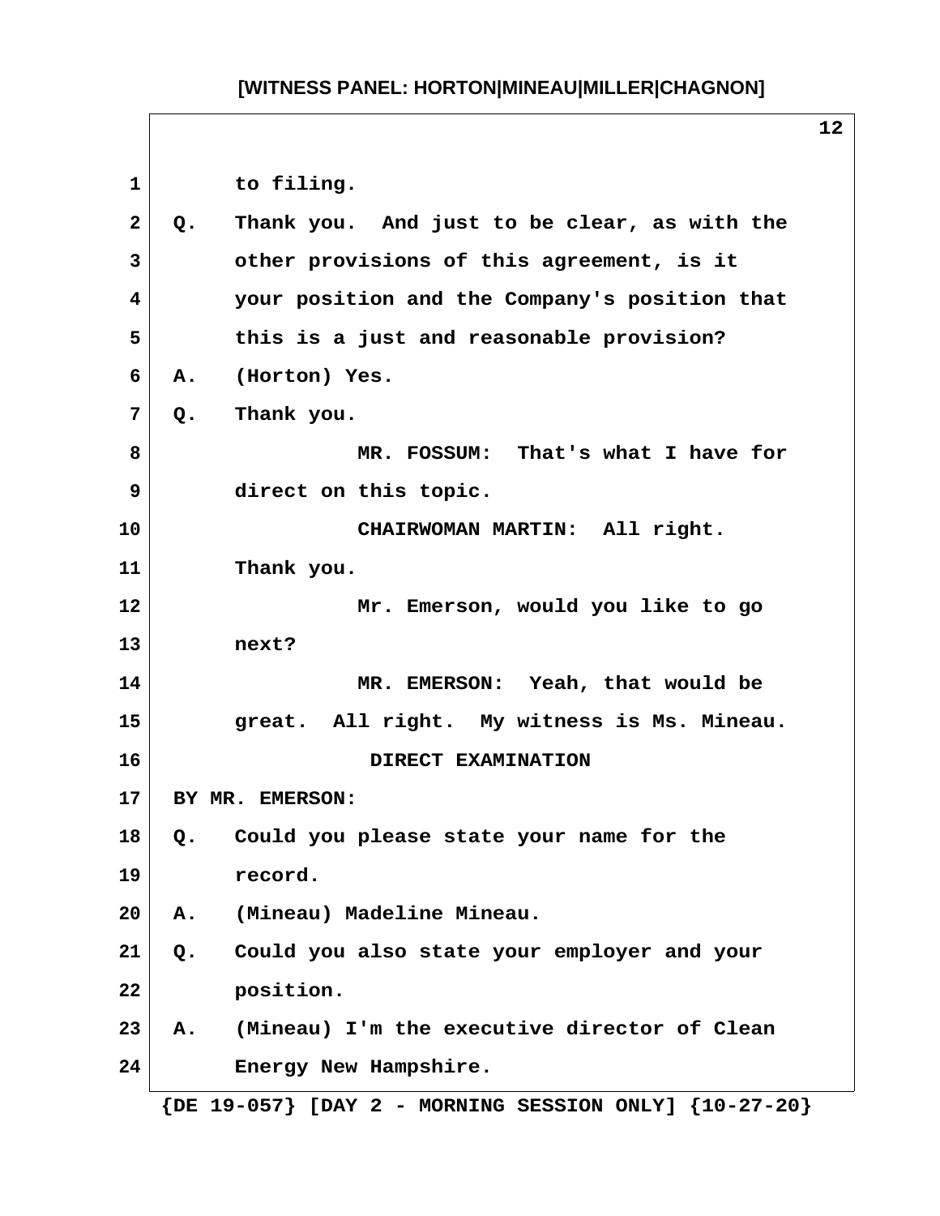to filing.

Q. Thank you. And just to be clear, as with the other provisions of this agreement, is it your position and the Company's position that this is a just and reasonable provision?

A. (Horton) Yes.

Q. Thank you.

MR. FOSSUM: That's what I have for direct on this topic.

CHAIRWOMAN MARTIN: All right. Thank you.

Mr. Emerson, would you like to go next?

MR. EMERSON: Yeah, that would be great. All right. My witness is Ms. Mineau.

DIRECT EXAMINATION

BY MR. EMERSON:

Q. Could you please state your name for the record.

A. (Mineau) Madeline Mineau.

Q. Could you also state your employer and your position.

A. (Mineau) I'm the executive director of Clean Energy New Hampshire.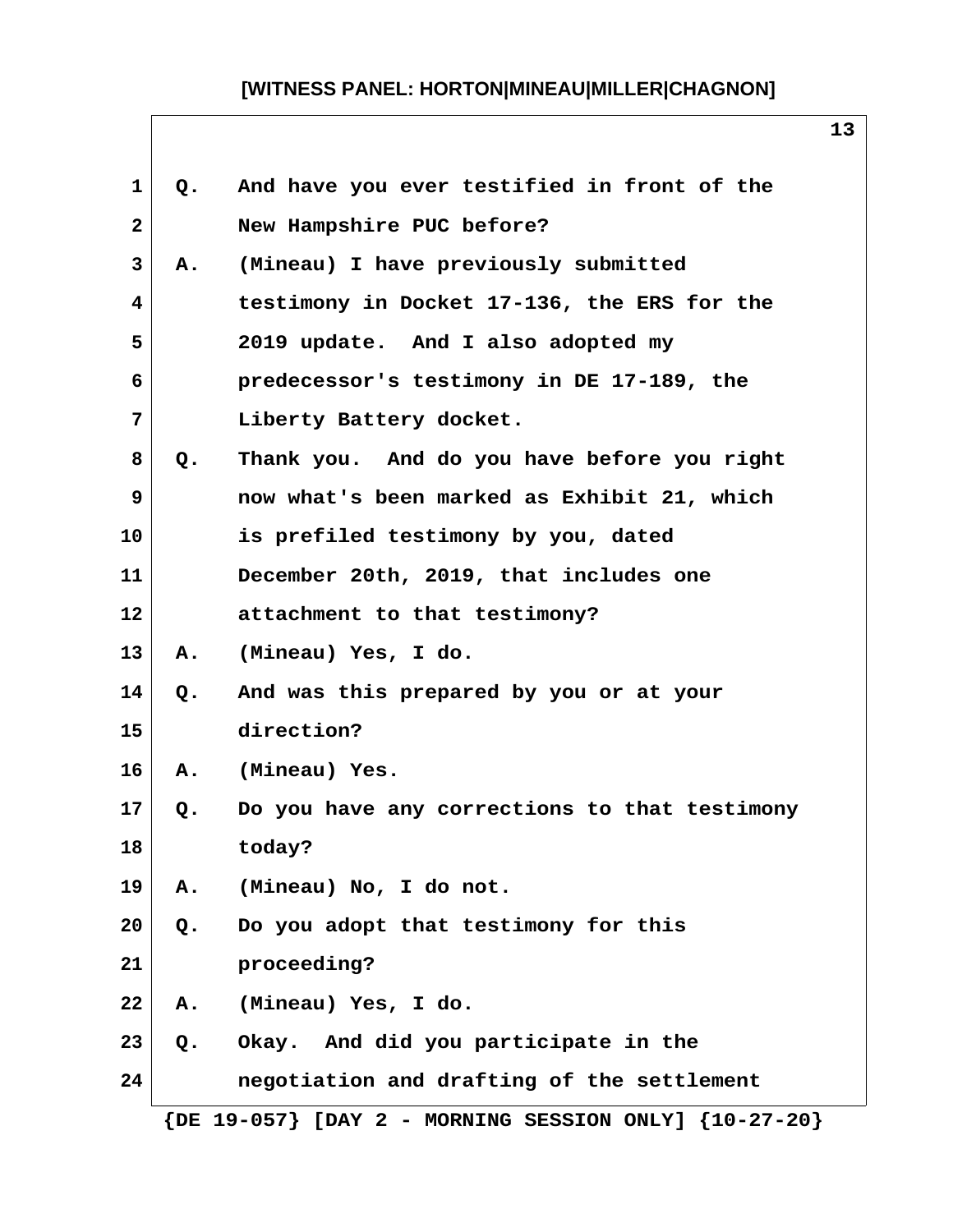Q. And have you ever testified in front of the New Hampshire PUC before?

A. (Mineau) I have previously submitted testimony in Docket 17-136, the ERS for the 2019 update. And I also adopted my predecessor's testimony in DE 17-189, the Liberty Battery docket.

Q. Thank you. And do you have before you right now what's been marked as Exhibit 21, which is prefiled testimony by you, dated December 20th, 2019, that includes one attachment to that testimony?

A. (Mineau) Yes, I do.

Q. And was this prepared by you or at your direction?

A. (Mineau) Yes.

Q. Do you have any corrections to that testimony today?

A. (Mineau) No, I do not.

Q. Do you adopt that testimony for this proceeding?

A. (Mineau) Yes, I do.

Q. Okay. And did you participate in the negotiation and drafting of the settlement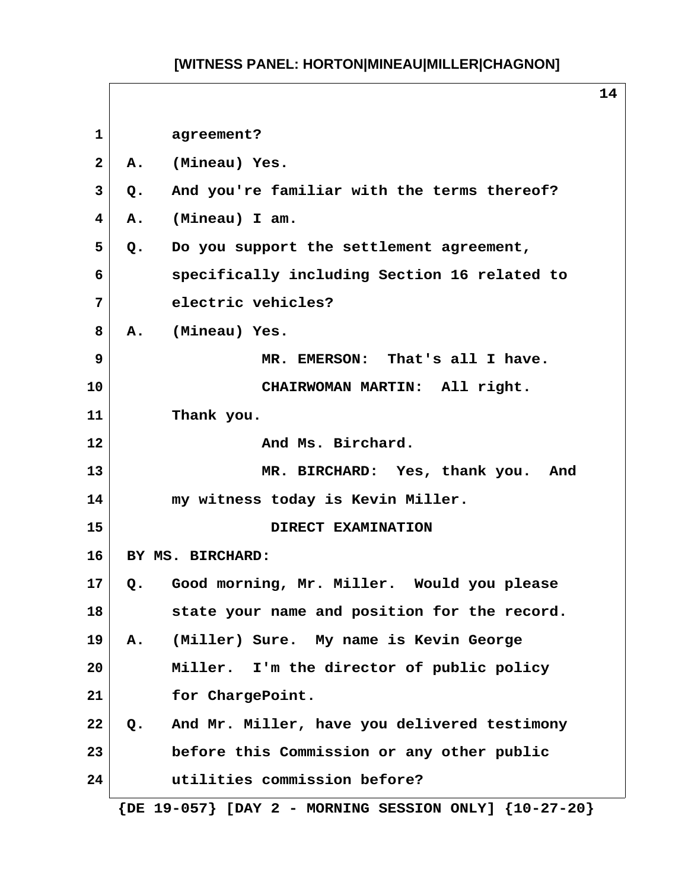agreement?

A. (Mineau) Yes.

Q. And you're familiar with the terms thereof?

A. (Mineau) I am.

Q. Do you support the settlement agreement, specifically including Section 16 related to electric vehicles?

A. (Mineau) Yes.

MR. EMERSON: That's all I have.

CHAIRWOMAN MARTIN: All right. Thank you.

And Ms. Birchard.

MR. BIRCHARD: Yes, thank you. And my witness today is Kevin Miller.

DIRECT EXAMINATION

BY MS. BIRCHARD:

Q. Good morning, Mr. Miller. Would you please state your name and position for the record.

A. (Miller) Sure. My name is Kevin George Miller. I'm the director of public policy for ChargePoint.

Q. And Mr. Miller, have you delivered testimony before this Commission or any other public utilities commission before?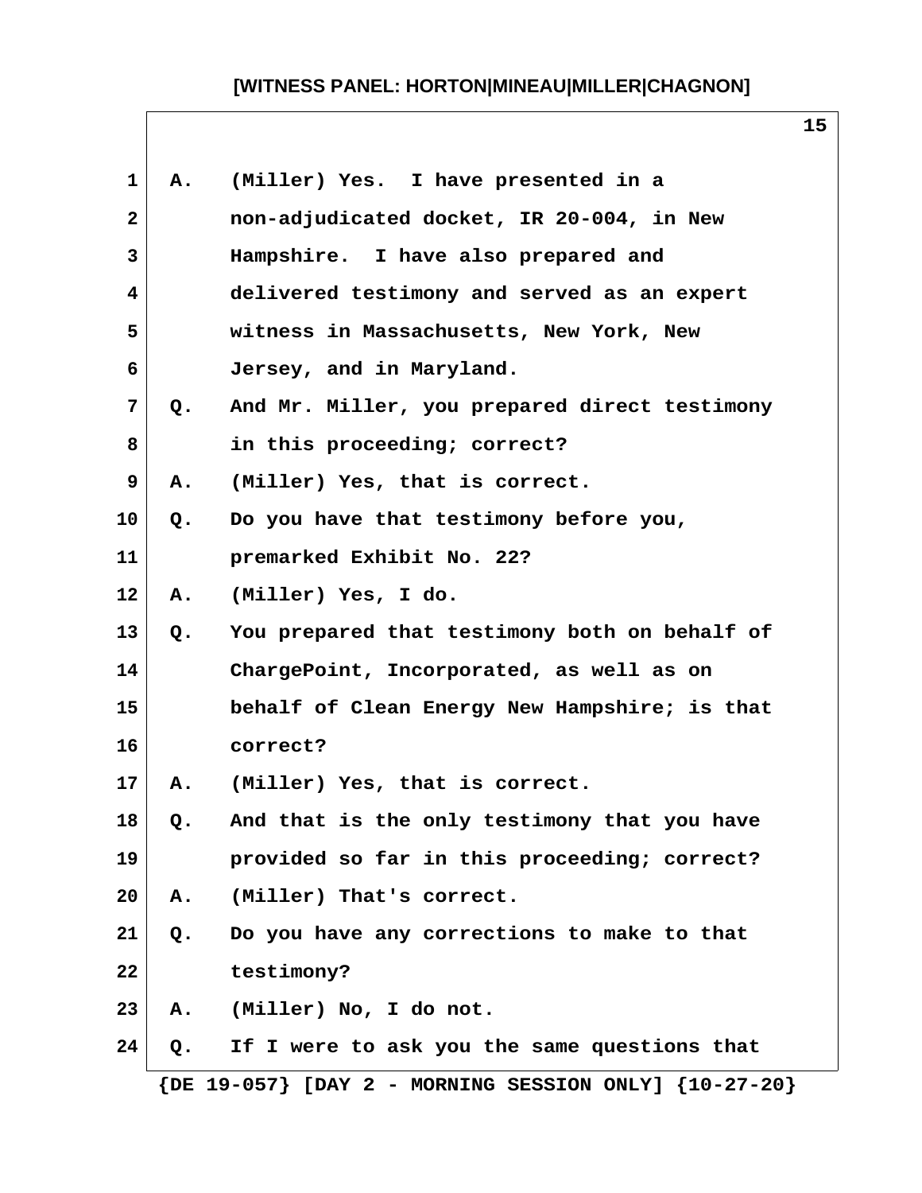A. (Miller) Yes. I have presented in a non-adjudicated docket, IR 20-004, in New Hampshire. I have also prepared and delivered testimony and served as an expert witness in Massachusetts, New York, New Jersey, and in Maryland.

Q. And Mr. Miller, you prepared direct testimony in this proceeding; correct?

A. (Miller) Yes, that is correct.

Q. Do you have that testimony before you, premarked Exhibit No. 22?

A. (Miller) Yes, I do.

Q. You prepared that testimony both on behalf of ChargePoint, Incorporated, as well as on behalf of Clean Energy New Hampshire; is that correct?

A. (Miller) Yes, that is correct.

Q. And that is the only testimony that you have provided so far in this proceeding; correct?

A. (Miller) That's correct.

Q. Do you have any corrections to make to that testimony?

A. (Miller) No, I do not.

Q. If I were to ask you the same questions that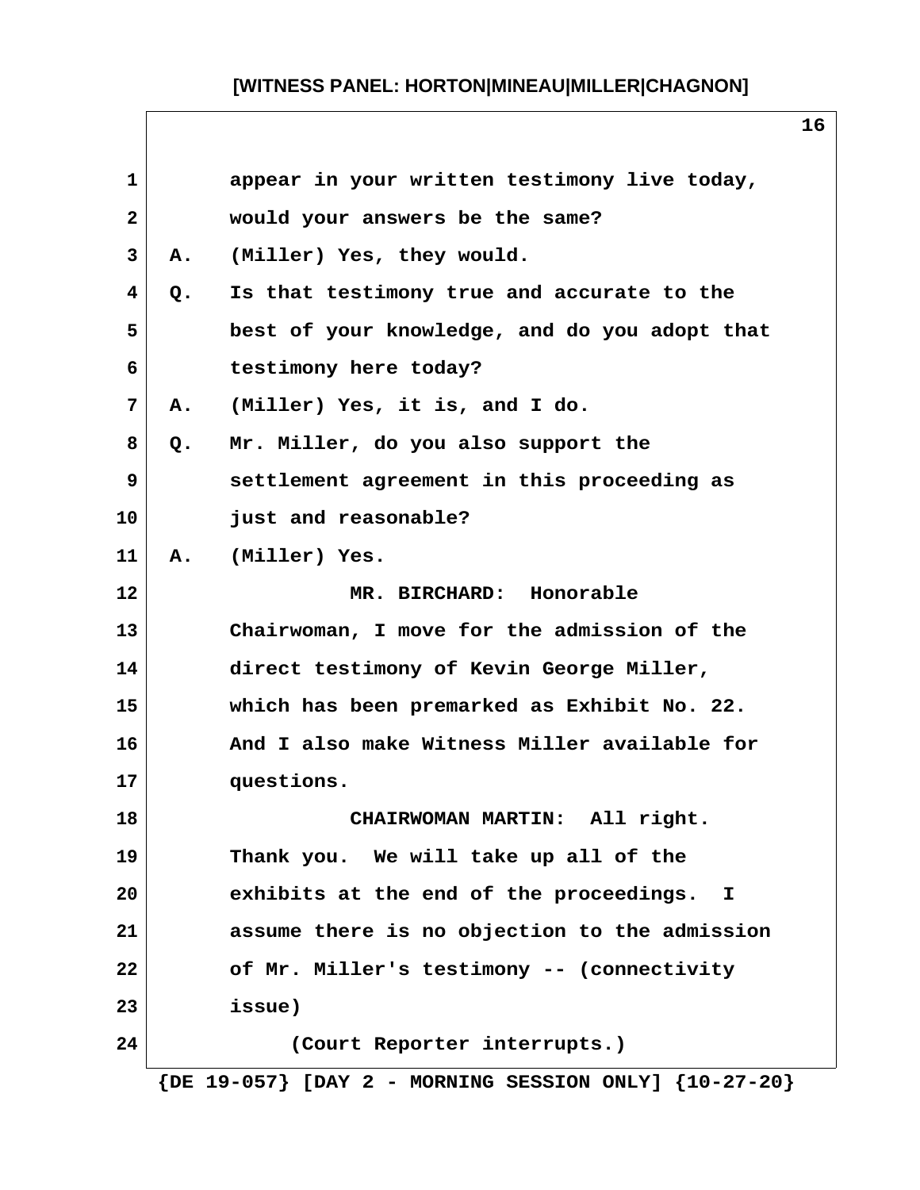appear in your written testimony live today, would your answers be the same?

A. (Miller) Yes, they would.

Q. Is that testimony true and accurate to the best of your knowledge, and do you adopt that testimony here today?

A. (Miller) Yes, it is, and I do.

Q. Mr. Miller, do you also support the settlement agreement in this proceeding as just and reasonable?

A. (Miller) Yes.

MR. BIRCHARD: Honorable Chairwoman, I move for the admission of the direct testimony of Kevin George Miller, which has been premarked as Exhibit No. 22. And I also make Witness Miller available for questions.

CHAIRWOMAN MARTIN: All right. Thank you. We will take up all of the exhibits at the end of the proceedings. I assume there is no objection to the admission of Mr. Miller's testimony -- (connectivity issue)

(Court Reporter interrupts.)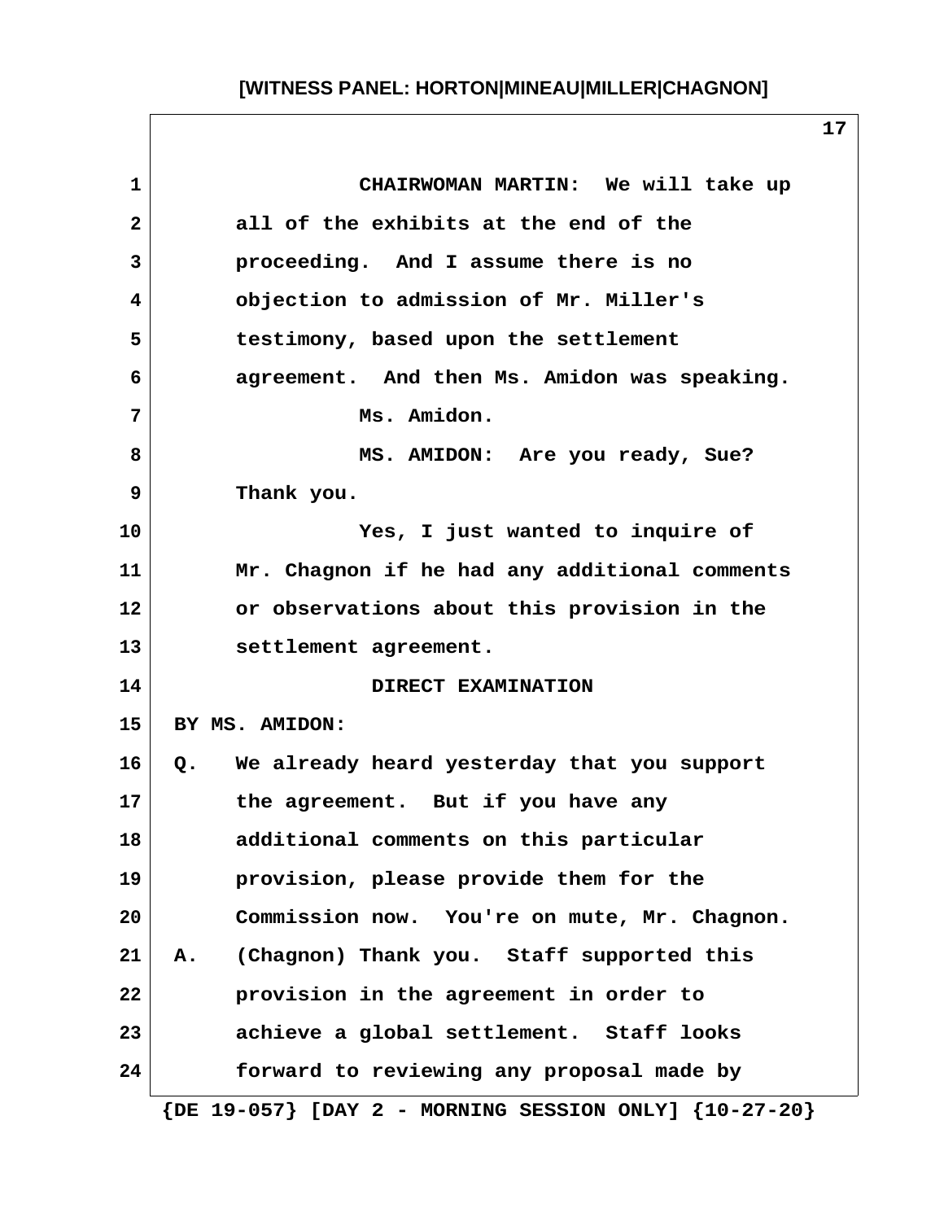CHAIRWOMAN MARTIN: We will take up all of the exhibits at the end of the proceeding. And I assume there is no objection to admission of Mr. Miller's testimony, based upon the settlement agreement. And then Ms. Amidon was speaking.

Ms. Amidon.

MS. AMIDON: Are you ready, Sue? Thank you.

Yes, I just wanted to inquire of Mr. Chagnon if he had any additional comments or observations about this provision in the settlement agreement.

DIRECT EXAMINATION

BY MS. AMIDON:

Q. We already heard yesterday that you support the agreement. But if you have any additional comments on this particular provision, please provide them for the Commission now. You're on mute, Mr. Chagnon.

A. (Chagnon) Thank you. Staff supported this provision in the agreement in order to achieve a global settlement. Staff looks forward to reviewing any proposal made by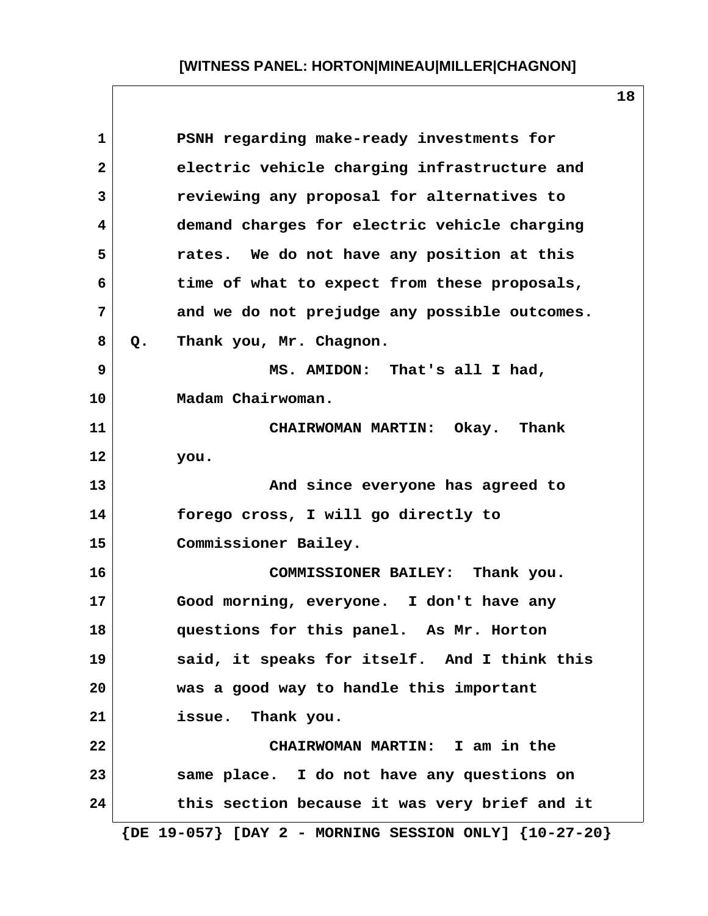PSNH regarding make-ready investments for electric vehicle charging infrastructure and reviewing any proposal for alternatives to demand charges for electric vehicle charging rates. We do not have any position at this time of what to expect from these proposals, and we do not prejudge any possible outcomes.

Q. Thank you, Mr. Chagnon.

MS. AMIDON: That's all I had, Madam Chairwoman.

CHAIRWOMAN MARTIN: Okay. Thank you.

And since everyone has agreed to forego cross, I will go directly to Commissioner Bailey.

COMMISSIONER BAILEY: Thank you. Good morning, everyone. I don't have any questions for this panel. As Mr. Horton said, it speaks for itself. And I think this was a good way to handle this important issue. Thank you.

CHAIRWOMAN MARTIN: I am in the same place. I do not have any questions on this section because it was very brief and it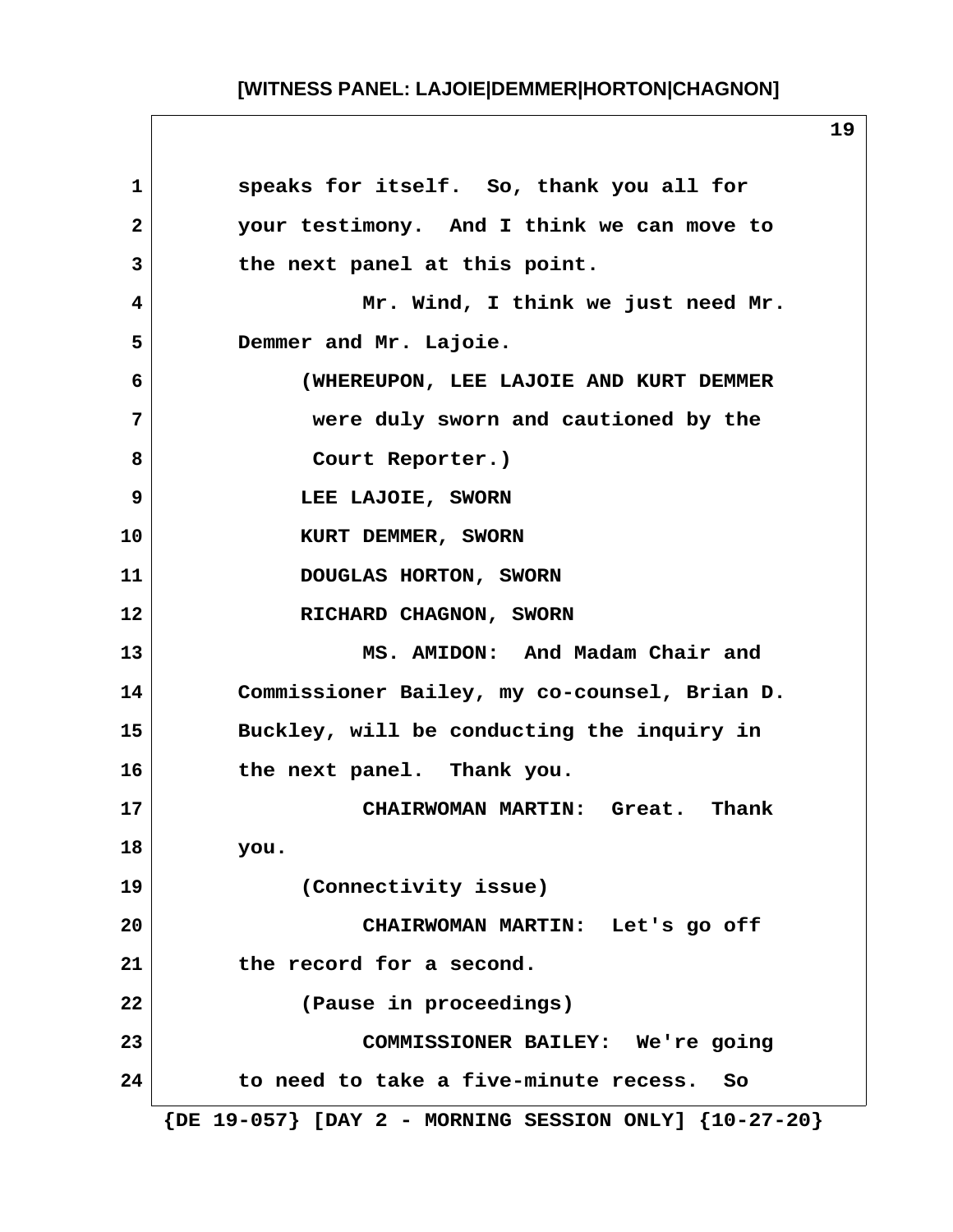speaks for itself. So, thank you all for your testimony. And I think we can move to the next panel at this point.

Mr. Wind, I think we just need Mr. Demmer and Mr. Lajoie.

(WHEREUPON, LEE LAJOIE AND KURT DEMMER were duly sworn and cautioned by the Court Reporter.)

LEE LAJOIE, SWORN

KURT DEMMER, SWORN

DOUGLAS HORTON, SWORN

RICHARD CHAGNON, SWORN

MS. AMIDON: And Madam Chair and Commissioner Bailey, my co-counsel, Brian D. Buckley, will be conducting the inquiry in the next panel. Thank you.

CHAIRWOMAN MARTIN: Great. Thank you.

(Connectivity issue)

CHAIRWOMAN MARTIN: Let's go off the record for a second.

(Pause in proceedings)

COMMISSIONER BAILEY: We're going to need to take a five-minute recess. So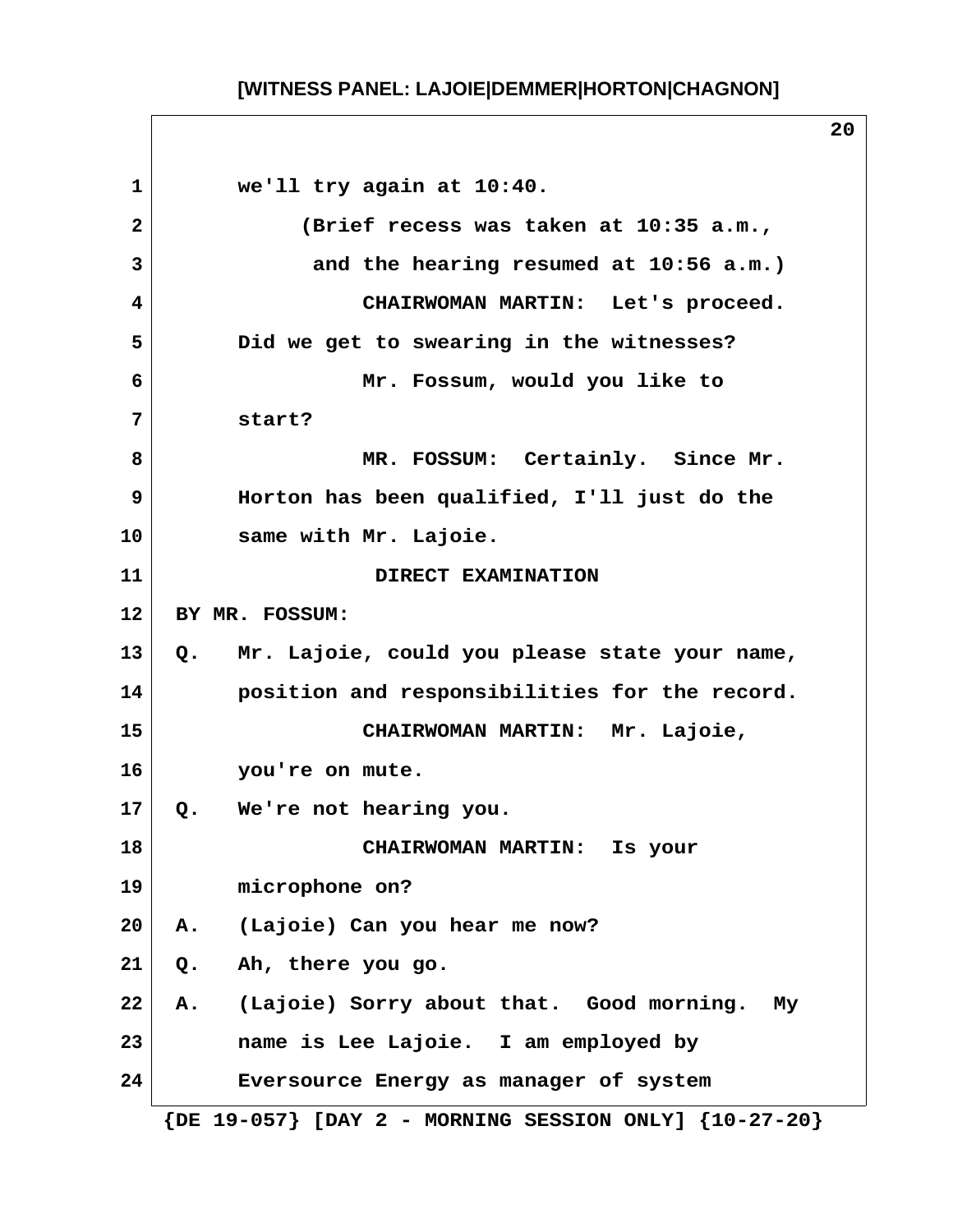we'll try again at 10:40.

(Brief recess was taken at 10:35 a.m., and the hearing resumed at 10:56 a.m.)

CHAIRWOMAN MARTIN: Let's proceed. Did we get to swearing in the witnesses?

Mr. Fossum, would you like to start?

MR. FOSSUM: Certainly. Since Mr. Horton has been qualified, I'll just do the same with Mr. Lajoie.

DIRECT EXAMINATION

BY MR. FOSSUM:

Q. Mr. Lajoie, could you please state your name, position and responsibilities for the record.

CHAIRWOMAN MARTIN: Mr. Lajoie, you're on mute.

Q. We're not hearing you.

CHAIRWOMAN MARTIN: Is your microphone on?

A. (Lajoie) Can you hear me now?

Q. Ah, there you go.

A. (Lajoie) Sorry about that. Good morning. My name is Lee Lajoie. I am employed by Eversource Energy as manager of system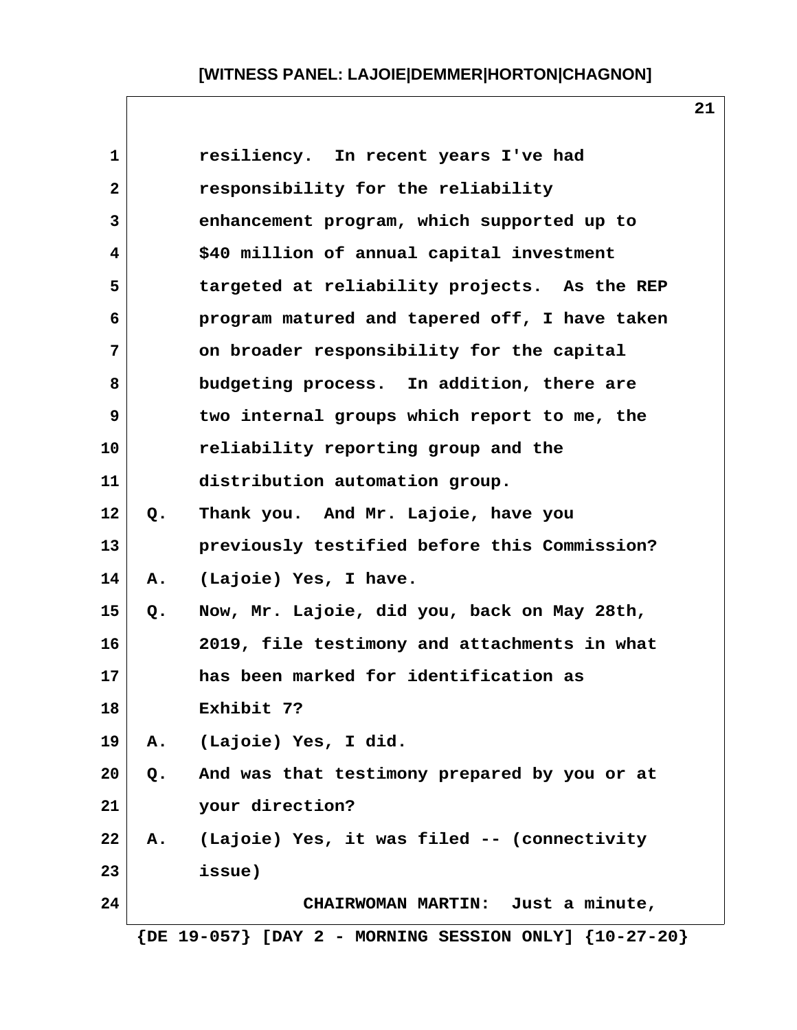resiliency. In recent years I've had responsibility for the reliability enhancement program, which supported up to $40 million of annual capital investment targeted at reliability projects. As the REP program matured and tapered off, I have taken on broader responsibility for the capital budgeting process. In addition, there are two internal groups which report to me, the reliability reporting group and the distribution automation group.

Q. Thank you. And Mr. Lajoie, have you previously testified before this Commission?

A. (Lajoie) Yes, I have.

Q. Now, Mr. Lajoie, did you, back on May 28th, 2019, file testimony and attachments in what has been marked for identification as Exhibit 7?

A. (Lajoie) Yes, I did.

Q. And was that testimony prepared by you or at your direction?

A. (Lajoie) Yes, it was filed -- (connectivity issue)

CHAIRWOMAN MARTIN: Just a minute,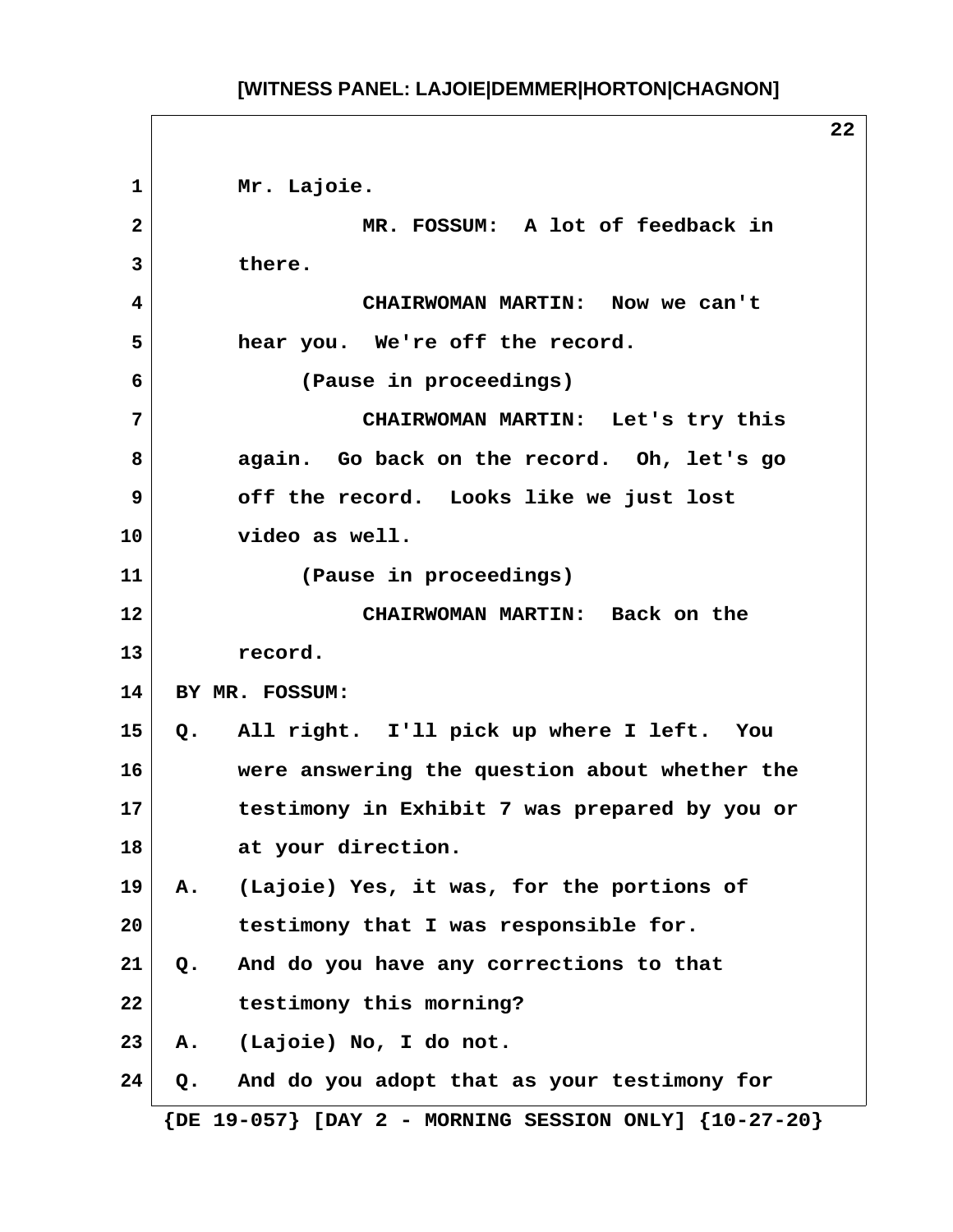Mr. Lajoie.

MR. FOSSUM: A lot of feedback in there.

CHAIRWOMAN MARTIN: Now we can't hear you. We're off the record.

(Pause in proceedings)

CHAIRWOMAN MARTIN: Let's try this again. Go back on the record. Oh, let's go off the record. Looks like we just lost video as well.

(Pause in proceedings)

CHAIRWOMAN MARTIN: Back on the record.

BY MR. FOSSUM:

Q. All right. I'll pick up where I left. You were answering the question about whether the testimony in Exhibit 7 was prepared by you or at your direction.

A. (Lajoie) Yes, it was, for the portions of testimony that I was responsible for.

Q. And do you have any corrections to that testimony this morning?

A. (Lajoie) No, I do not.

Q. And do you adopt that as your testimony for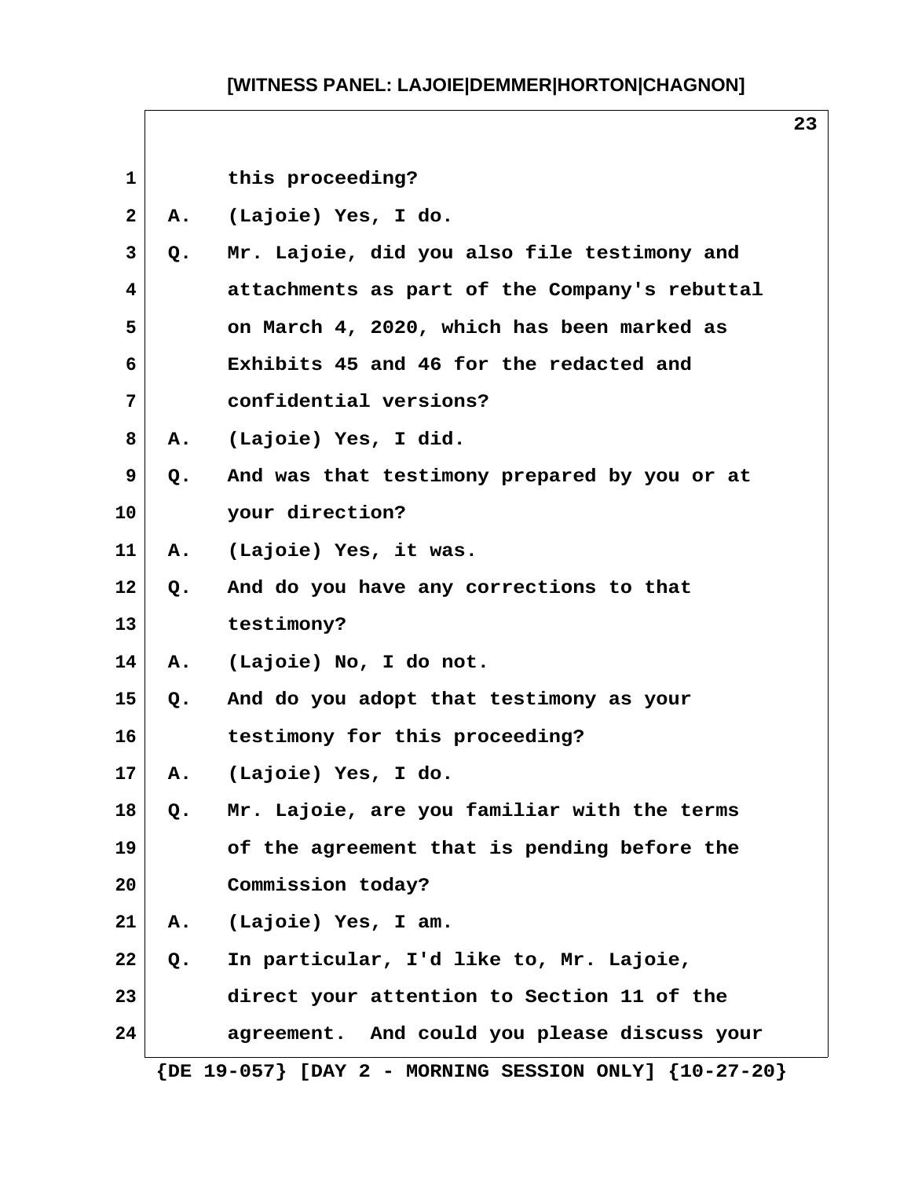this proceeding?

A. (Lajoie) Yes, I do.

Q. Mr. Lajoie, did you also file testimony and attachments as part of the Company's rebuttal on March 4, 2020, which has been marked as Exhibits 45 and 46 for the redacted and confidential versions?

A. (Lajoie) Yes, I did.

Q. And was that testimony prepared by you or at your direction?

A. (Lajoie) Yes, it was.

Q. And do you have any corrections to that testimony?

A. (Lajoie) No, I do not.

Q. And do you adopt that testimony as your testimony for this proceeding?

A. (Lajoie) Yes, I do.

Q. Mr. Lajoie, are you familiar with the terms of the agreement that is pending before the Commission today?

A. (Lajoie) Yes, I am.

Q. In particular, I'd like to, Mr. Lajoie, direct your attention to Section 11 of the agreement. And could you please discuss your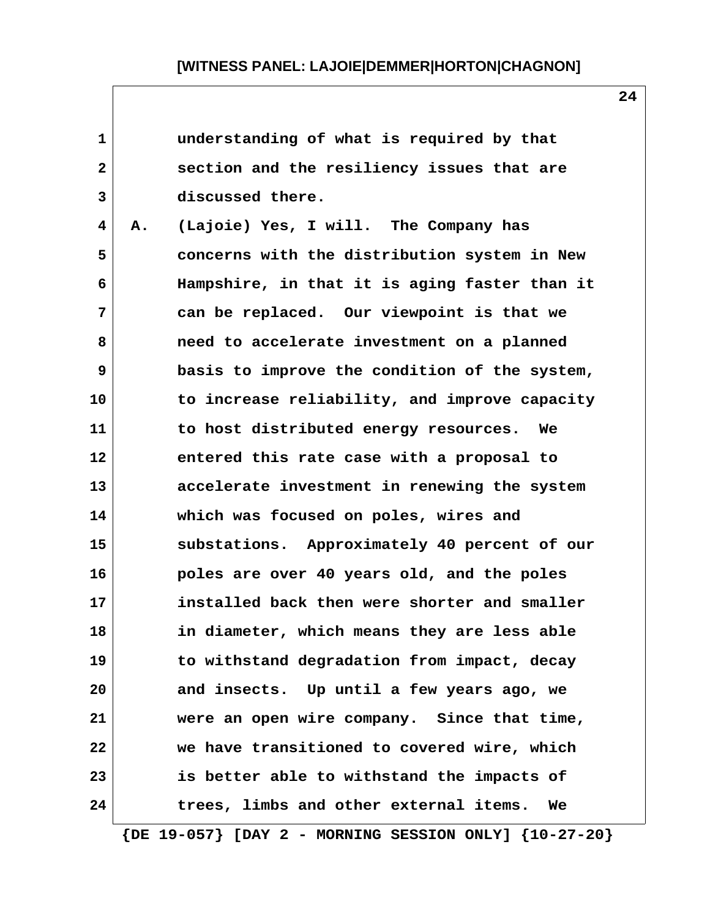understanding of what is required by that section and the resiliency issues that are discussed there.

A. (Lajoie) Yes, I will. The Company has concerns with the distribution system in New Hampshire, in that it is aging faster than it can be replaced. Our viewpoint is that we need to accelerate investment on a planned basis to improve the condition of the system, to increase reliability, and improve capacity to host distributed energy resources. We entered this rate case with a proposal to accelerate investment in renewing the system which was focused on poles, wires and substations. Approximately 40 percent of our poles are over 40 years old, and the poles installed back then were shorter and smaller in diameter, which means they are less able to withstand degradation from impact, decay and insects. Up until a few years ago, we were an open wire company. Since that time, we have transitioned to covered wire, which is better able to withstand the impacts of trees, limbs and other external items. We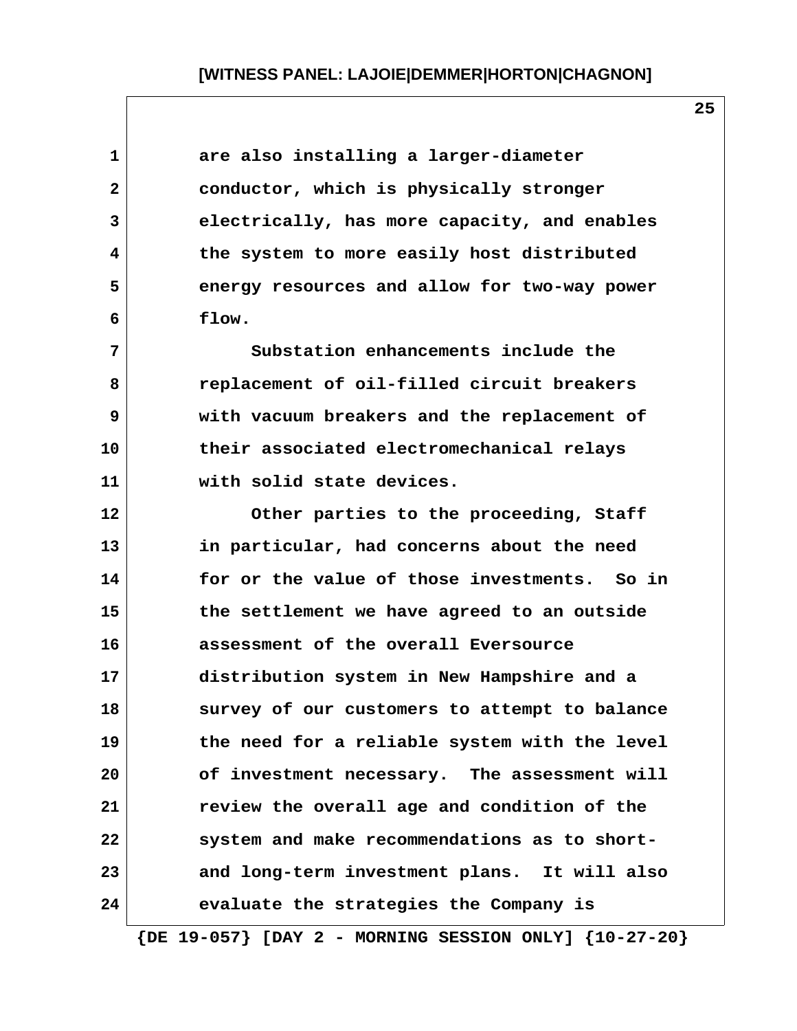are also installing a larger-diameter conductor, which is physically stronger electrically, has more capacity, and enables the system to more easily host distributed energy resources and allow for two-way power flow.

Substation enhancements include the replacement of oil-filled circuit breakers with vacuum breakers and the replacement of their associated electromechanical relays with solid state devices.

Other parties to the proceeding, Staff in particular, had concerns about the need for or the value of those investments. So in the settlement we have agreed to an outside assessment of the overall Eversource distribution system in New Hampshire and a survey of our customers to attempt to balance the need for a reliable system with the level of investment necessary. The assessment will review the overall age and condition of the system and make recommendations as to short- and long-term investment plans. It will also evaluate the strategies the Company is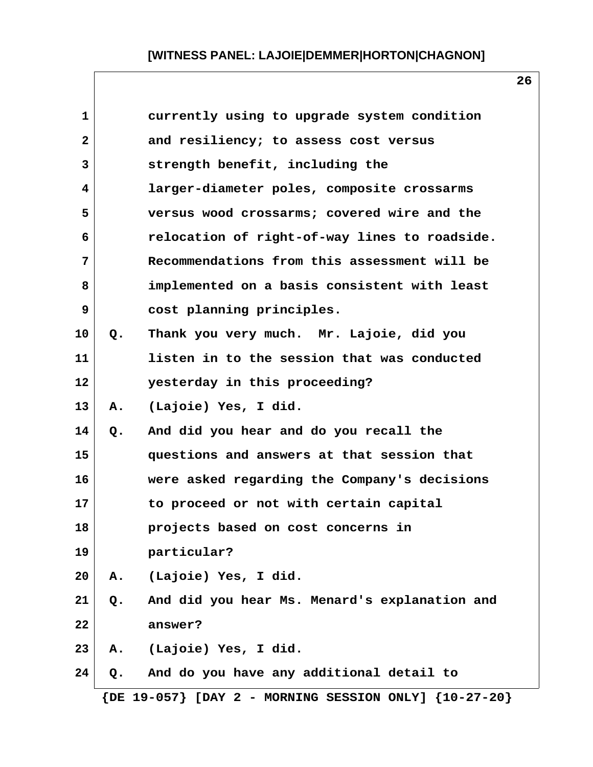currently using to upgrade system condition and resiliency; to assess cost versus strength benefit, including the larger-diameter poles, composite crossarms versus wood crossarms; covered wire and the relocation of right-of-way lines to roadside. Recommendations from this assessment will be implemented on a basis consistent with least cost planning principles.

Q. Thank you very much. Mr. Lajoie, did you listen in to the session that was conducted yesterday in this proceeding?

A. (Lajoie) Yes, I did.

Q. And did you hear and do you recall the questions and answers at that session that were asked regarding the Company's decisions to proceed or not with certain capital projects based on cost concerns in particular?

A. (Lajoie) Yes, I did.

Q. And did you hear Ms. Menard's explanation and answer?

A. (Lajoie) Yes, I did.

Q. And do you have any additional detail to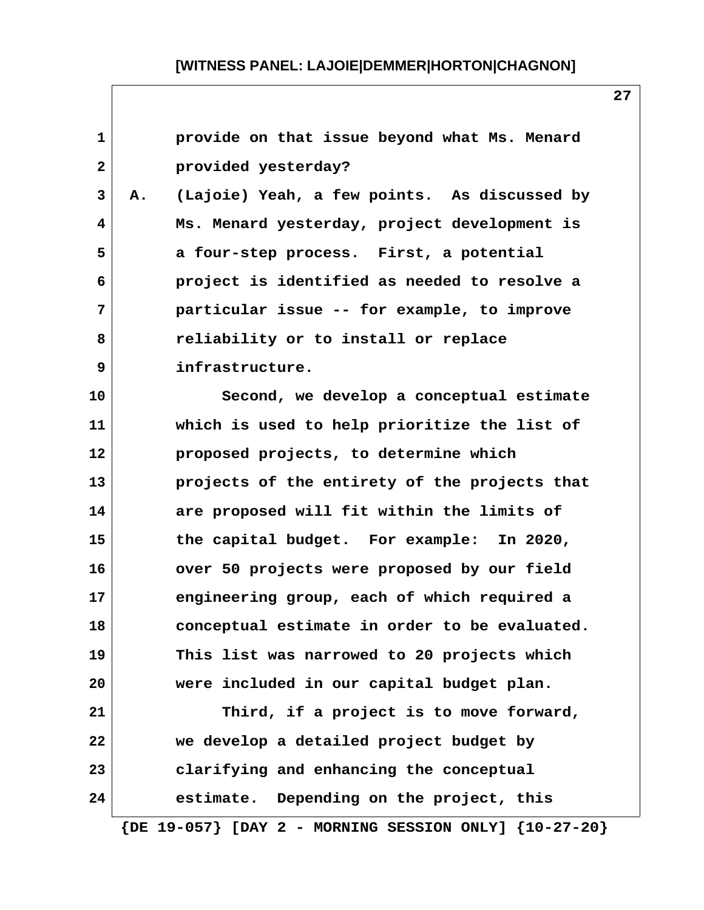provide on that issue beyond what Ms. Menard provided yesterday?

A. (Lajoie) Yeah, a few points. As discussed by Ms. Menard yesterday, project development is a four-step process. First, a potential project is identified as needed to resolve a particular issue -- for example, to improve reliability or to install or replace infrastructure.

Second, we develop a conceptual estimate which is used to help prioritize the list of proposed projects, to determine which projects of the entirety of the projects that are proposed will fit within the limits of the capital budget. For example: In 2020, over 50 projects were proposed by our field engineering group, each of which required a conceptual estimate in order to be evaluated. This list was narrowed to 20 projects which were included in our capital budget plan.

Third, if a project is to move forward, we develop a detailed project budget by clarifying and enhancing the conceptual estimate. Depending on the project, this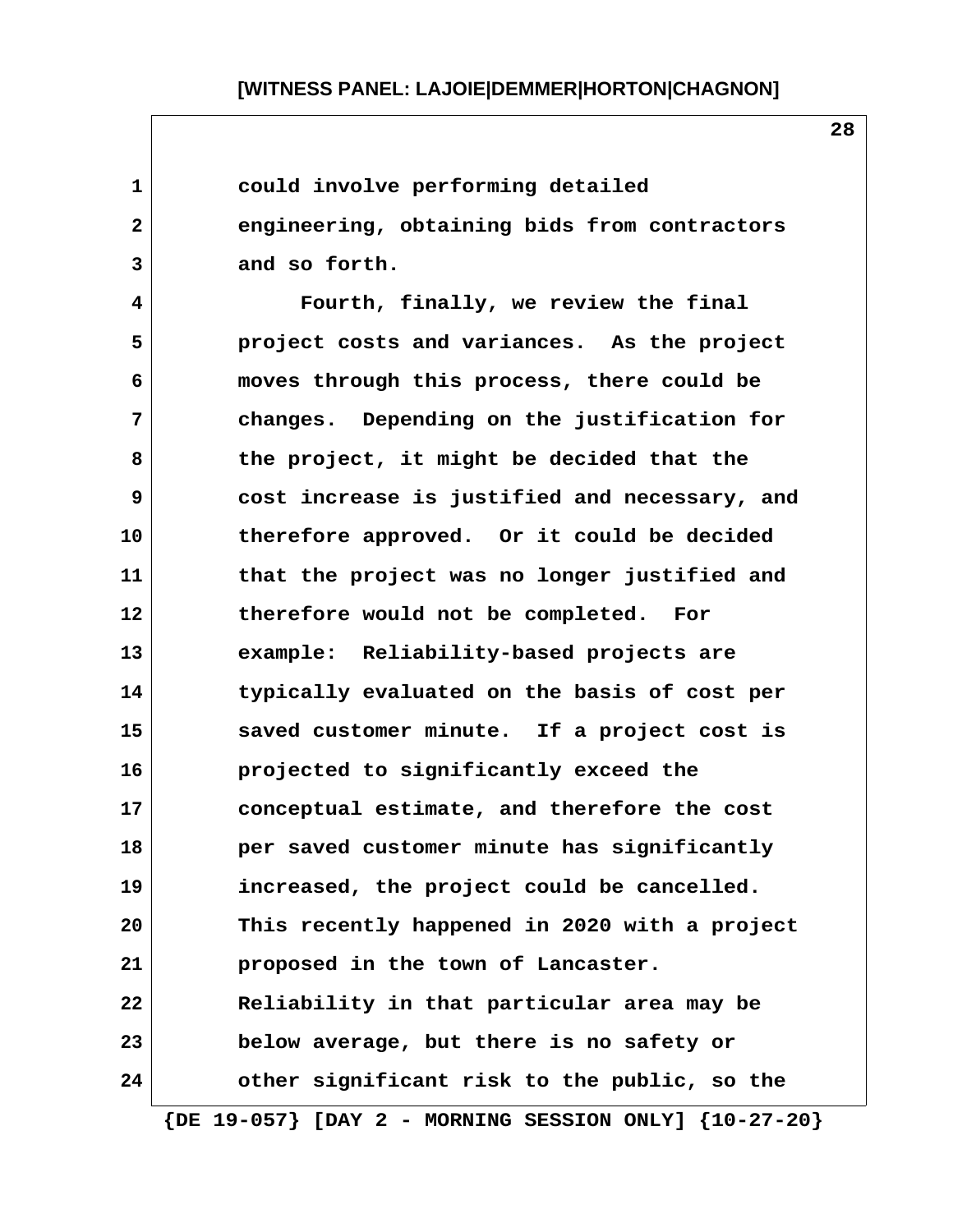could involve performing detailed engineering, obtaining bids from contractors and so forth.

Fourth, finally, we review the final project costs and variances. As the project moves through this process, there could be changes. Depending on the justification for the project, it might be decided that the cost increase is justified and necessary, and therefore approved. Or it could be decided that the project was no longer justified and therefore would not be completed. For example: Reliability-based projects are typically evaluated on the basis of cost per saved customer minute. If a project cost is projected to significantly exceed the conceptual estimate, and therefore the cost per saved customer minute has significantly increased, the project could be cancelled. This recently happened in 2020 with a project proposed in the town of Lancaster. Reliability in that particular area may be below average, but there is no safety or other significant risk to the public, so the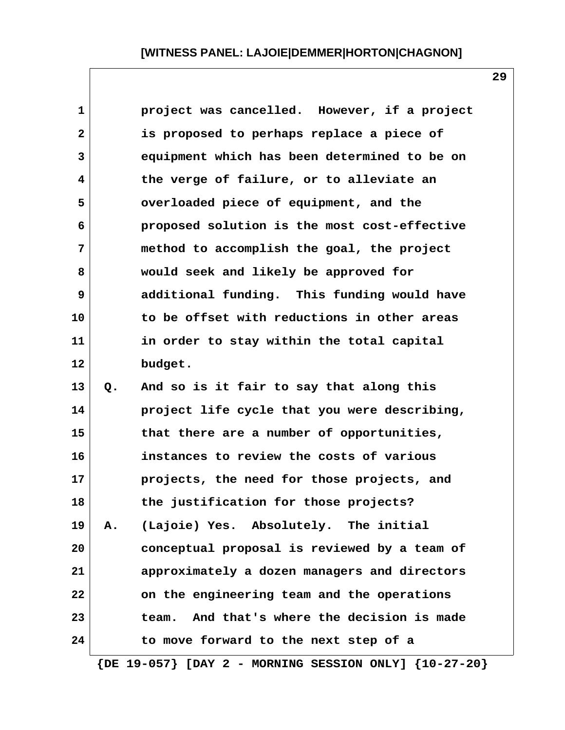project was cancelled. However, if a project is proposed to perhaps replace a piece of equipment which has been determined to be on the verge of failure, or to alleviate an overloaded piece of equipment, and the proposed solution is the most cost-effective method to accomplish the goal, the project would seek and likely be approved for additional funding. This funding would have to be offset with reductions in other areas in order to stay within the total capital budget.

Q. And so is it fair to say that along this project life cycle that you were describing, that there are a number of opportunities, instances to review the costs of various projects, the need for those projects, and the justification for those projects?

A. (Lajoie) Yes. Absolutely. The initial conceptual proposal is reviewed by a team of approximately a dozen managers and directors on the engineering team and the operations team. And that's where the decision is made to move forward to the next step of a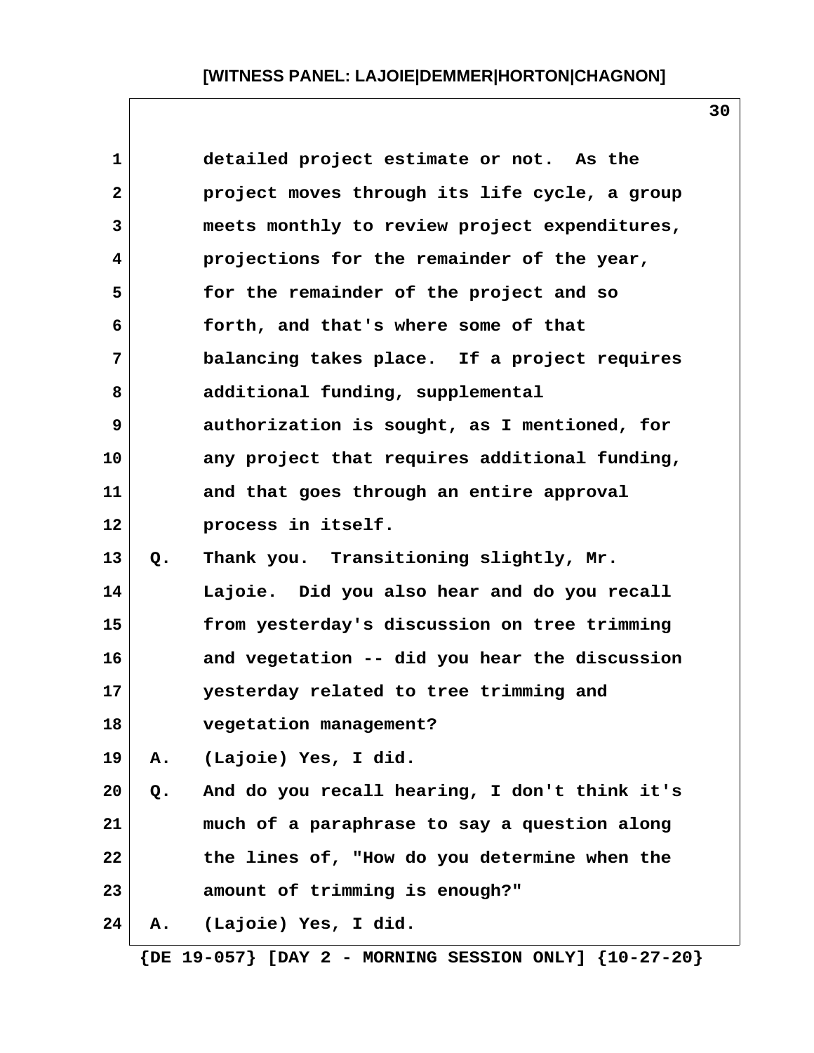detailed project estimate or not. As the project moves through its life cycle, a group meets monthly to review project expenditures, projections for the remainder of the year, for the remainder of the project and so forth, and that's where some of that balancing takes place. If a project requires additional funding, supplemental authorization is sought, as I mentioned, for any project that requires additional funding, and that goes through an entire approval process in itself.

Q. Thank you. Transitioning slightly, Mr. Lajoie. Did you also hear and do you recall from yesterday's discussion on tree trimming and vegetation -- did you hear the discussion yesterday related to tree trimming and vegetation management?

A. (Lajoie) Yes, I did.

Q. And do you recall hearing, I don't think it's much of a paraphrase to say a question along the lines of, "How do you determine when the amount of trimming is enough?"

A. (Lajoie) Yes, I did.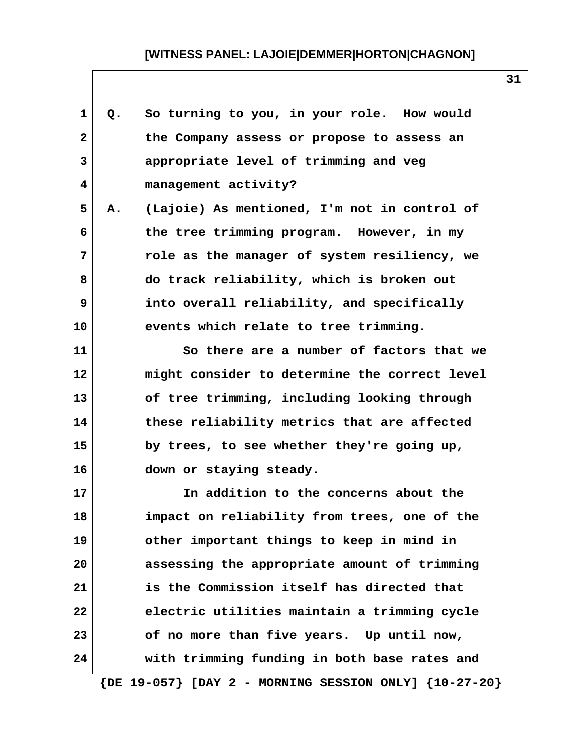Q. So turning to you, in your role. How would the Company assess or propose to assess an appropriate level of trimming and veg management activity?

A. (Lajoie) As mentioned, I'm not in control of the tree trimming program. However, in my role as the manager of system resiliency, we do track reliability, which is broken out into overall reliability, and specifically events which relate to tree trimming.

So there are a number of factors that we might consider to determine the correct level of tree trimming, including looking through these reliability metrics that are affected by trees, to see whether they're going up, down or staying steady.

In addition to the concerns about the impact on reliability from trees, one of the other important things to keep in mind in assessing the appropriate amount of trimming is the Commission itself has directed that electric utilities maintain a trimming cycle of no more than five years. Up until now, with trimming funding in both base rates and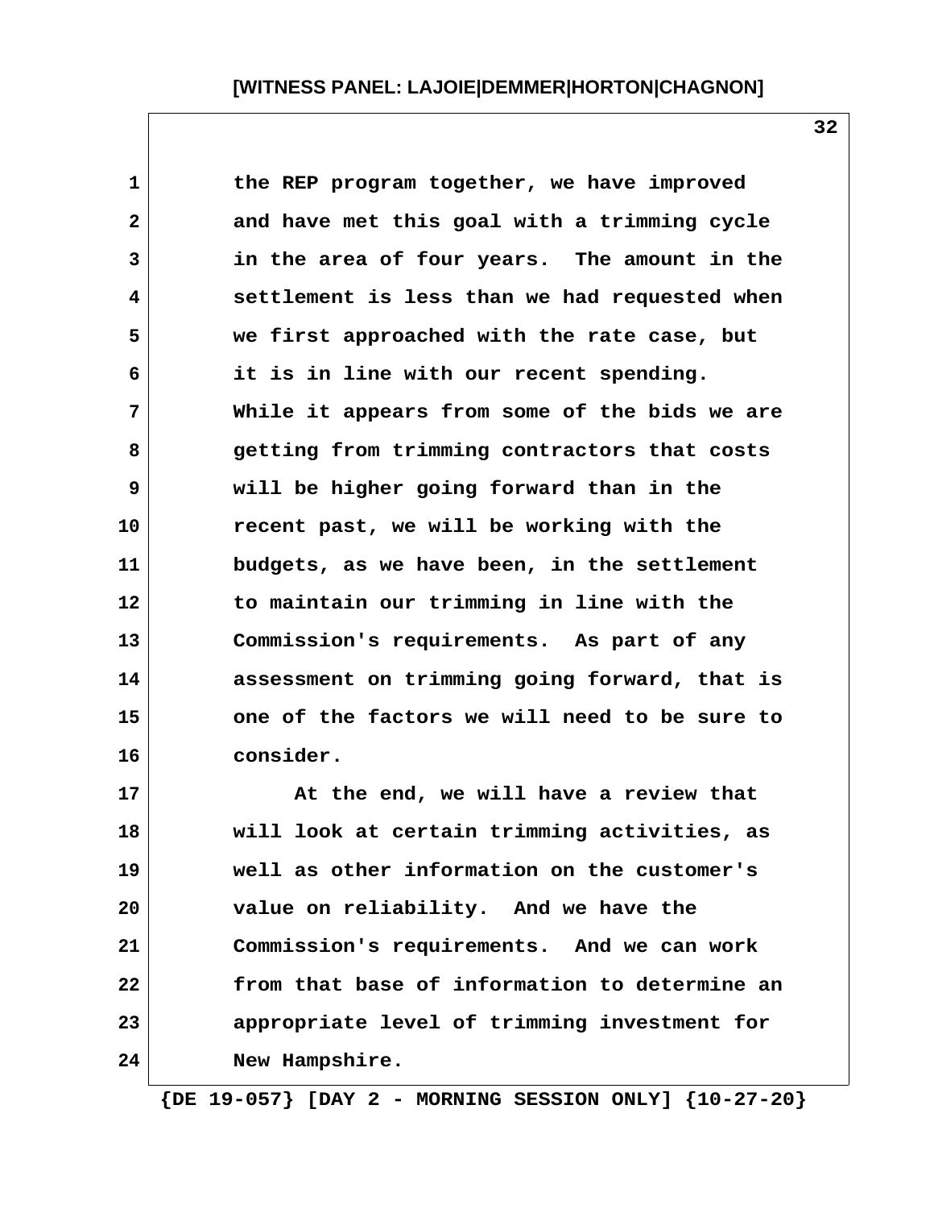the REP program together, we have improved and have met this goal with a trimming cycle in the area of four years. The amount in the settlement is less than we had requested when we first approached with the rate case, but it is in line with our recent spending. While it appears from some of the bids we are getting from trimming contractors that costs will be higher going forward than in the recent past, we will be working with the budgets, as we have been, in the settlement to maintain our trimming in line with the Commission's requirements. As part of any assessment on trimming going forward, that is one of the factors we will need to be sure to consider.

At the end, we will have a review that will look at certain trimming activities, as well as other information on the customer's value on reliability. And we have the Commission's requirements. And we can work from that base of information to determine an appropriate level of trimming investment for New Hampshire.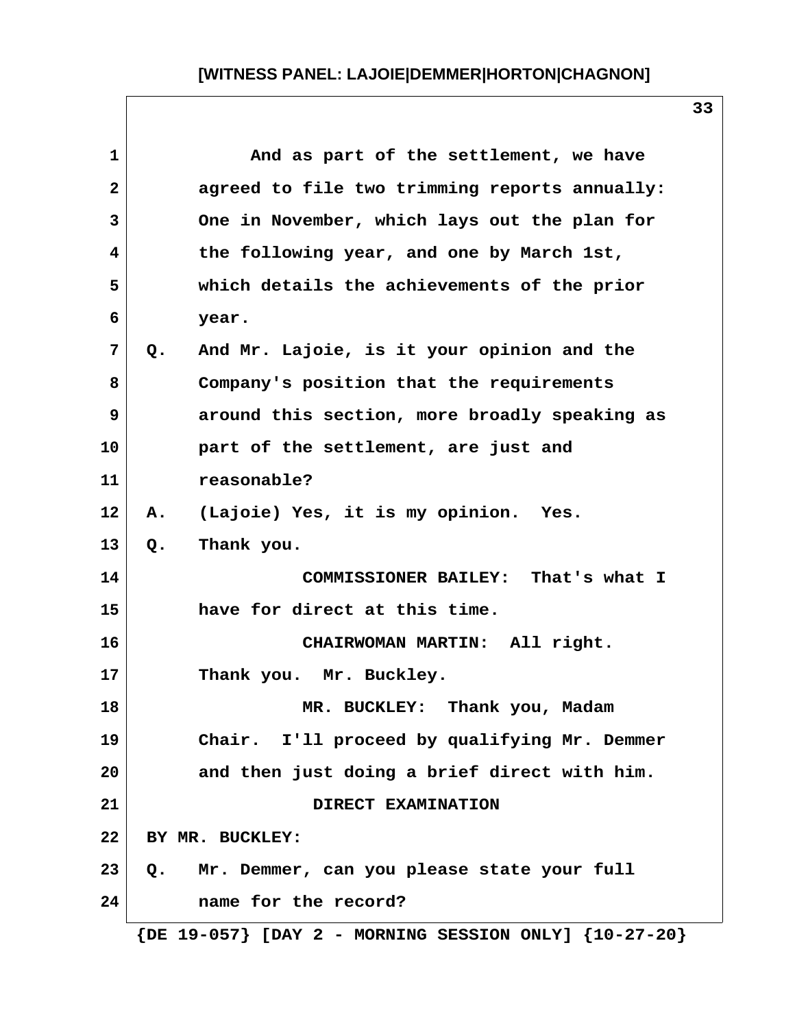And as part of the settlement, we have agreed to file two trimming reports annually: One in November, which lays out the plan for the following year, and one by March 1st, which details the achievements of the prior year.

Q. And Mr. Lajoie, is it your opinion and the Company's position that the requirements around this section, more broadly speaking as part of the settlement, are just and reasonable?

A. (Lajoie) Yes, it is my opinion. Yes.

Q. Thank you.

COMMISSIONER BAILEY: That's what I have for direct at this time.

CHAIRWOMAN MARTIN: All right. Thank you. Mr. Buckley.

MR. BUCKLEY: Thank you, Madam Chair. I'll proceed by qualifying Mr. Demmer and then just doing a brief direct with him.

DIRECT EXAMINATION

BY MR. BUCKLEY:

Q. Mr. Demmer, can you please state your full name for the record?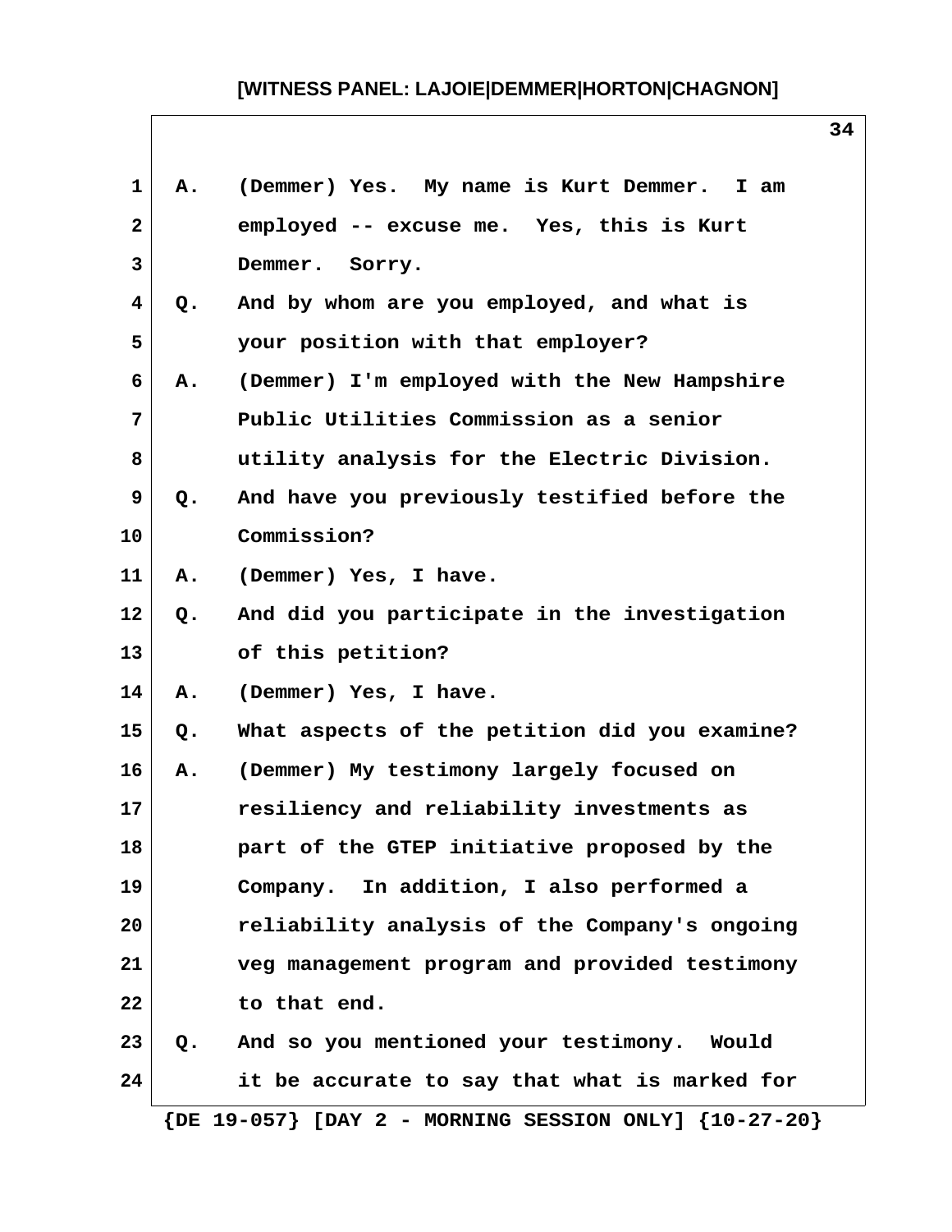1 A. (Demmer) Yes. My name is Kurt Demmer. I am
2 employed -- excuse me. Yes, this is Kurt
3 Demmer. Sorry.
4 Q. And by whom are you employed, and what is
5 your position with that employer?
6 A. (Demmer) I'm employed with the New Hampshire
7 Public Utilities Commission as a senior
8 utility analysis for the Electric Division.
9 Q. And have you previously testified before the
10 Commission?
11 A. (Demmer) Yes, I have.
12 Q. And did you participate in the investigation
13 of this petition?
14 A. (Demmer) Yes, I have.
15 Q. What aspects of the petition did you examine?
16 A. (Demmer) My testimony largely focused on
17 resiliency and reliability investments as
18 part of the GTEP initiative proposed by the
19 Company. In addition, I also performed a
20 reliability analysis of the Company's ongoing
21 veg management program and provided testimony
22 to that end.
23 Q. And so you mentioned your testimony. Would
24 it be accurate to say that what is marked for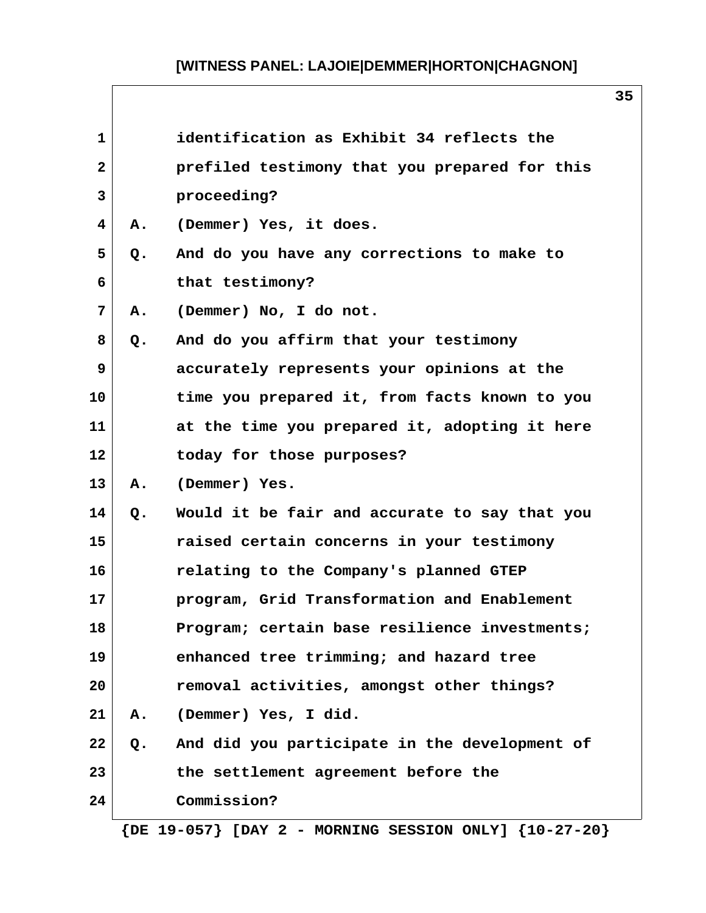identification as Exhibit 34 reflects the prefiled testimony that you prepared for this proceeding?

A. (Demmer) Yes, it does.

Q. And do you have any corrections to make to that testimony?

A. (Demmer) No, I do not.

Q. And do you affirm that your testimony accurately represents your opinions at the time you prepared it, from facts known to you at the time you prepared it, adopting it here today for those purposes?

A. (Demmer) Yes.

Q. Would it be fair and accurate to say that you raised certain concerns in your testimony relating to the Company's planned GTEP program, Grid Transformation and Enablement Program; certain base resilience investments; enhanced tree trimming; and hazard tree removal activities, amongst other things?

A. (Demmer) Yes, I did.

Q. And did you participate in the development of the settlement agreement before the Commission?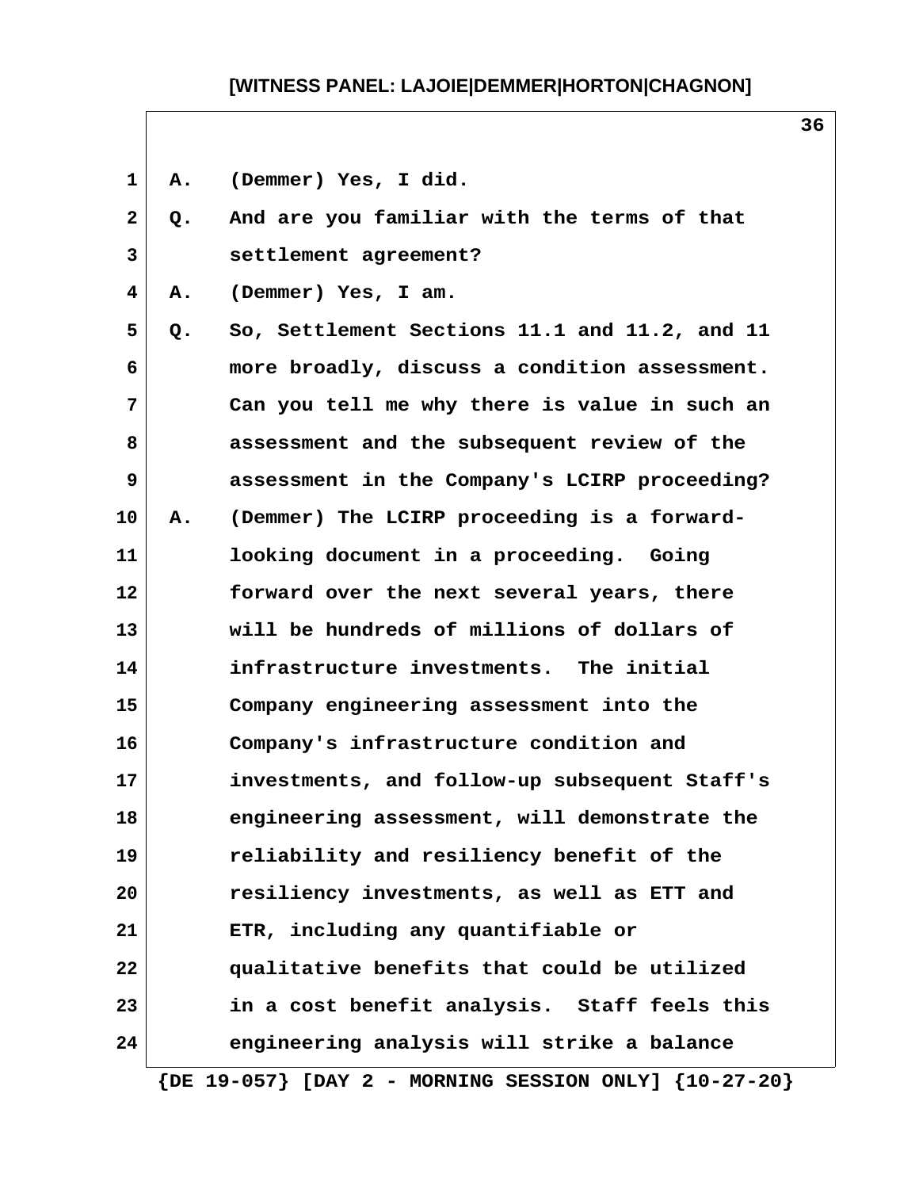A. (Demmer) Yes, I did.

Q. And are you familiar with the terms of that settlement agreement?

A. (Demmer) Yes, I am.

Q. So, Settlement Sections 11.1 and 11.2, and 11 more broadly, discuss a condition assessment. Can you tell me why there is value in such an assessment and the subsequent review of the assessment in the Company's LCIRP proceeding?

A. (Demmer) The LCIRP proceeding is a forward-looking document in a proceeding. Going forward over the next several years, there will be hundreds of millions of dollars of infrastructure investments. The initial Company engineering assessment into the Company's infrastructure condition and investments, and follow-up subsequent Staff's engineering assessment, will demonstrate the reliability and resiliency benefit of the resiliency investments, as well as ETT and ETR, including any quantifiable or qualitative benefits that could be utilized in a cost benefit analysis. Staff feels this engineering analysis will strike a balance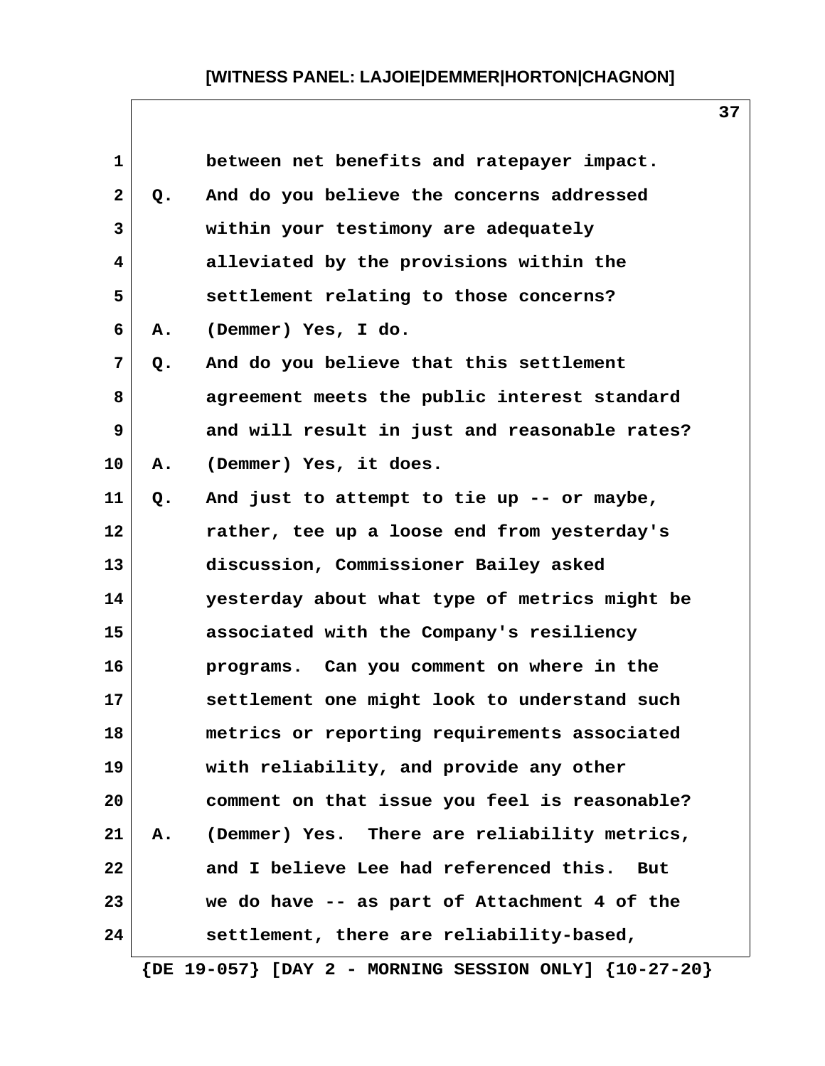between net benefits and ratepayer impact.

Q. And do you believe the concerns addressed within your testimony are adequately alleviated by the provisions within the settlement relating to those concerns?

A. (Demmer) Yes, I do.

Q. And do you believe that this settlement agreement meets the public interest standard and will result in just and reasonable rates?

A. (Demmer) Yes, it does.

Q. And just to attempt to tie up -- or maybe, rather, tee up a loose end from yesterday's discussion, Commissioner Bailey asked yesterday about what type of metrics might be associated with the Company's resiliency programs. Can you comment on where in the settlement one might look to understand such metrics or reporting requirements associated with reliability, and provide any other comment on that issue you feel is reasonable?

A. (Demmer) Yes. There are reliability metrics, and I believe Lee had referenced this. But we do have -- as part of Attachment 4 of the settlement, there are reliability-based,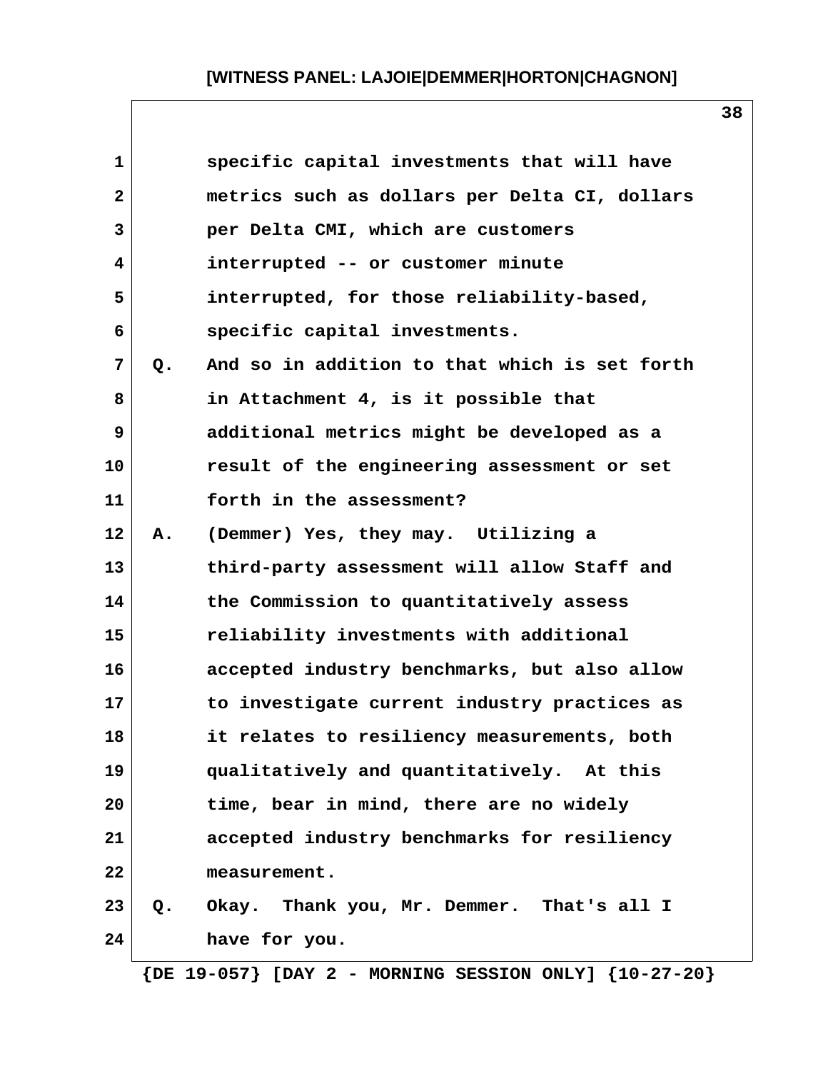specific capital investments that will have metrics such as dollars per Delta CI, dollars per Delta CMI, which are customers interrupted -- or customer minute interrupted, for those reliability-based, specific capital investments.

Q. And so in addition to that which is set forth in Attachment 4, is it possible that additional metrics might be developed as a result of the engineering assessment or set forth in the assessment?

A. (Demmer) Yes, they may. Utilizing a third-party assessment will allow Staff and the Commission to quantitatively assess reliability investments with additional accepted industry benchmarks, but also allow to investigate current industry practices as it relates to resiliency measurements, both qualitatively and quantitatively. At this time, bear in mind, there are no widely accepted industry benchmarks for resiliency measurement.

Q. Okay. Thank you, Mr. Demmer. That's all I have for you.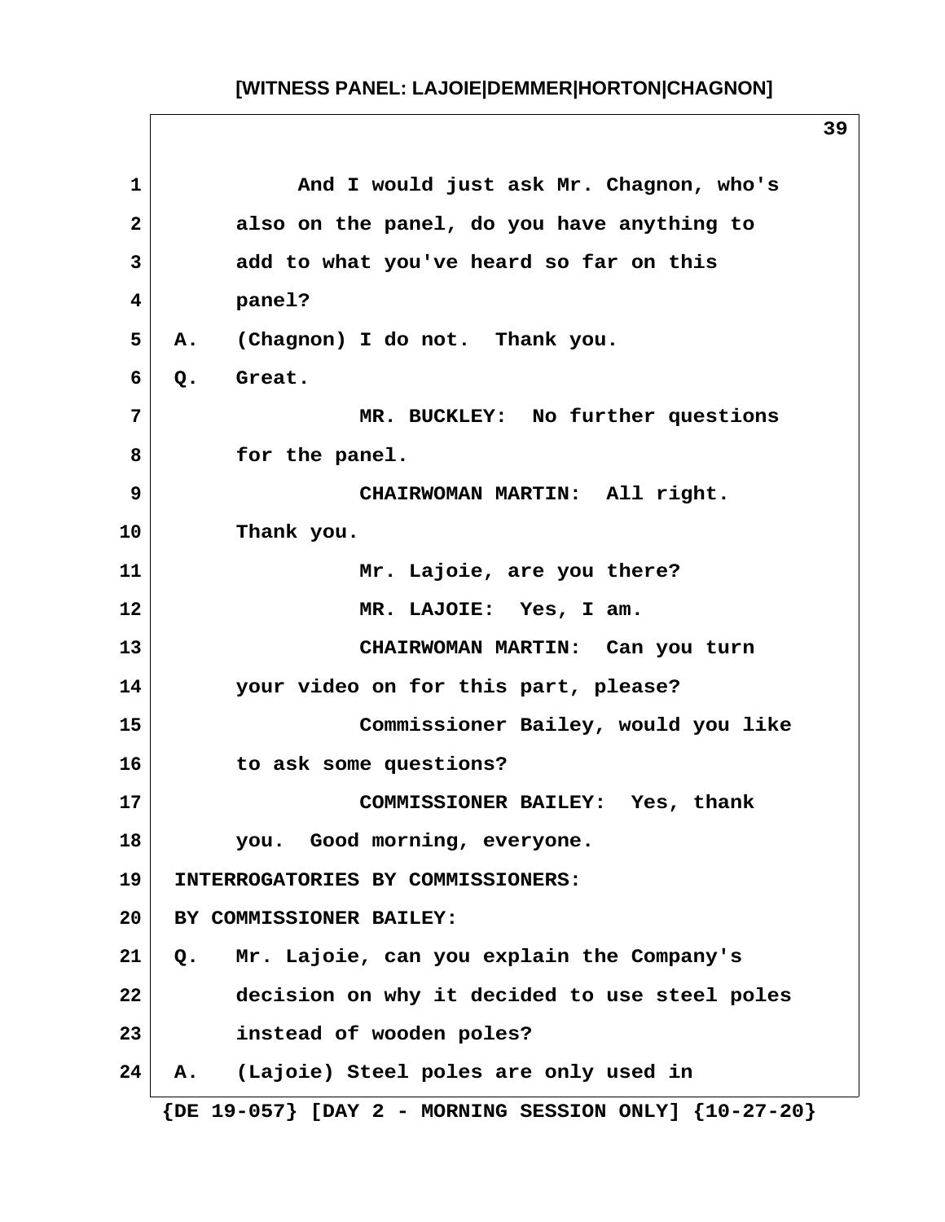And I would just ask Mr. Chagnon, who's also on the panel, do you have anything to add to what you've heard so far on this panel?

A. (Chagnon) I do not. Thank you.

Q. Great.

MR. BUCKLEY: No further questions for the panel.

CHAIRWOMAN MARTIN: All right. Thank you.

Mr. Lajoie, are you there?

MR. LAJOIE: Yes, I am.

CHAIRWOMAN MARTIN: Can you turn your video on for this part, please?

Commissioner Bailey, would you like to ask some questions?

COMMISSIONER BAILEY: Yes, thank you. Good morning, everyone.

INTERROGATORIES BY COMMISSIONERS:

BY COMMISSIONER BAILEY:

Q. Mr. Lajoie, can you explain the Company's decision on why it decided to use steel poles instead of wooden poles?

A. (Lajoie) Steel poles are only used in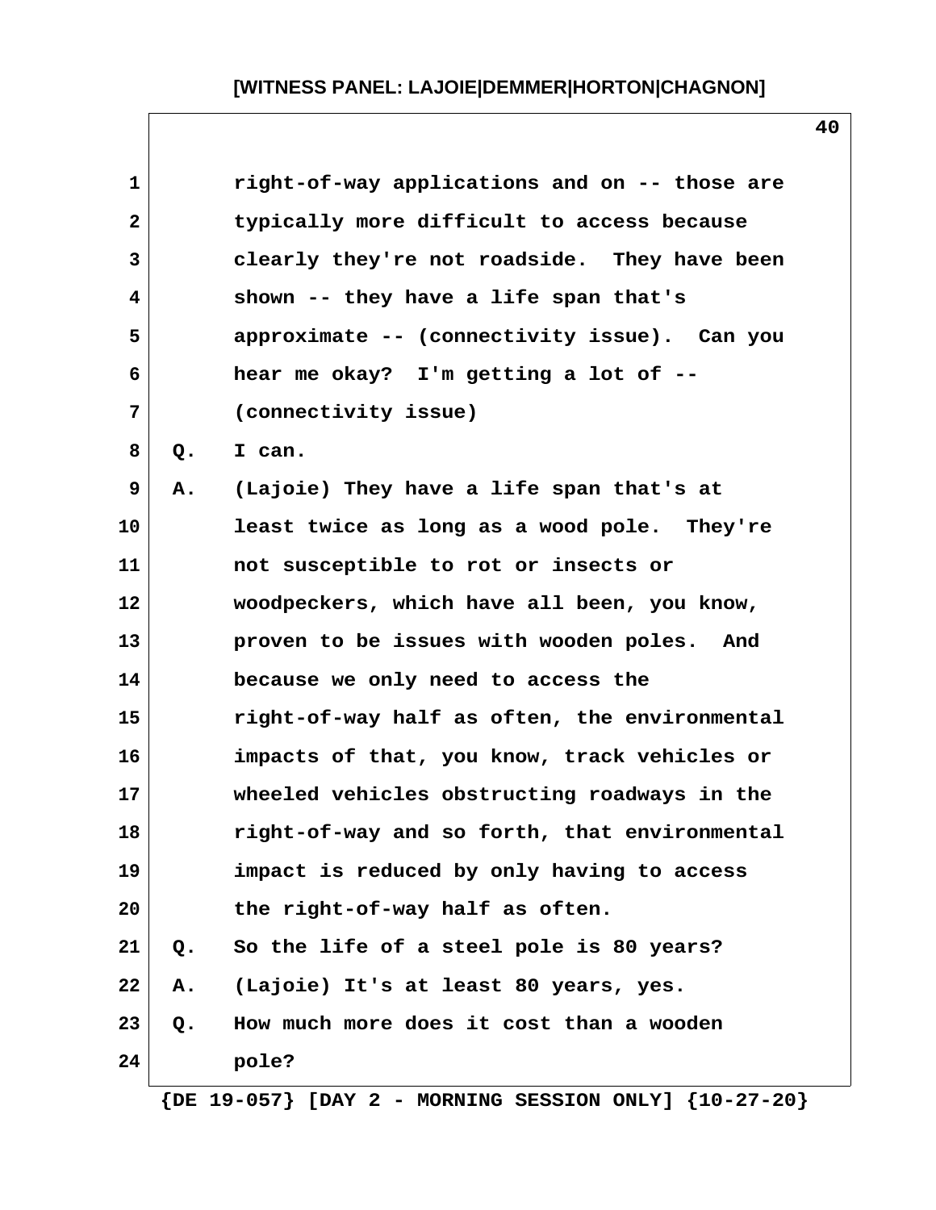right-of-way applications and on -- those are typically more difficult to access because clearly they're not roadside. They have been shown -- they have a life span that's approximate -- (connectivity issue). Can you hear me okay? I'm getting a lot of -- (connectivity issue)

Q. I can.

A. (Lajoie) They have a life span that's at least twice as long as a wood pole. They're not susceptible to rot or insects or woodpeckers, which have all been, you know, proven to be issues with wooden poles. And because we only need to access the right-of-way half as often, the environmental impacts of that, you know, track vehicles or wheeled vehicles obstructing roadways in the right-of-way and so forth, that environmental impact is reduced by only having to access the right-of-way half as often.

Q. So the life of a steel pole is 80 years?

A. (Lajoie) It's at least 80 years, yes.

Q. How much more does it cost than a wooden pole?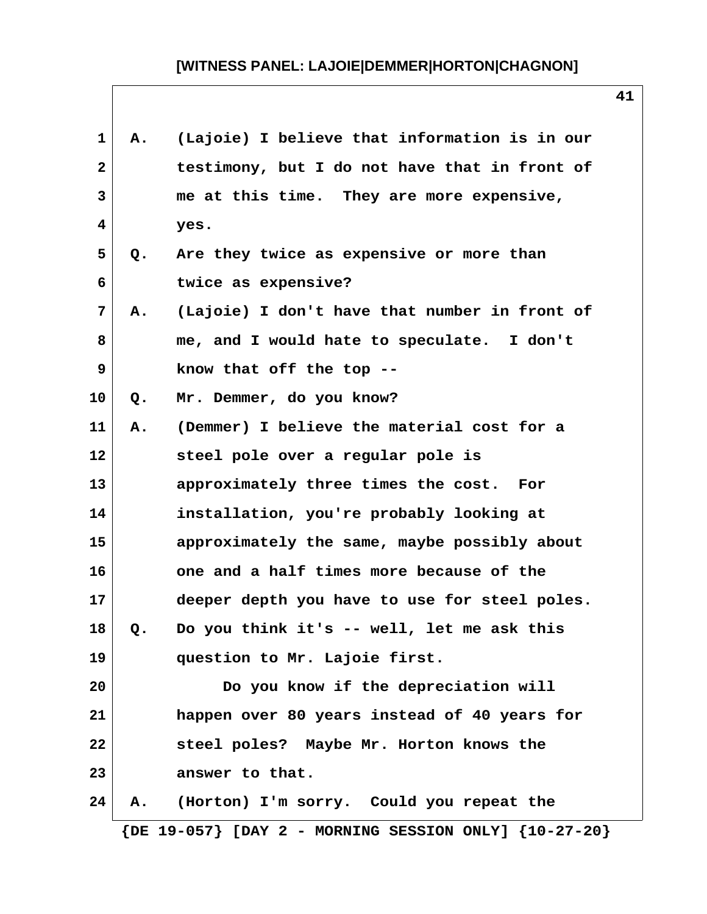A. (Lajoie) I believe that information is in our testimony, but I do not have that in front of me at this time. They are more expensive, yes.

Q. Are they twice as expensive or more than twice as expensive?

A. (Lajoie) I don't have that number in front of me, and I would hate to speculate. I don't know that off the top --

Q. Mr. Demmer, do you know?

A. (Demmer) I believe the material cost for a steel pole over a regular pole is approximately three times the cost. For installation, you're probably looking at approximately the same, maybe possibly about one and a half times more because of the deeper depth you have to use for steel poles.

Q. Do you think it's -- well, let me ask this question to Mr. Lajoie first.

Do you know if the depreciation will happen over 80 years instead of 40 years for steel poles? Maybe Mr. Horton knows the answer to that.

A. (Horton) I'm sorry. Could you repeat the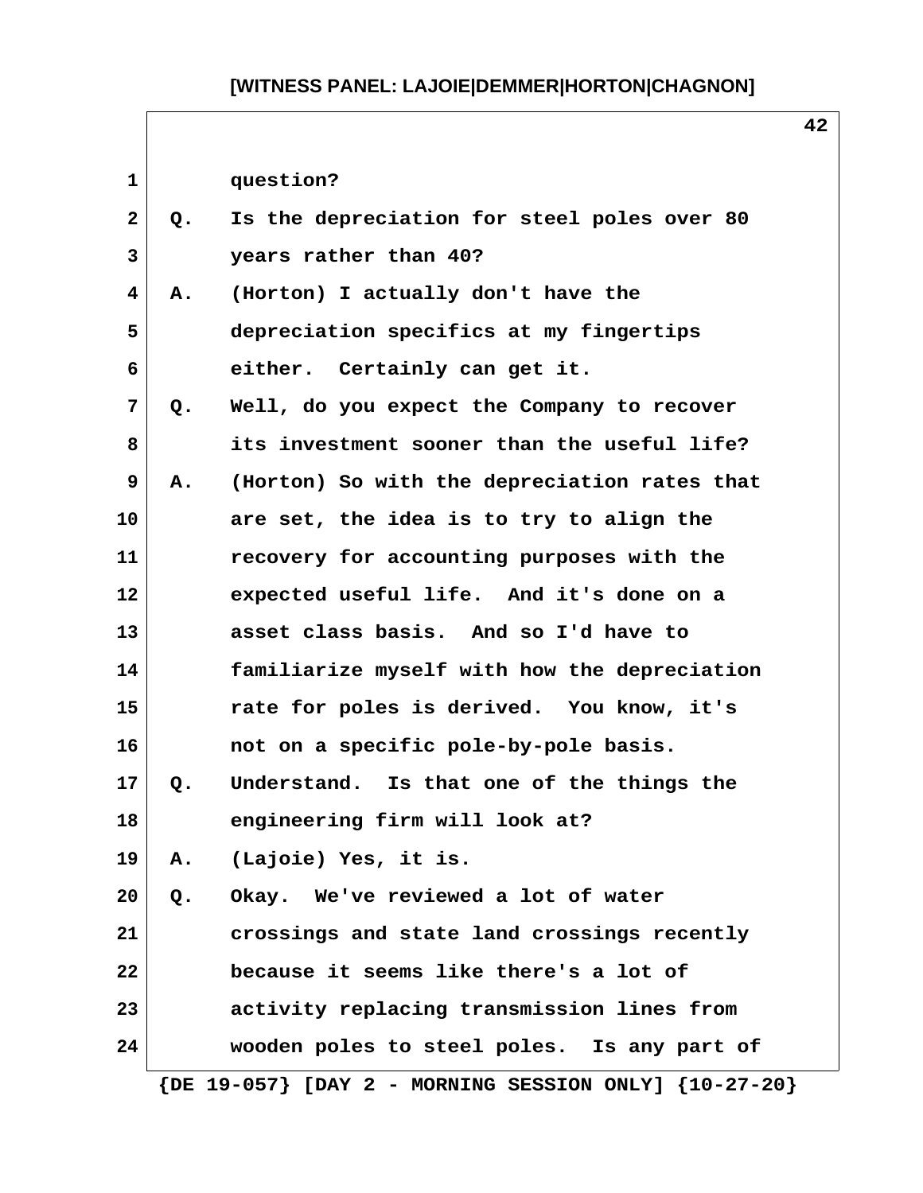question?

Q. Is the depreciation for steel poles over 80 years rather than 40?

A. (Horton) I actually don't have the depreciation specifics at my fingertips either. Certainly can get it.

Q. Well, do you expect the Company to recover its investment sooner than the useful life?

A. (Horton) So with the depreciation rates that are set, the idea is to try to align the recovery for accounting purposes with the expected useful life. And it's done on a asset class basis. And so I'd have to familiarize myself with how the depreciation rate for poles is derived. You know, it's not on a specific pole-by-pole basis.

Q. Understand. Is that one of the things the engineering firm will look at?

A. (Lajoie) Yes, it is.

Q. Okay. We've reviewed a lot of water crossings and state land crossings recently because it seems like there's a lot of activity replacing transmission lines from wooden poles to steel poles. Is any part of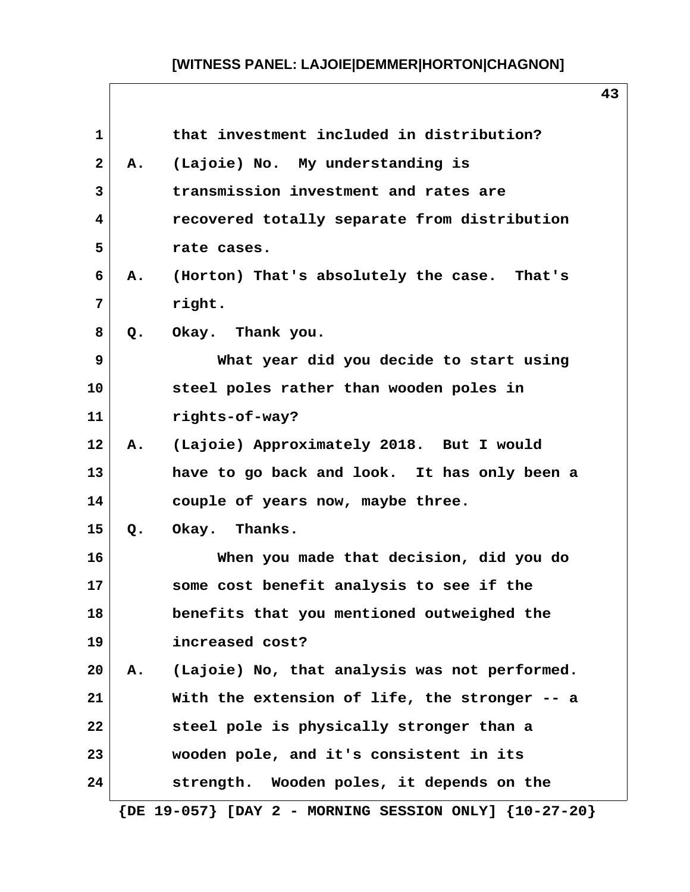1 that investment included in distribution?

2 A. (Lajoie) No. My understanding is

3 transmission investment and rates are

4 recovered totally separate from distribution

5 rate cases.

6 A. (Horton) That's absolutely the case. That's

7 right.

8 Q. Okay. Thank you.

9 What year did you decide to start using

10 steel poles rather than wooden poles in

11 rights-of-way?

12 A. (Lajoie) Approximately 2018. But I would

13 have to go back and look. It has only been a

14 couple of years now, maybe three.

15 Q. Okay. Thanks.

16 When you made that decision, did you do

17 some cost benefit analysis to see if the

18 benefits that you mentioned outweighed the

19 increased cost?

20 A. (Lajoie) No, that analysis was not performed.

21 With the extension of life, the stronger -- a

22 steel pole is physically stronger than a

23 wooden pole, and it's consistent in its

24 strength. Wooden poles, it depends on the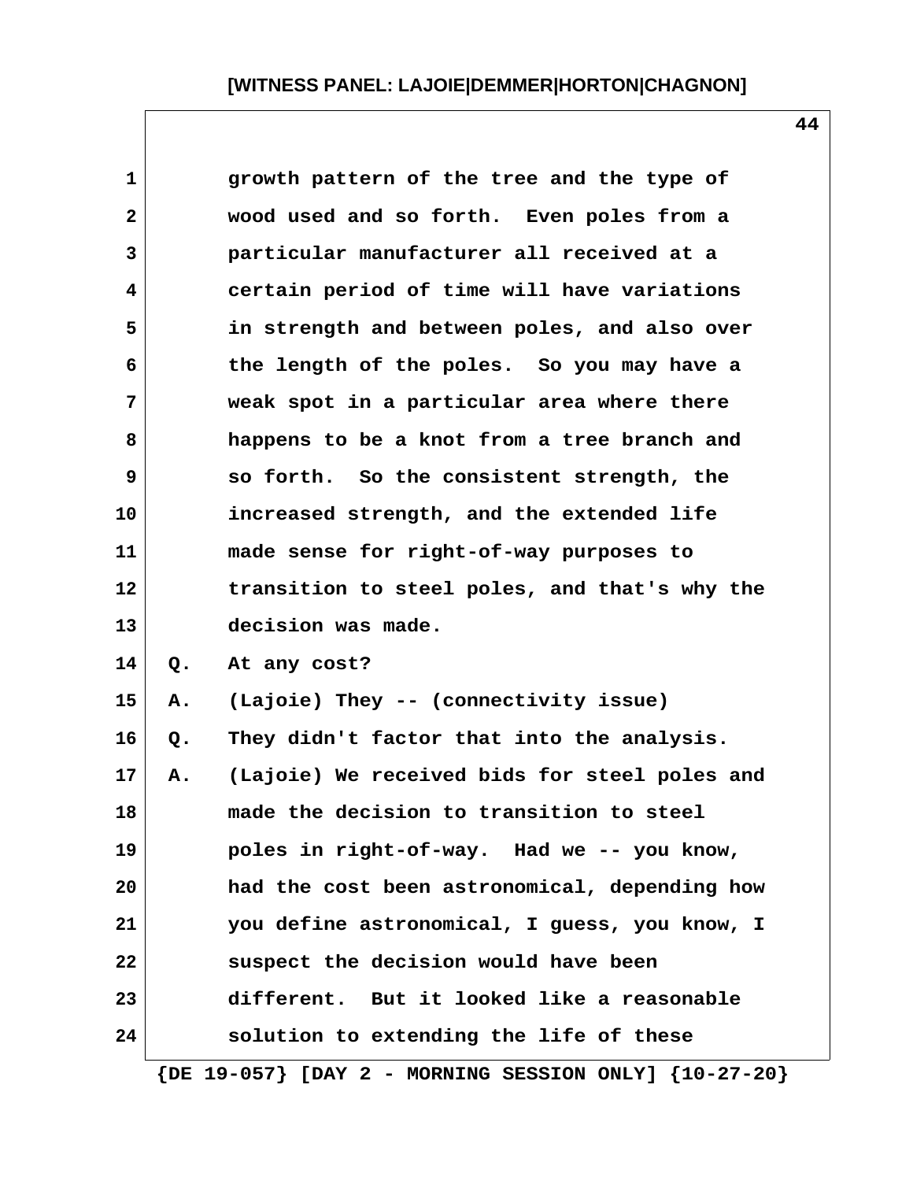growth pattern of the tree and the type of wood used and so forth. Even poles from a particular manufacturer all received at a certain period of time will have variations in strength and between poles, and also over the length of the poles. So you may have a weak spot in a particular area where there happens to be a knot from a tree branch and so forth. So the consistent strength, the increased strength, and the extended life made sense for right-of-way purposes to transition to steel poles, and that's why the decision was made.

Q. At any cost?

A. (Lajoie) They -- (connectivity issue)

Q. They didn't factor that into the analysis.

A. (Lajoie) We received bids for steel poles and made the decision to transition to steel poles in right-of-way. Had we -- you know, had the cost been astronomical, depending how you define astronomical, I guess, you know, I suspect the decision would have been different. But it looked like a reasonable solution to extending the life of these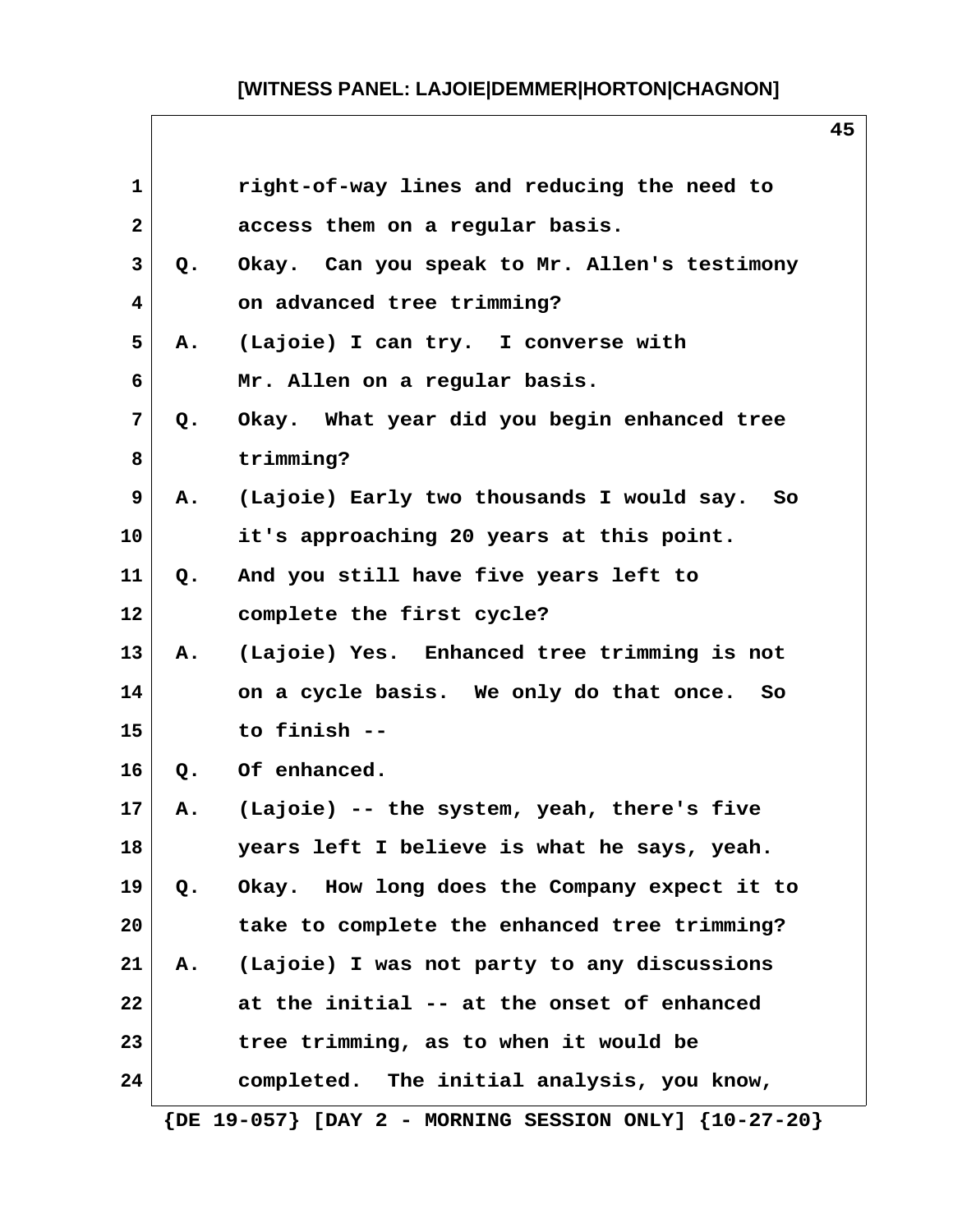right-of-way lines and reducing the need to access them on a regular basis.

Q. Okay. Can you speak to Mr. Allen's testimony on advanced tree trimming?

A. (Lajoie) I can try. I converse with Mr. Allen on a regular basis.

Q. Okay. What year did you begin enhanced tree trimming?

A. (Lajoie) Early two thousands I would say. So it's approaching 20 years at this point.

Q. And you still have five years left to complete the first cycle?

A. (Lajoie) Yes. Enhanced tree trimming is not on a cycle basis. We only do that once. So to finish --

Q. Of enhanced.

A. (Lajoie) -- the system, yeah, there's five years left I believe is what he says, yeah.

Q. Okay. How long does the Company expect it to take to complete the enhanced tree trimming?

A. (Lajoie) I was not party to any discussions at the initial -- at the onset of enhanced tree trimming, as to when it would be completed. The initial analysis, you know,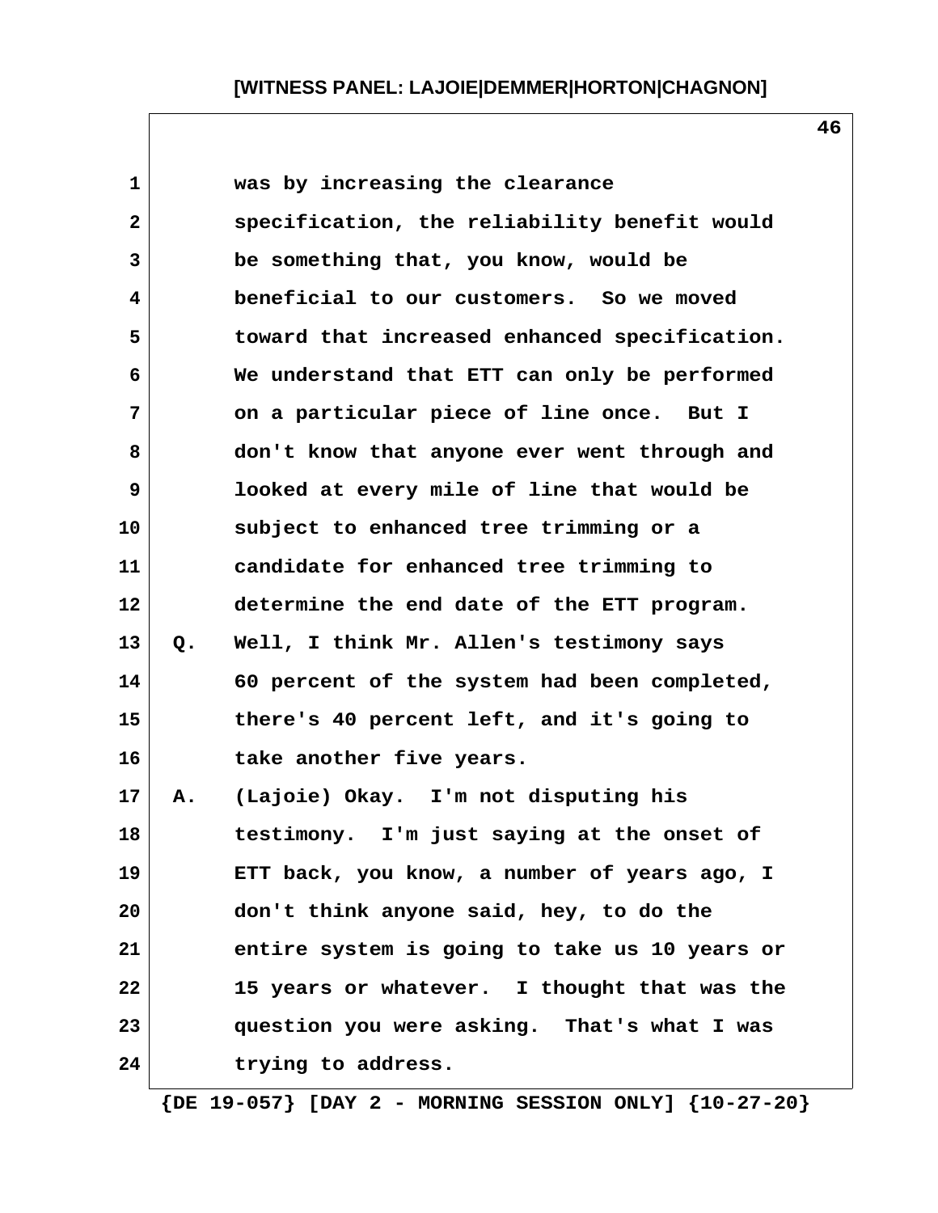was by increasing the clearance specification, the reliability benefit would be something that, you know, would be beneficial to our customers. So we moved toward that increased enhanced specification. We understand that ETT can only be performed on a particular piece of line once. But I don't know that anyone ever went through and looked at every mile of line that would be subject to enhanced tree trimming or a candidate for enhanced tree trimming to determine the end date of the ETT program.

Q. Well, I think Mr. Allen's testimony says 60 percent of the system had been completed, there's 40 percent left, and it's going to take another five years.

A. (Lajoie) Okay. I'm not disputing his testimony. I'm just saying at the onset of ETT back, you know, a number of years ago, I don't think anyone said, hey, to do the entire system is going to take us 10 years or 15 years or whatever. I thought that was the question you were asking. That's what I was trying to address.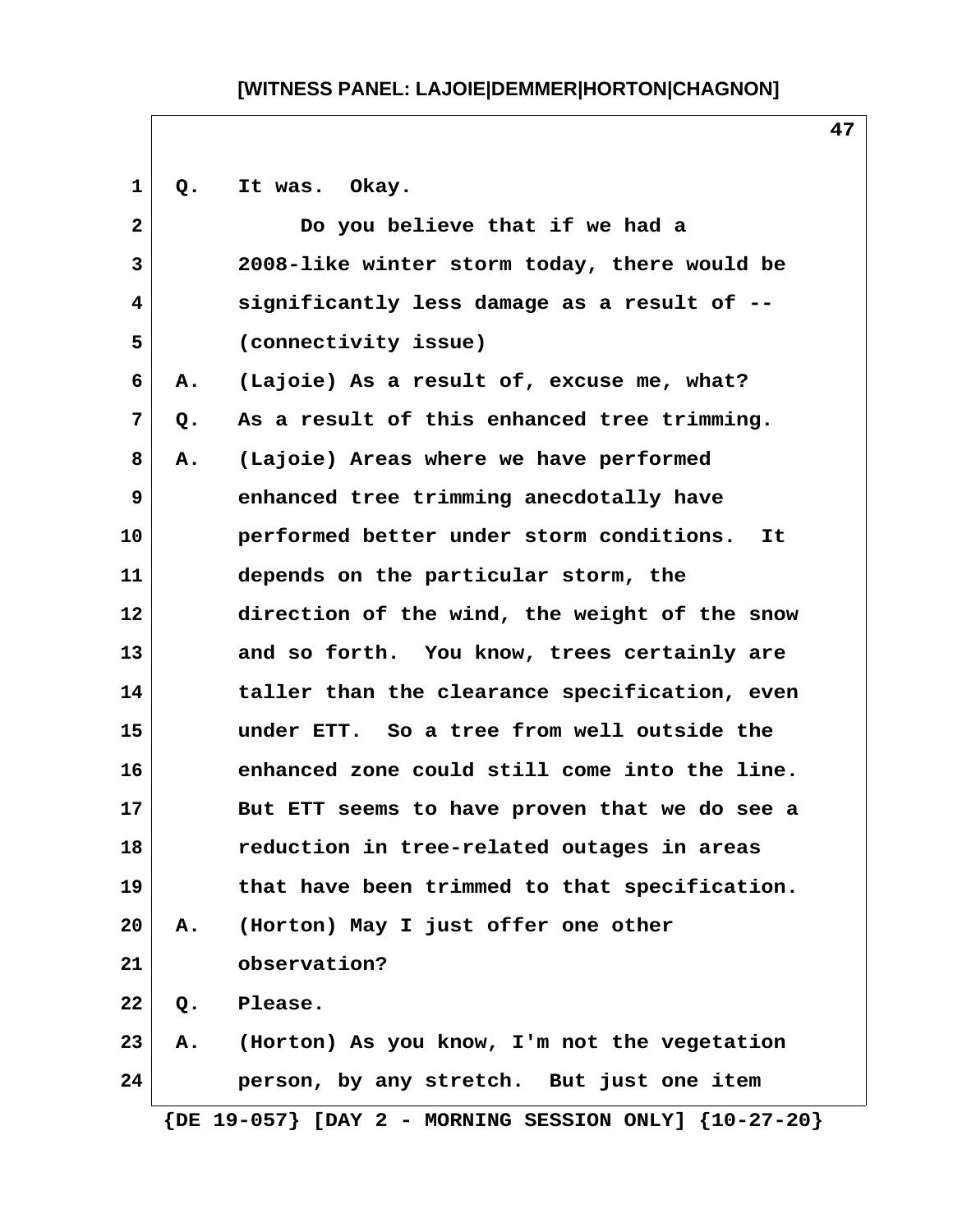Q. It was. Okay.

Do you believe that if we had a 2008-like winter storm today, there would be significantly less damage as a result of -- (connectivity issue)

A. (Lajoie) As a result of, excuse me, what?

Q. As a result of this enhanced tree trimming.

A. (Lajoie) Areas where we have performed enhanced tree trimming anecdotally have performed better under storm conditions. It depends on the particular storm, the direction of the wind, the weight of the snow and so forth. You know, trees certainly are taller than the clearance specification, even under ETT. So a tree from well outside the enhanced zone could still come into the line. But ETT seems to have proven that we do see a reduction in tree-related outages in areas that have been trimmed to that specification.

A. (Horton) May I just offer one other observation?

Q. Please.

A. (Horton) As you know, I'm not the vegetation person, by any stretch. But just one item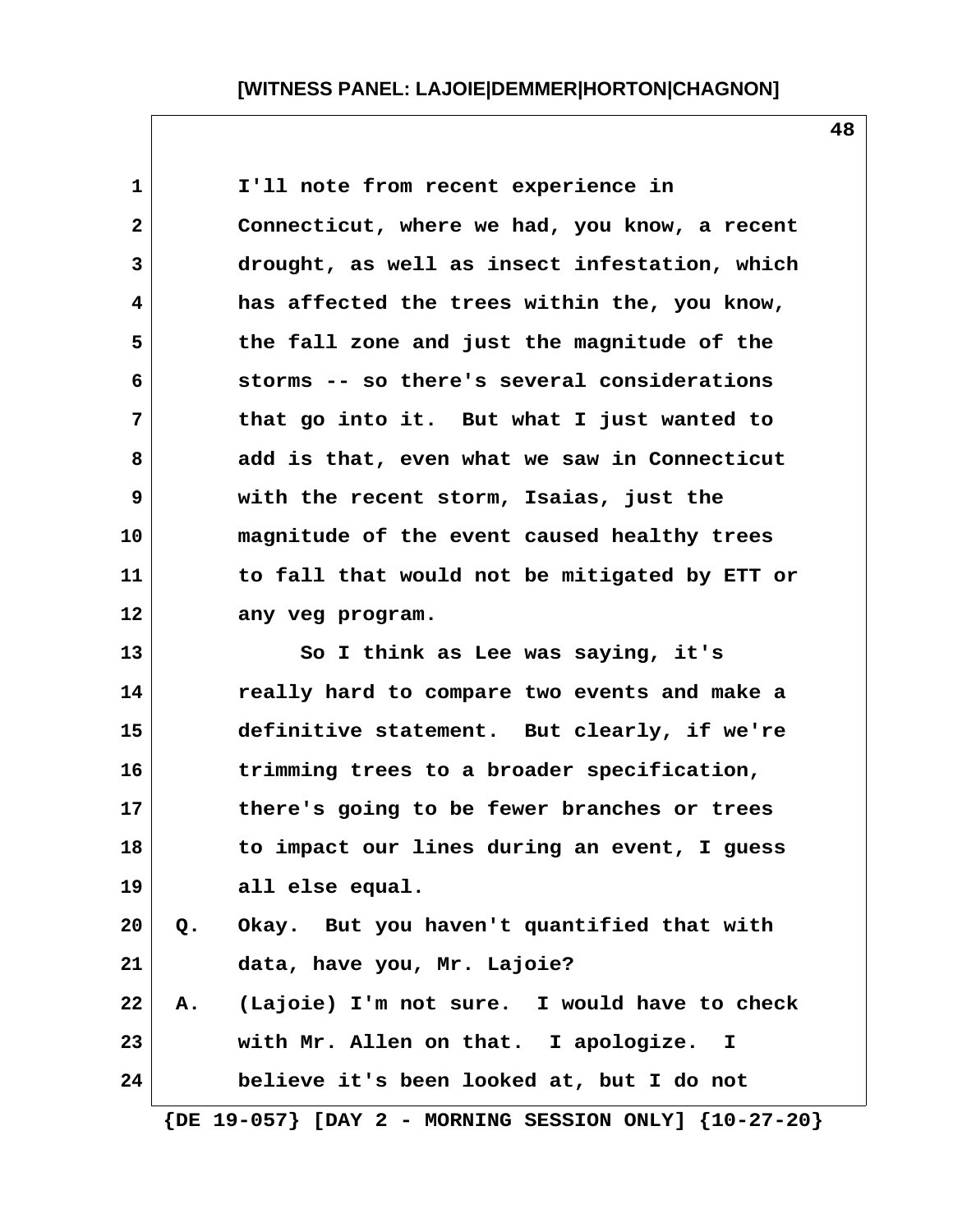I'll note from recent experience in Connecticut, where we had, you know, a recent drought, as well as insect infestation, which has affected the trees within the, you know, the fall zone and just the magnitude of the storms -- so there's several considerations that go into it. But what I just wanted to add is that, even what we saw in Connecticut with the recent storm, Isaias, just the magnitude of the event caused healthy trees to fall that would not be mitigated by ETT or any veg program.

So I think as Lee was saying, it's really hard to compare two events and make a definitive statement. But clearly, if we're trimming trees to a broader specification, there's going to be fewer branches or trees to impact our lines during an event, I guess all else equal.

Q. Okay. But you haven't quantified that with data, have you, Mr. Lajoie?

A. (Lajoie) I'm not sure. I would have to check with Mr. Allen on that. I apologize. I believe it's been looked at, but I do not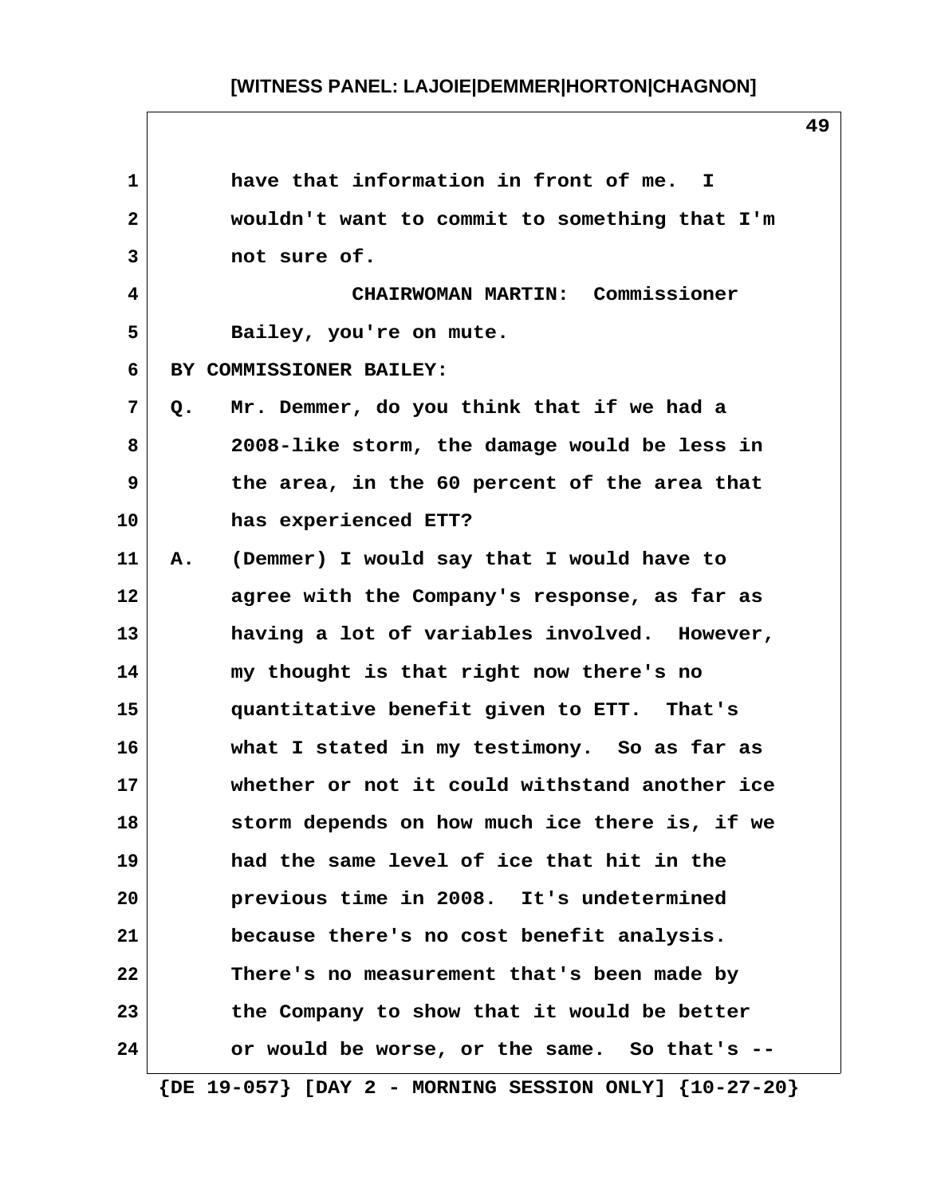have that information in front of me. I wouldn't want to commit to something that I'm not sure of.

CHAIRWOMAN MARTIN: Commissioner Bailey, you're on mute.

BY COMMISSIONER BAILEY:

Q. Mr. Demmer, do you think that if we had a 2008-like storm, the damage would be less in the area, in the 60 percent of the area that has experienced ETT?

A. (Demmer) I would say that I would have to agree with the Company's response, as far as having a lot of variables involved. However, my thought is that right now there's no quantitative benefit given to ETT. That's what I stated in my testimony. So as far as whether or not it could withstand another ice storm depends on how much ice there is, if we had the same level of ice that hit in the previous time in 2008. It's undetermined because there's no cost benefit analysis. There's no measurement that's been made by the Company to show that it would be better or would be worse, or the same. So that's --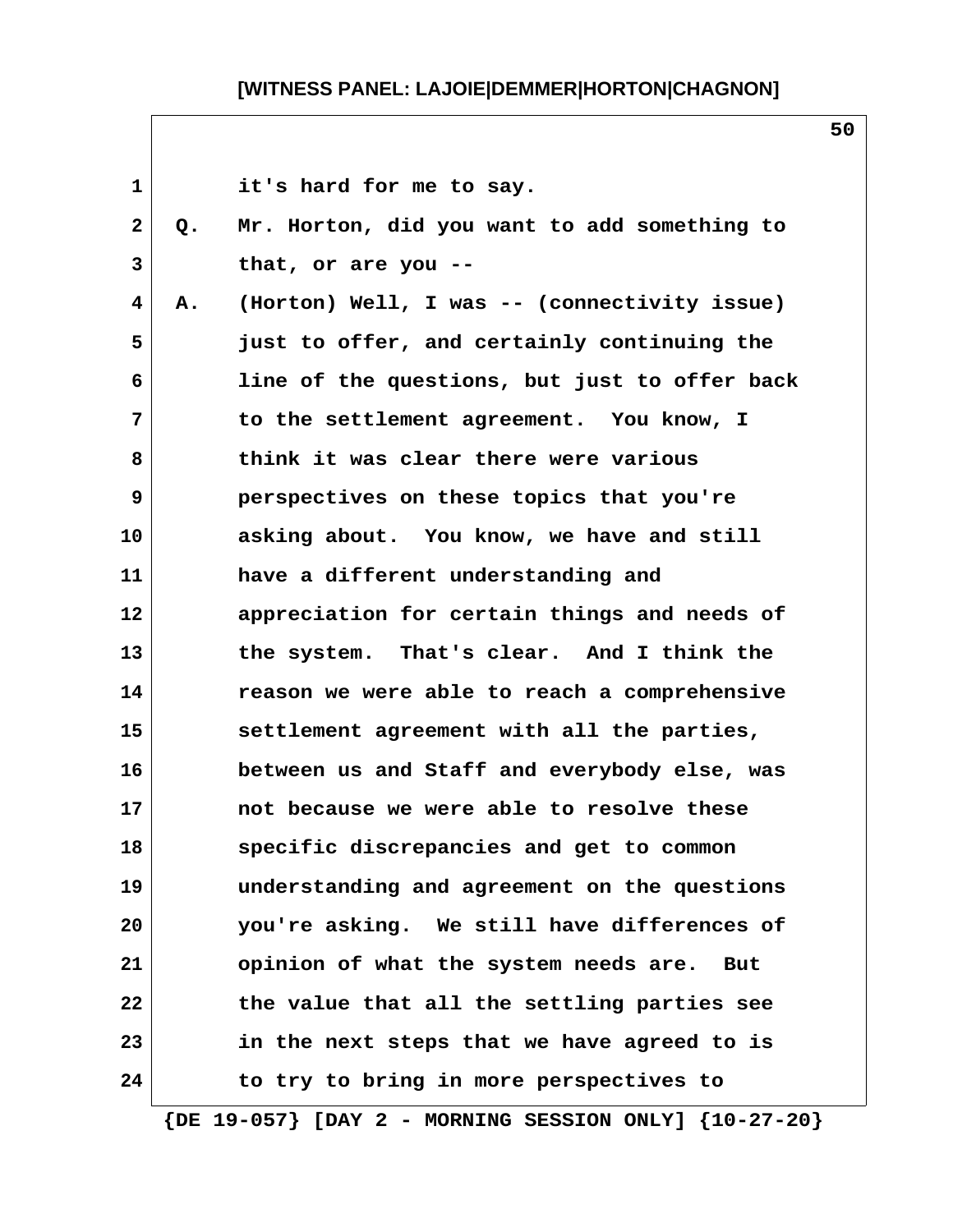1 it's hard for me to say.

2 Q. Mr. Horton, did you want to add something to

3 that, or are you --

4 A. (Horton) Well, I was -- (connectivity issue)

5 just to offer, and certainly continuing the

6 line of the questions, but just to offer back

7 to the settlement agreement. You know, I

8 think it was clear there were various

9 perspectives on these topics that you're

10 asking about. You know, we have and still

11 have a different understanding and

12 appreciation for certain things and needs of

13 the system. That's clear. And I think the

14 reason we were able to reach a comprehensive

15 settlement agreement with all the parties,

16 between us and Staff and everybody else, was

17 not because we were able to resolve these

18 specific discrepancies and get to common

19 understanding and agreement on the questions

20 you're asking. We still have differences of

21 opinion of what the system needs are. But

22 the value that all the settling parties see

23 in the next steps that we have agreed to is

24 to try to bring in more perspectives to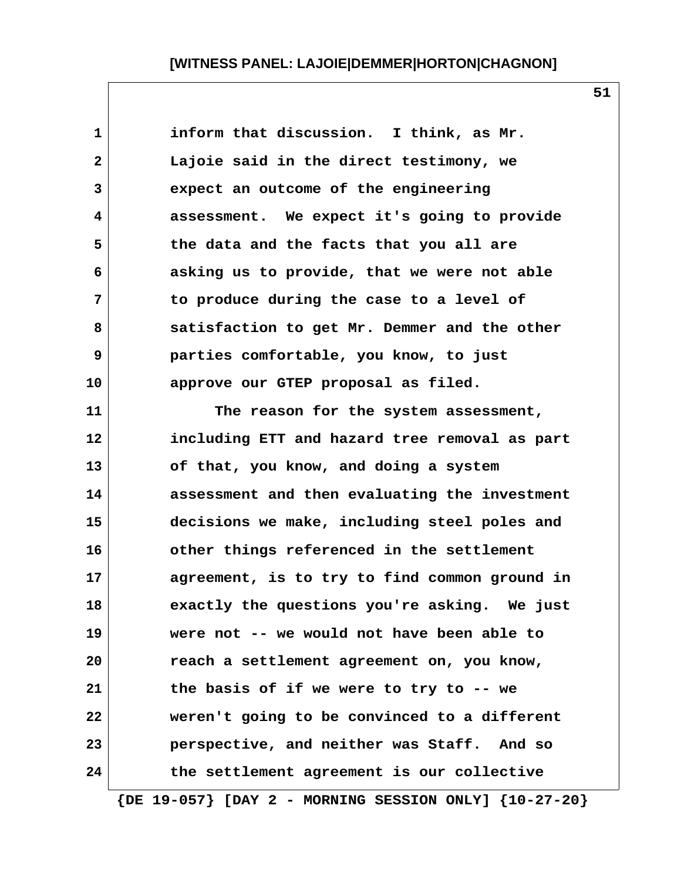inform that discussion. I think, as Mr. Lajoie said in the direct testimony, we expect an outcome of the engineering assessment. We expect it's going to provide the data and the facts that you all are asking us to provide, that we were not able to produce during the case to a level of satisfaction to get Mr. Demmer and the other parties comfortable, you know, to just approve our GTEP proposal as filed.

The reason for the system assessment, including ETT and hazard tree removal as part of that, you know, and doing a system assessment and then evaluating the investment decisions we make, including steel poles and other things referenced in the settlement agreement, is to try to find common ground in exactly the questions you're asking. We just were not -- we would not have been able to reach a settlement agreement on, you know, the basis of if we were to try to -- we weren't going to be convinced to a different perspective, and neither was Staff. And so the settlement agreement is our collective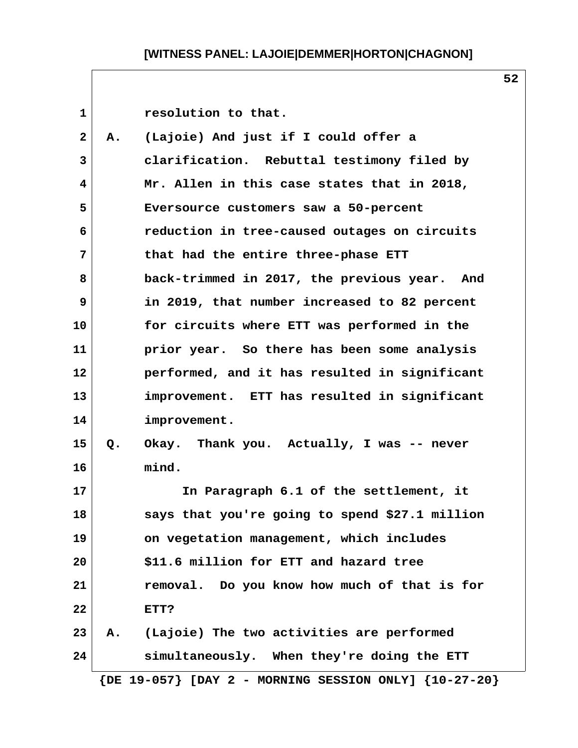1 resolution to that.

2 A. (Lajoie) And just if I could offer a
3 clarification. Rebuttal testimony filed by
4 Mr. Allen in this case states that in 2018,
5 Eversource customers saw a 50-percent
6 reduction in tree-caused outages on circuits
7 that had the entire three-phase ETT
8 back-trimmed in 2017, the previous year. And
9 in 2019, that number increased to 82 percent
10 for circuits where ETT was performed in the
11 prior year. So there has been some analysis
12 performed, and it has resulted in significant
13 improvement. ETT has resulted in significant
14 improvement.

15 Q. Okay. Thank you. Actually, I was -- never
16 mind.

17 In Paragraph 6.1 of the settlement, it
18 says that you're going to spend $27.1 million
19 on vegetation management, which includes
20 $11.6 million for ETT and hazard tree
21 removal. Do you know how much of that is for
22 ETT?

23 A. (Lajoie) The two activities are performed
24 simultaneously. When they're doing the ETT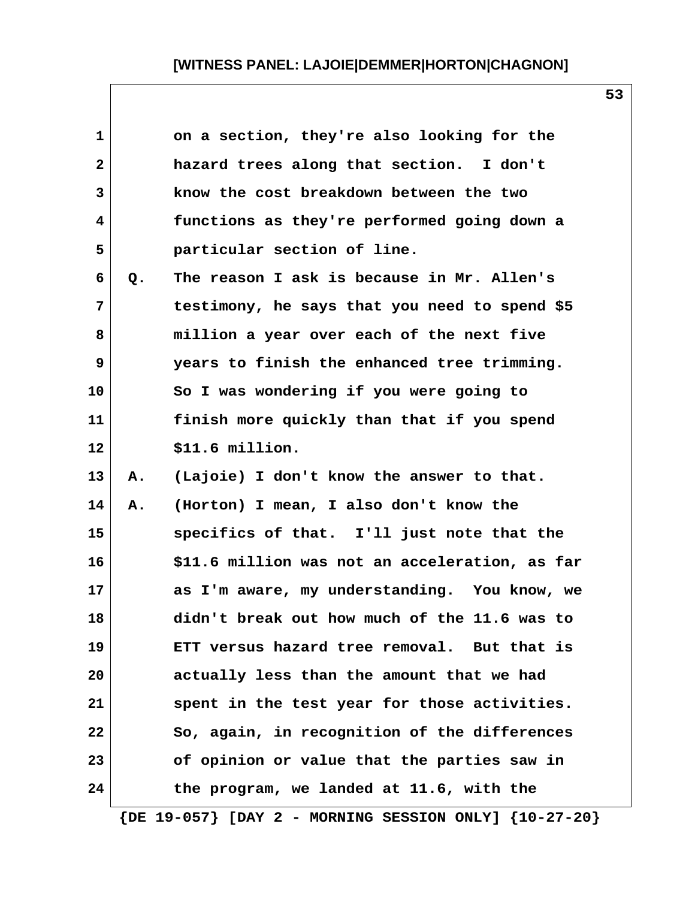on a section, they're also looking for the hazard trees along that section. I don't know the cost breakdown between the two functions as they're performed going down a particular section of line.

Q. The reason I ask is because in Mr. Allen's testimony, he says that you need to spend $5 million a year over each of the next five years to finish the enhanced tree trimming. So I was wondering if you were going to finish more quickly than that if you spend $11.6 million.

A. (Lajoie) I don't know the answer to that.

A. (Horton) I mean, I also don't know the specifics of that. I'll just note that the $11.6 million was not an acceleration, as far as I'm aware, my understanding. You know, we didn't break out how much of the 11.6 was to ETT versus hazard tree removal. But that is actually less than the amount that we had spent in the test year for those activities. So, again, in recognition of the differences of opinion or value that the parties saw in the program, we landed at 11.6, with the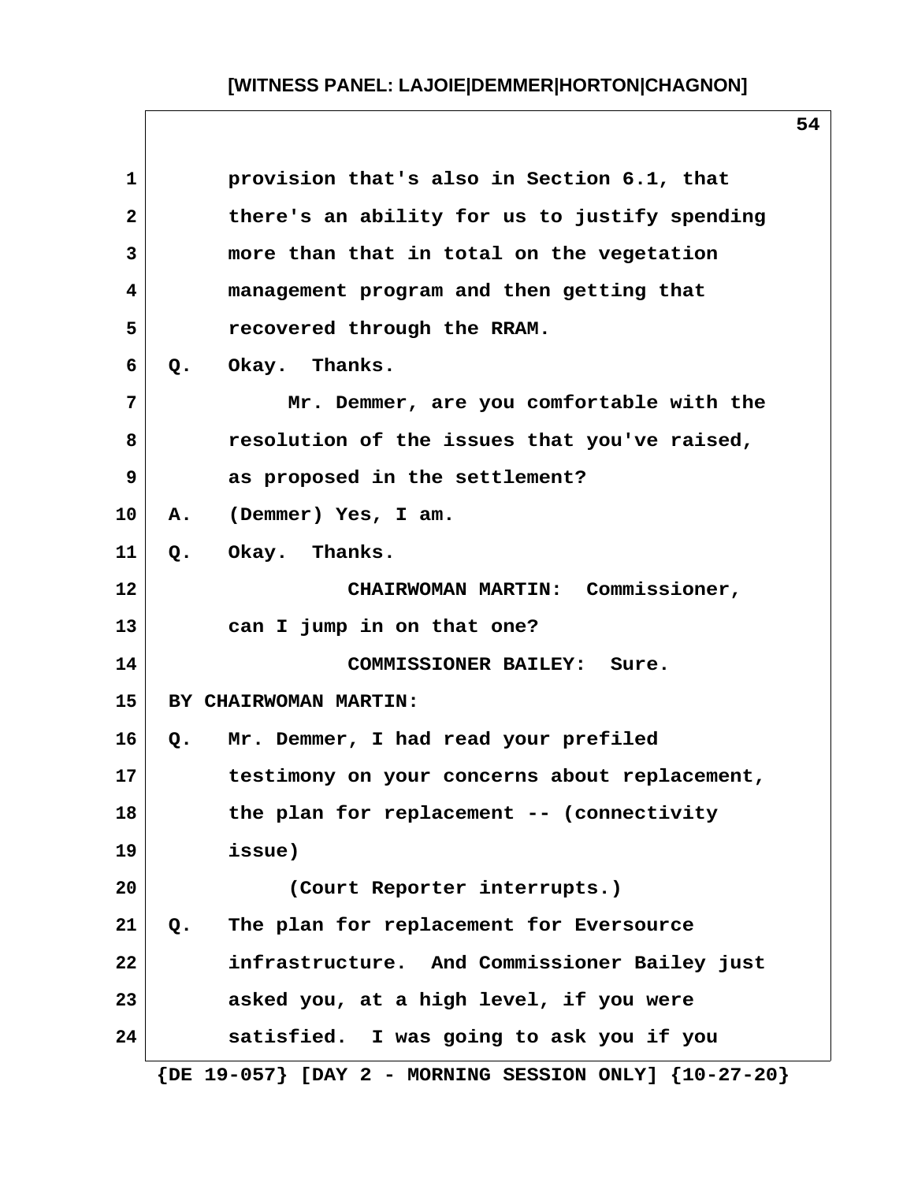provision that's also in Section 6.1, that there's an ability for us to justify spending more than that in total on the vegetation management program and then getting that recovered through the RRAM.

Q. Okay. Thanks.

Mr. Demmer, are you comfortable with the resolution of the issues that you've raised, as proposed in the settlement?

A. (Demmer) Yes, I am.

Q. Okay. Thanks.

CHAIRWOMAN MARTIN: Commissioner, can I jump in on that one?

COMMISSIONER BAILEY: Sure.

BY CHAIRWOMAN MARTIN:

Q. Mr. Demmer, I had read your prefiled testimony on your concerns about replacement, the plan for replacement -- (connectivity issue)

(Court Reporter interrupts.)

Q. The plan for replacement for Eversource infrastructure. And Commissioner Bailey just asked you, at a high level, if you were satisfied. I was going to ask you if you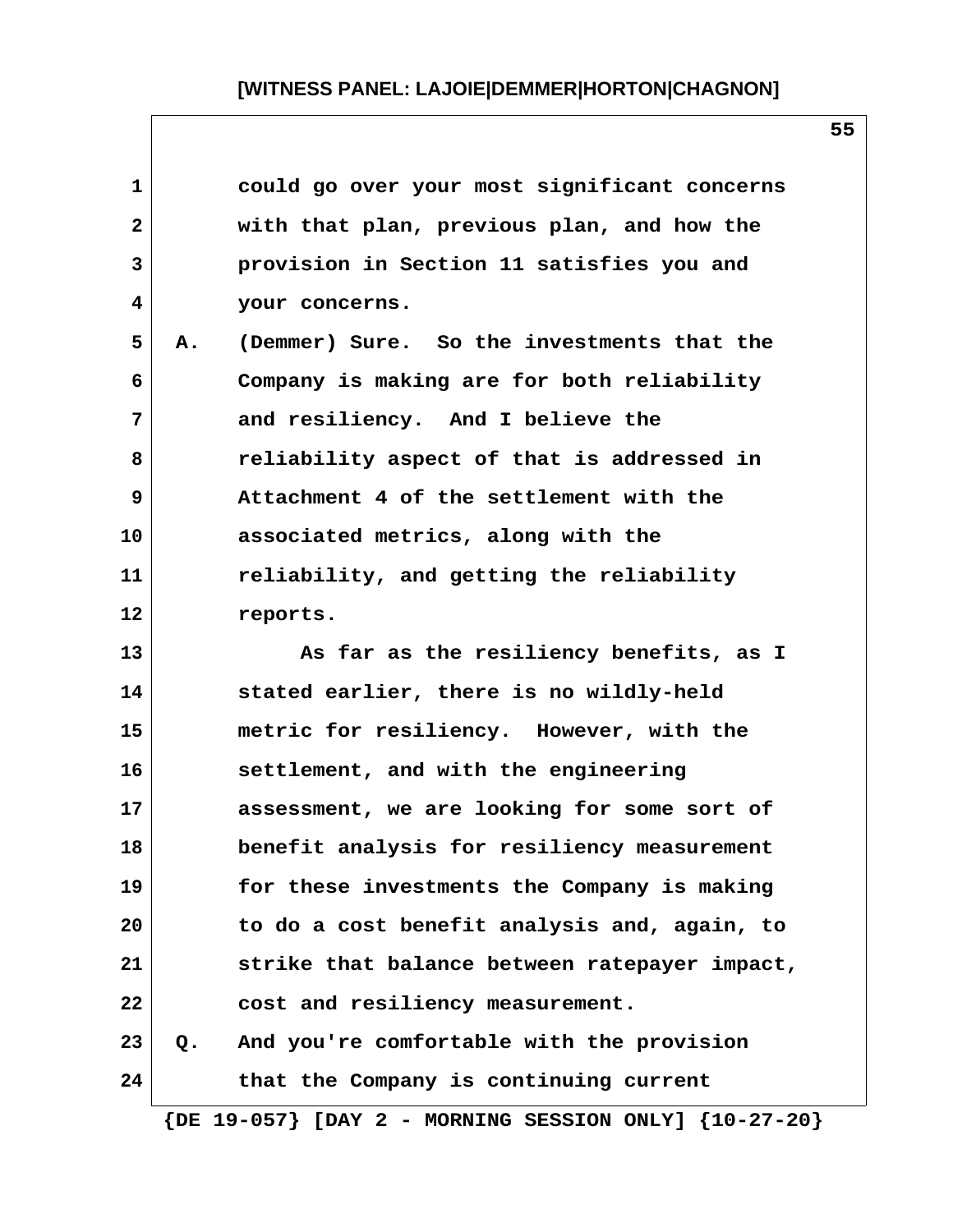could go over your most significant concerns with that plan, previous plan, and how the provision in Section 11 satisfies you and your concerns.

A. (Demmer) Sure. So the investments that the Company is making are for both reliability and resiliency. And I believe the reliability aspect of that is addressed in Attachment 4 of the settlement with the associated metrics, along with the reliability, and getting the reliability reports.

As far as the resiliency benefits, as I stated earlier, there is no wildly-held metric for resiliency. However, with the settlement, and with the engineering assessment, we are looking for some sort of benefit analysis for resiliency measurement for these investments the Company is making to do a cost benefit analysis and, again, to strike that balance between ratepayer impact, cost and resiliency measurement.

Q. And you're comfortable with the provision that the Company is continuing current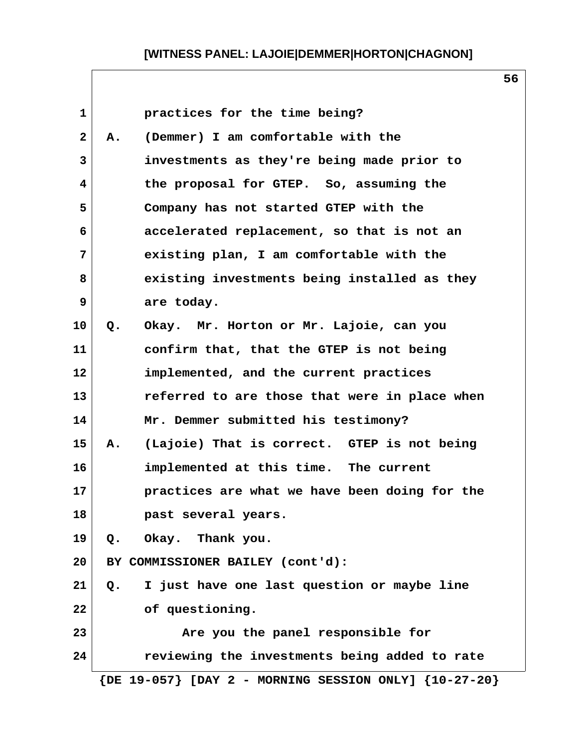practices for the time being?

A. (Demmer) I am comfortable with the investments as they're being made prior to the proposal for GTEP. So, assuming the Company has not started GTEP with the accelerated replacement, so that is not an existing plan, I am comfortable with the existing investments being installed as they are today.

Q. Okay. Mr. Horton or Mr. Lajoie, can you confirm that, that the GTEP is not being implemented, and the current practices referred to are those that were in place when Mr. Demmer submitted his testimony?

A. (Lajoie) That is correct. GTEP is not being implemented at this time. The current practices are what we have been doing for the past several years.

Q. Okay. Thank you.

BY COMMISSIONER BAILEY (cont'd):

Q. I just have one last question or maybe line of questioning.

Are you the panel responsible for reviewing the investments being added to rate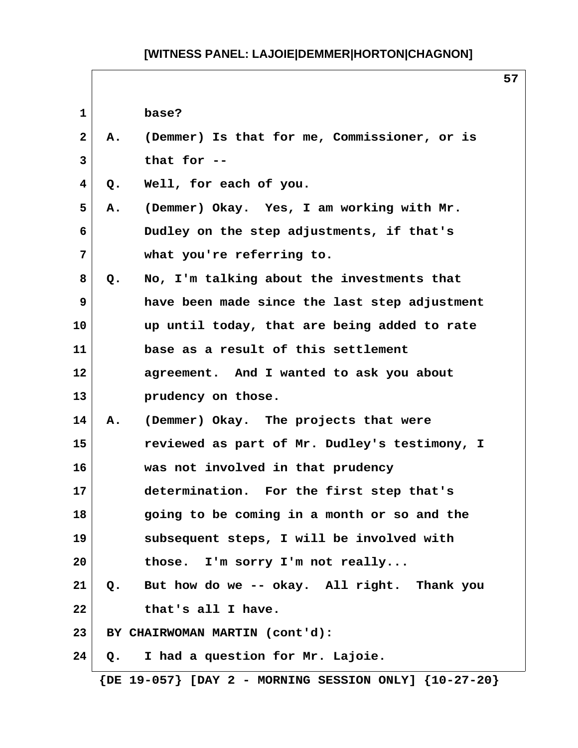base?

A. (Demmer) Is that for me, Commissioner, or is that for --

Q. Well, for each of you.

A. (Demmer) Okay. Yes, I am working with Mr. Dudley on the step adjustments, if that's what you're referring to.

Q. No, I'm talking about the investments that have been made since the last step adjustment up until today, that are being added to rate base as a result of this settlement agreement. And I wanted to ask you about prudency on those.

A. (Demmer) Okay. The projects that were reviewed as part of Mr. Dudley's testimony, I was not involved in that prudency determination. For the first step that's going to be coming in a month or so and the subsequent steps, I will be involved with those. I'm sorry I'm not really...

Q. But how do we -- okay. All right. Thank you that's all I have.

BY CHAIRWOMAN MARTIN (cont'd):

Q. I had a question for Mr. Lajoie.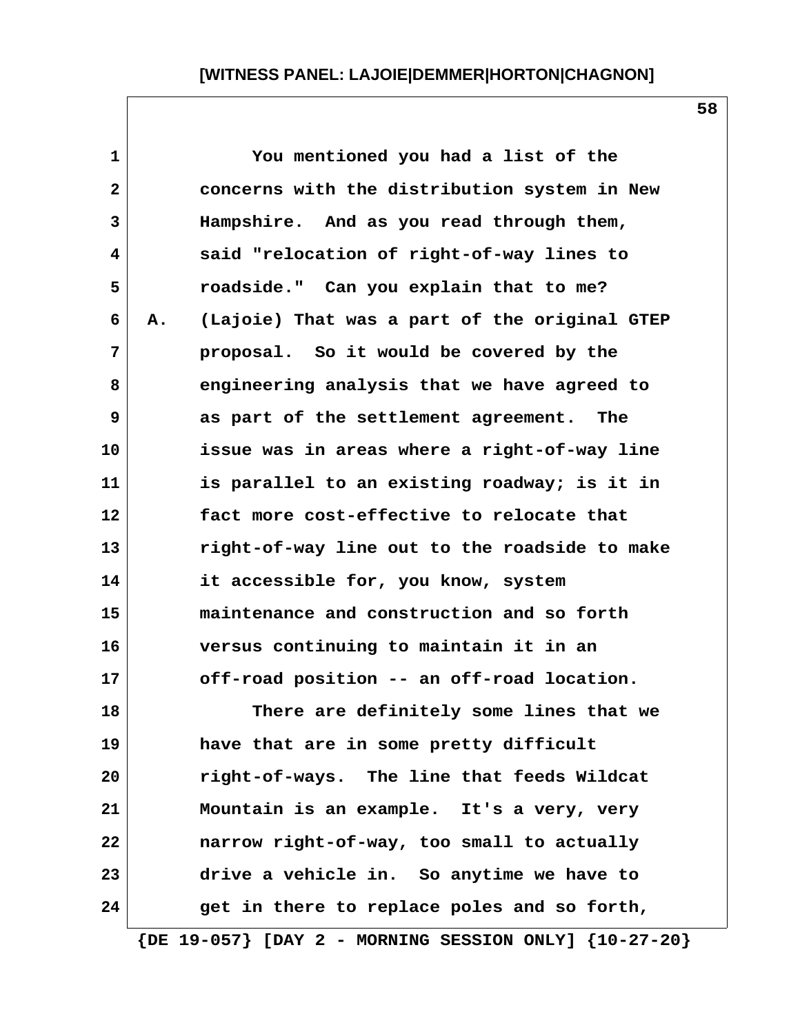You mentioned you had a list of the concerns with the distribution system in New Hampshire. And as you read through them, said "relocation of right-of-way lines to roadside." Can you explain that to me?

A. (Lajoie) That was a part of the original GTEP proposal. So it would be covered by the engineering analysis that we have agreed to as part of the settlement agreement. The issue was in areas where a right-of-way line is parallel to an existing roadway; is it in fact more cost-effective to relocate that right-of-way line out to the roadside to make it accessible for, you know, system maintenance and construction and so forth versus continuing to maintain it in an off-road position -- an off-road location.

There are definitely some lines that we have that are in some pretty difficult right-of-ways. The line that feeds Wildcat Mountain is an example. It's a very, very narrow right-of-way, too small to actually drive a vehicle in. So anytime we have to get in there to replace poles and so forth,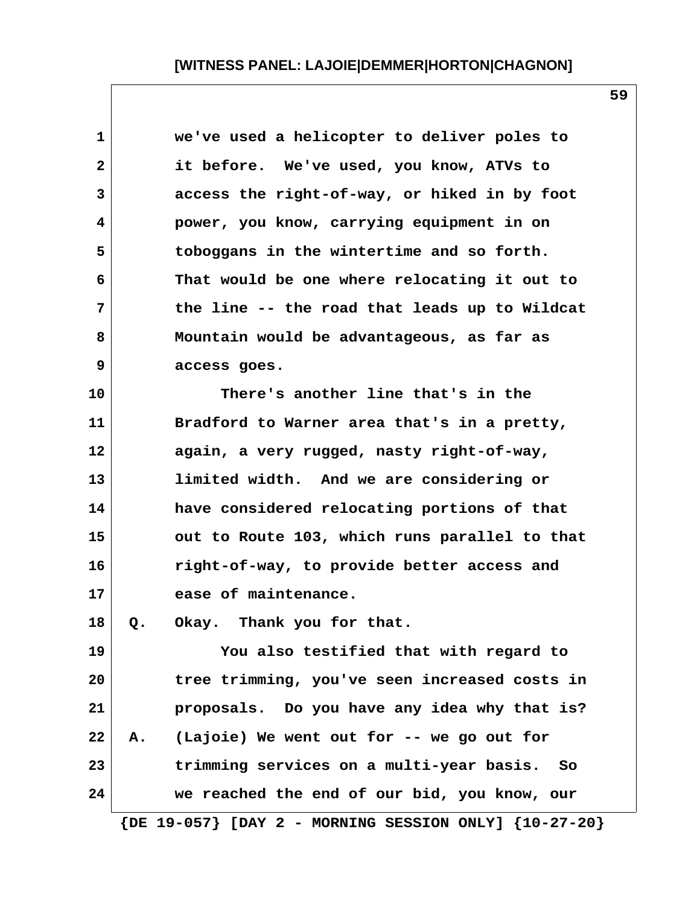we've used a helicopter to deliver poles to it before. We've used, you know, ATVs to access the right-of-way, or hiked in by foot power, you know, carrying equipment in on toboggans in the wintertime and so forth. That would be one where relocating it out to the line -- the road that leads up to Wildcat Mountain would be advantageous, as far as access goes.

There's another line that's in the Bradford to Warner area that's in a pretty, again, a very rugged, nasty right-of-way, limited width. And we are considering or have considered relocating portions of that out to Route 103, which runs parallel to that right-of-way, to provide better access and ease of maintenance.

Q. Okay. Thank you for that.

You also testified that with regard to tree trimming, you've seen increased costs in proposals. Do you have any idea why that is?

A. (Lajoie) We went out for -- we go out for trimming services on a multi-year basis. So we reached the end of our bid, you know, our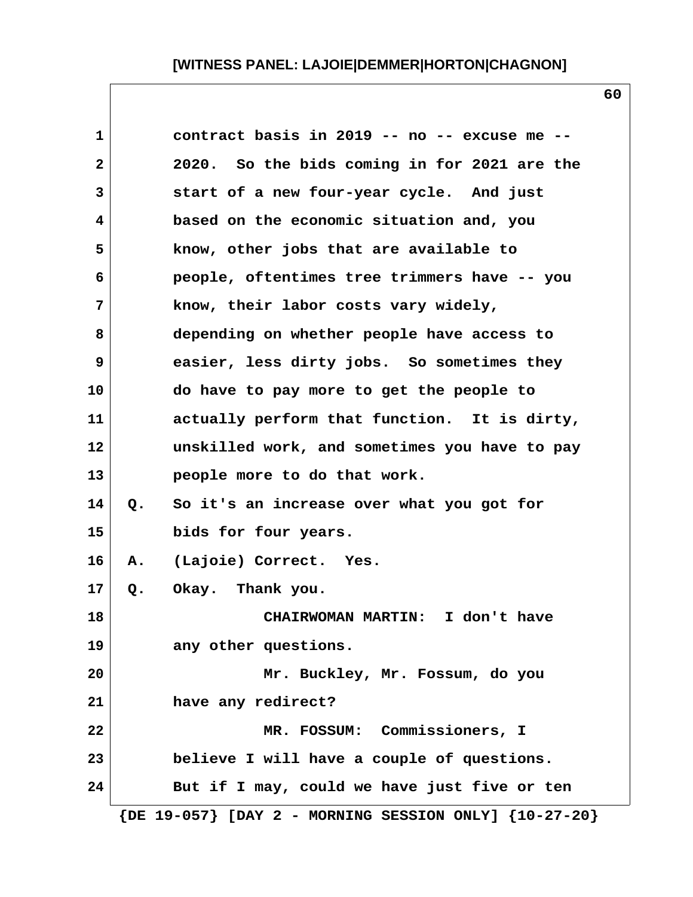1 contract basis in 2019 -- no -- excuse me --
2 2020. So the bids coming in for 2021 are the
3 start of a new four-year cycle. And just
4 based on the economic situation and, you
5 know, other jobs that are available to
6 people, oftentimes tree trimmers have -- you
7 know, their labor costs vary widely,
8 depending on whether people have access to
9 easier, less dirty jobs. So sometimes they
10 do have to pay more to get the people to
11 actually perform that function. It is dirty,
12 unskilled work, and sometimes you have to pay
13 people more to do that work.
14 Q. So it's an increase over what you got for
15 bids for four years.
16 A. (Lajoie) Correct. Yes.
17 Q. Okay. Thank you.
18 CHAIRWOMAN MARTIN: I don't have
19 any other questions.
20 Mr. Buckley, Mr. Fossum, do you
21 have any redirect?
22 MR. FOSSUM: Commissioners, I
23 believe I will have a couple of questions.
24 But if I may, could we have just five or ten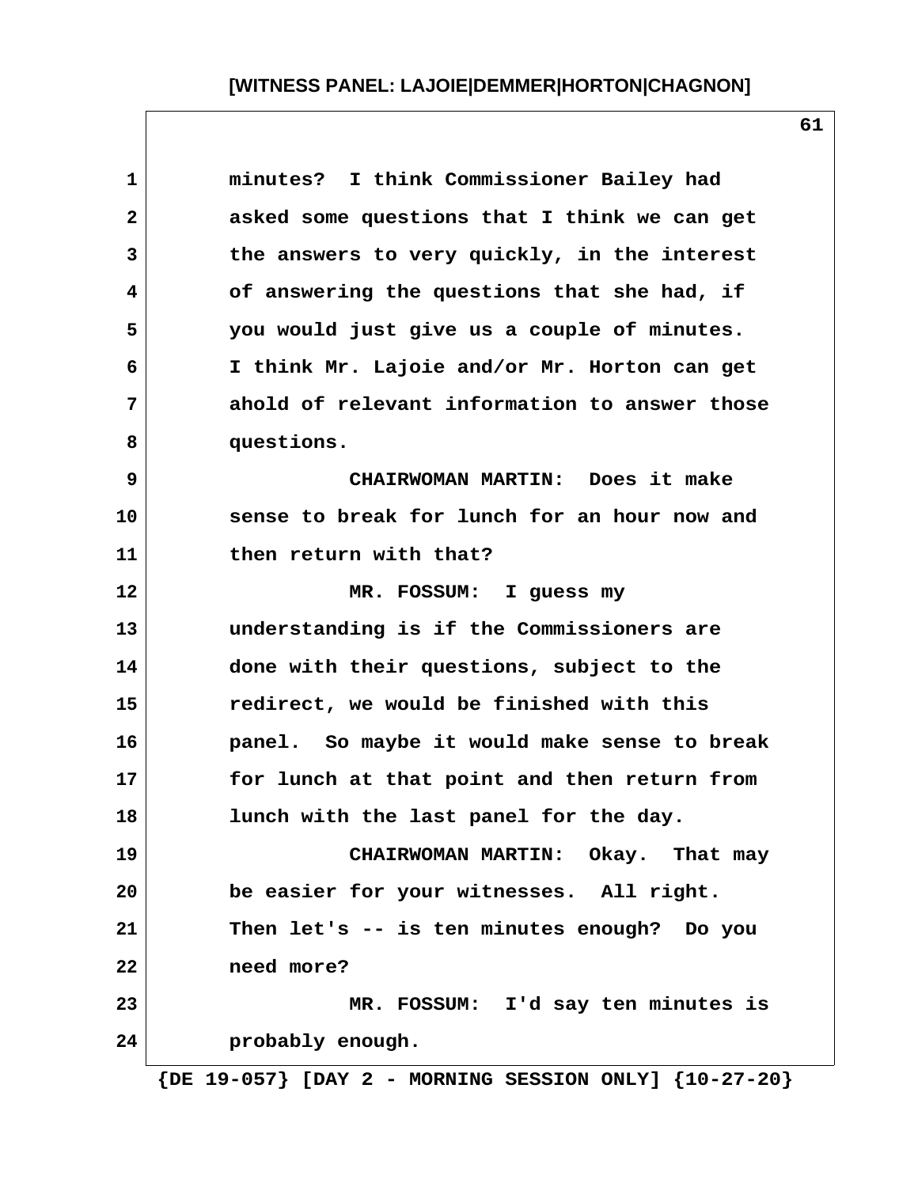minutes? I think Commissioner Bailey had asked some questions that I think we can get the answers to very quickly, in the interest of answering the questions that she had, if you would just give us a couple of minutes. I think Mr. Lajoie and/or Mr. Horton can get ahold of relevant information to answer those questions.

CHAIRWOMAN MARTIN: Does it make sense to break for lunch for an hour now and then return with that?

MR. FOSSUM: I guess my understanding is if the Commissioners are done with their questions, subject to the redirect, we would be finished with this panel. So maybe it would make sense to break for lunch at that point and then return from lunch with the last panel for the day.

CHAIRWOMAN MARTIN: Okay. That may be easier for your witnesses. All right. Then let's -- is ten minutes enough? Do you need more?

MR. FOSSUM: I'd say ten minutes is probably enough.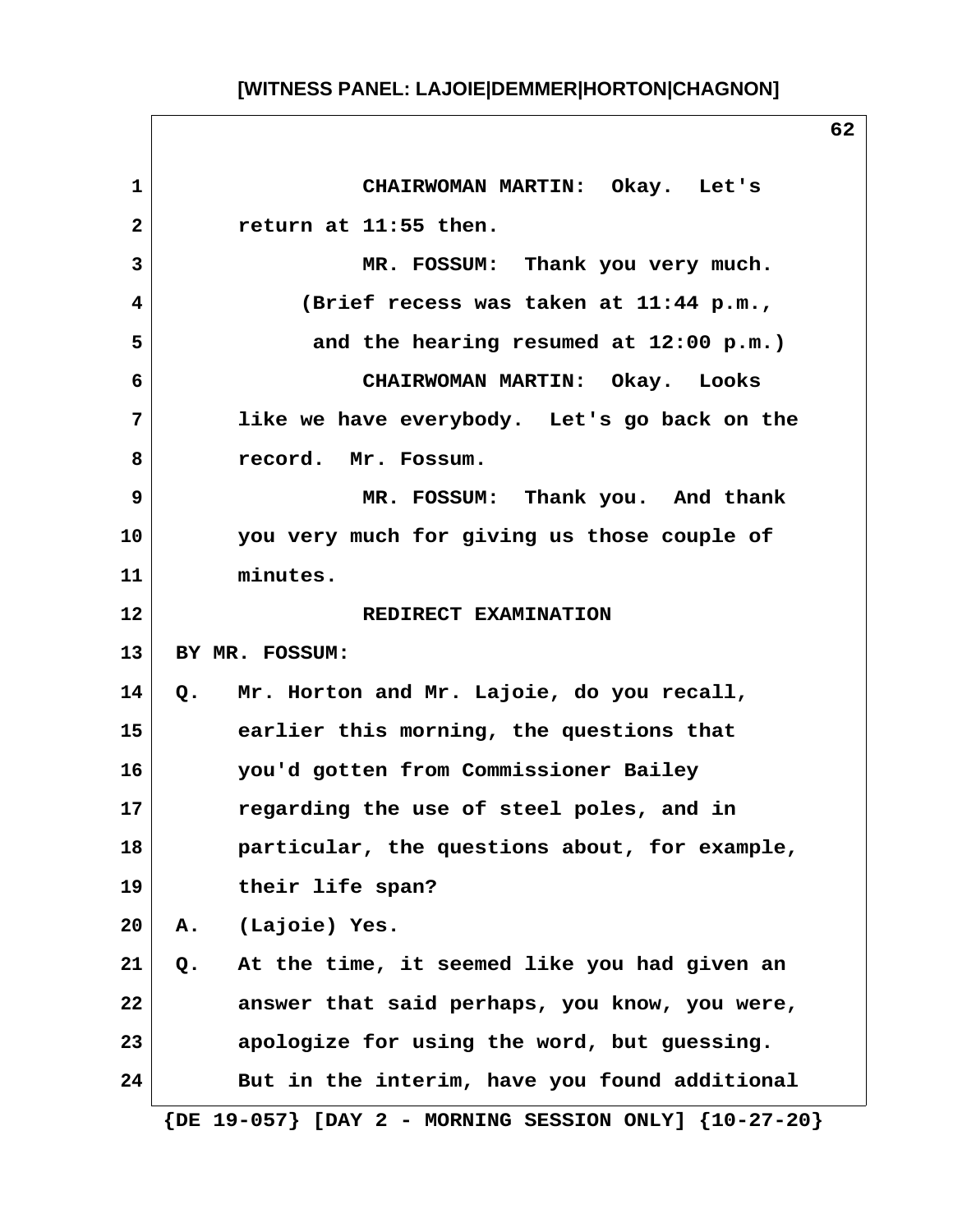CHAIRWOMAN MARTIN: Okay. Let's return at 11:55 then.

MR. FOSSUM: Thank you very much.

(Brief recess was taken at 11:44 p.m., and the hearing resumed at 12:00 p.m.)

CHAIRWOMAN MARTIN: Okay. Looks like we have everybody. Let's go back on the record. Mr. Fossum.

MR. FOSSUM: Thank you. And thank you very much for giving us those couple of minutes.

**REDIRECT EXAMINATION**

BY MR. FOSSUM:

Q. Mr. Horton and Mr. Lajoie, do you recall, earlier this morning, the questions that you'd gotten from Commissioner Bailey regarding the use of steel poles, and in particular, the questions about, for example, their life span?

A. (Lajoie) Yes.

Q. At the time, it seemed like you had given an answer that said perhaps, you know, you were, apologize for using the word, but guessing. But in the interim, have you found additional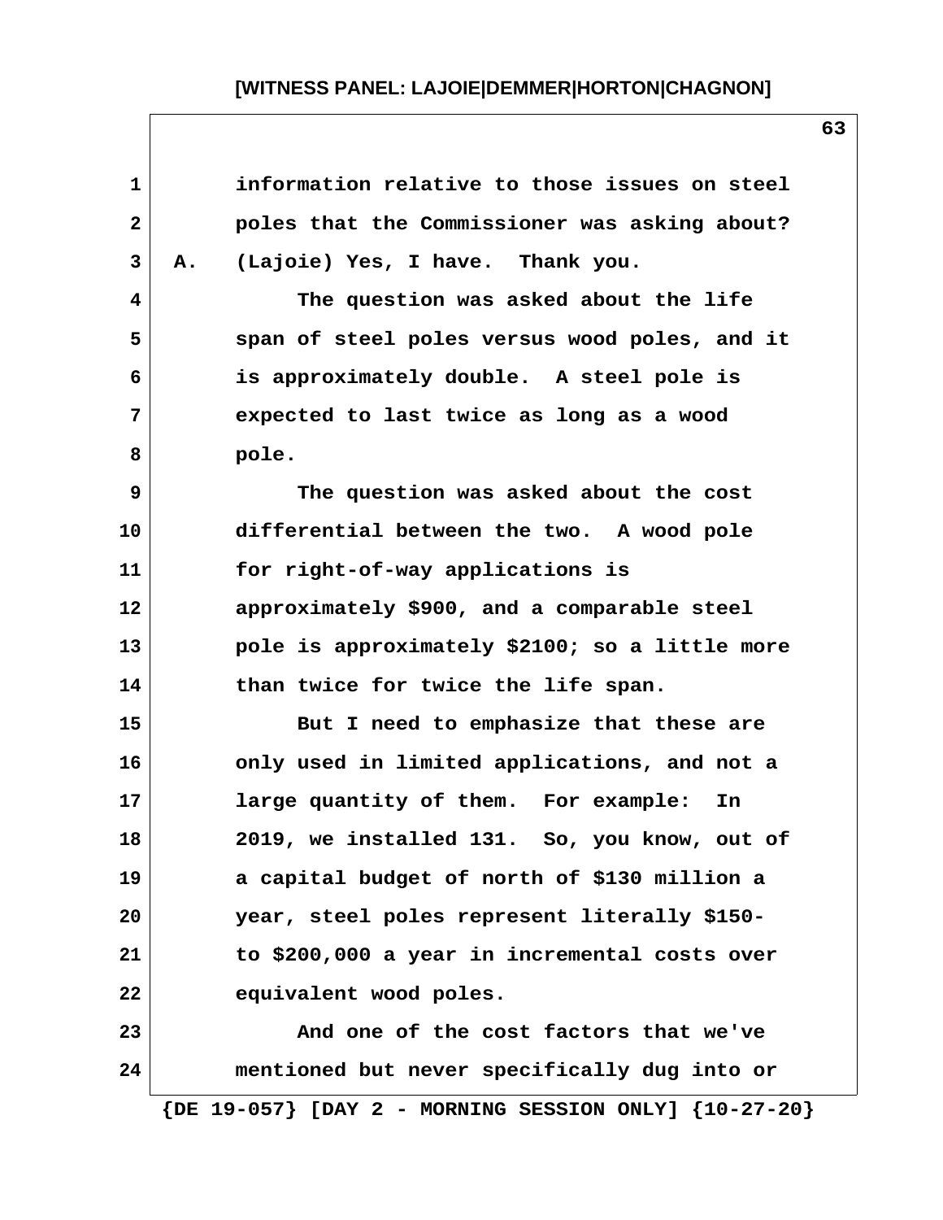information relative to those issues on steel poles that the Commissioner was asking about?

A. (Lajoie) Yes, I have. Thank you.

The question was asked about the life span of steel poles versus wood poles, and it is approximately double. A steel pole is expected to last twice as long as a wood pole.

The question was asked about the cost differential between the two. A wood pole for right-of-way applications is approximately $900, and a comparable steel pole is approximately $2100; so a little more than twice for twice the life span.

But I need to emphasize that these are only used in limited applications, and not a large quantity of them. For example: In 2019, we installed 131. So, you know, out of a capital budget of north of $130 million a year, steel poles represent literally $150- to $200,000 a year in incremental costs over equivalent wood poles.

And one of the cost factors that we've mentioned but never specifically dug into or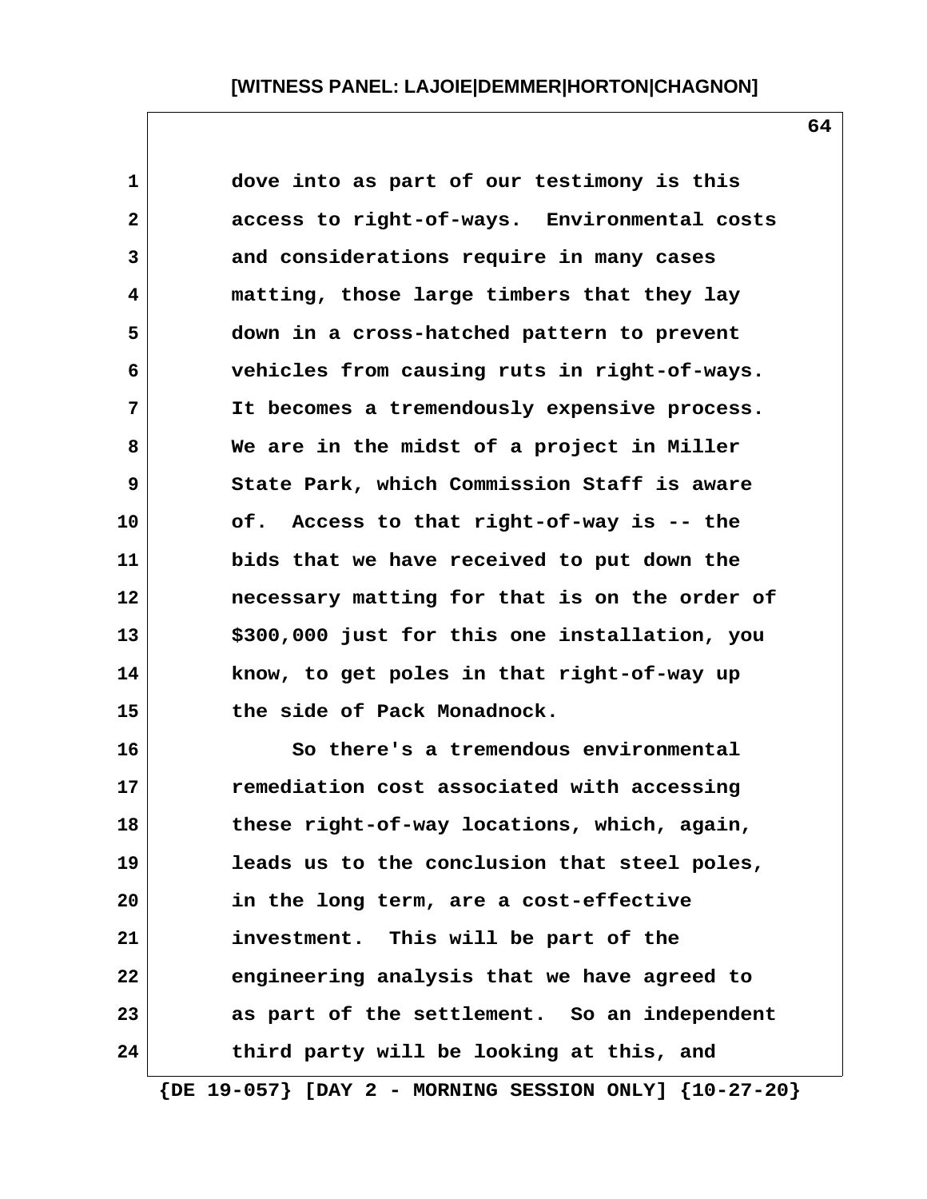dove into as part of our testimony is this access to right-of-ways. Environmental costs and considerations require in many cases matting, those large timbers that they lay down in a cross-hatched pattern to prevent vehicles from causing ruts in right-of-ways. It becomes a tremendously expensive process. We are in the midst of a project in Miller State Park, which Commission Staff is aware of. Access to that right-of-way is -- the bids that we have received to put down the necessary matting for that is on the order of $300,000 just for this one installation, you know, to get poles in that right-of-way up the side of Pack Monadnock.

So there's a tremendous environmental remediation cost associated with accessing these right-of-way locations, which, again, leads us to the conclusion that steel poles, in the long term, are a cost-effective investment. This will be part of the engineering analysis that we have agreed to as part of the settlement. So an independent third party will be looking at this, and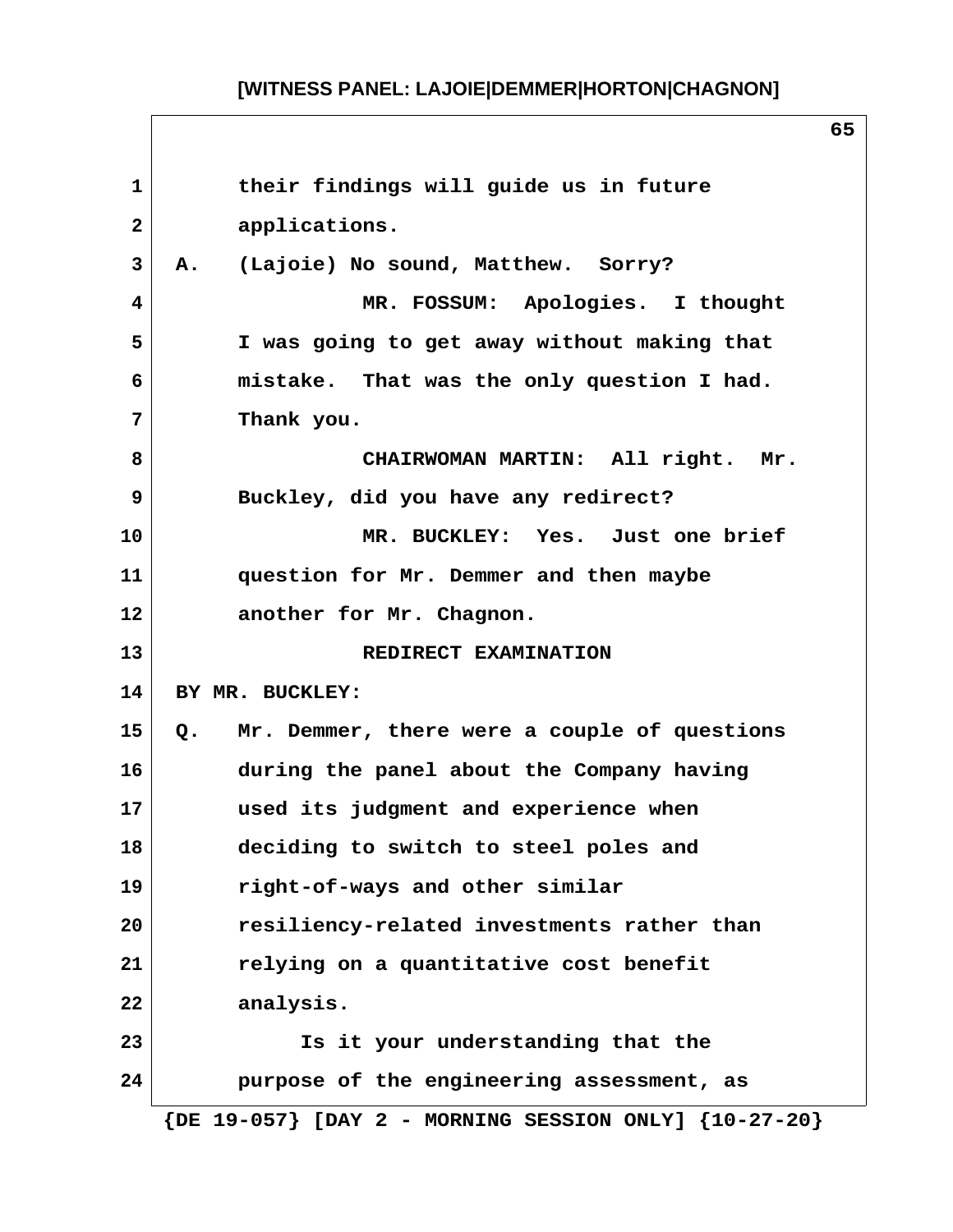their findings will guide us in future applications.

A. (Lajoie) No sound, Matthew. Sorry?

MR. FOSSUM: Apologies. I thought I was going to get away without making that mistake. That was the only question I had. Thank you.

CHAIRWOMAN MARTIN: All right. Mr. Buckley, did you have any redirect?

MR. BUCKLEY: Yes. Just one brief question for Mr. Demmer and then maybe another for Mr. Chagnon.

REDIRECT EXAMINATION

BY MR. BUCKLEY:

Q. Mr. Demmer, there were a couple of questions during the panel about the Company having used its judgment and experience when deciding to switch to steel poles and right-of-ways and other similar resiliency-related investments rather than relying on a quantitative cost benefit analysis.

Is it your understanding that the purpose of the engineering assessment, as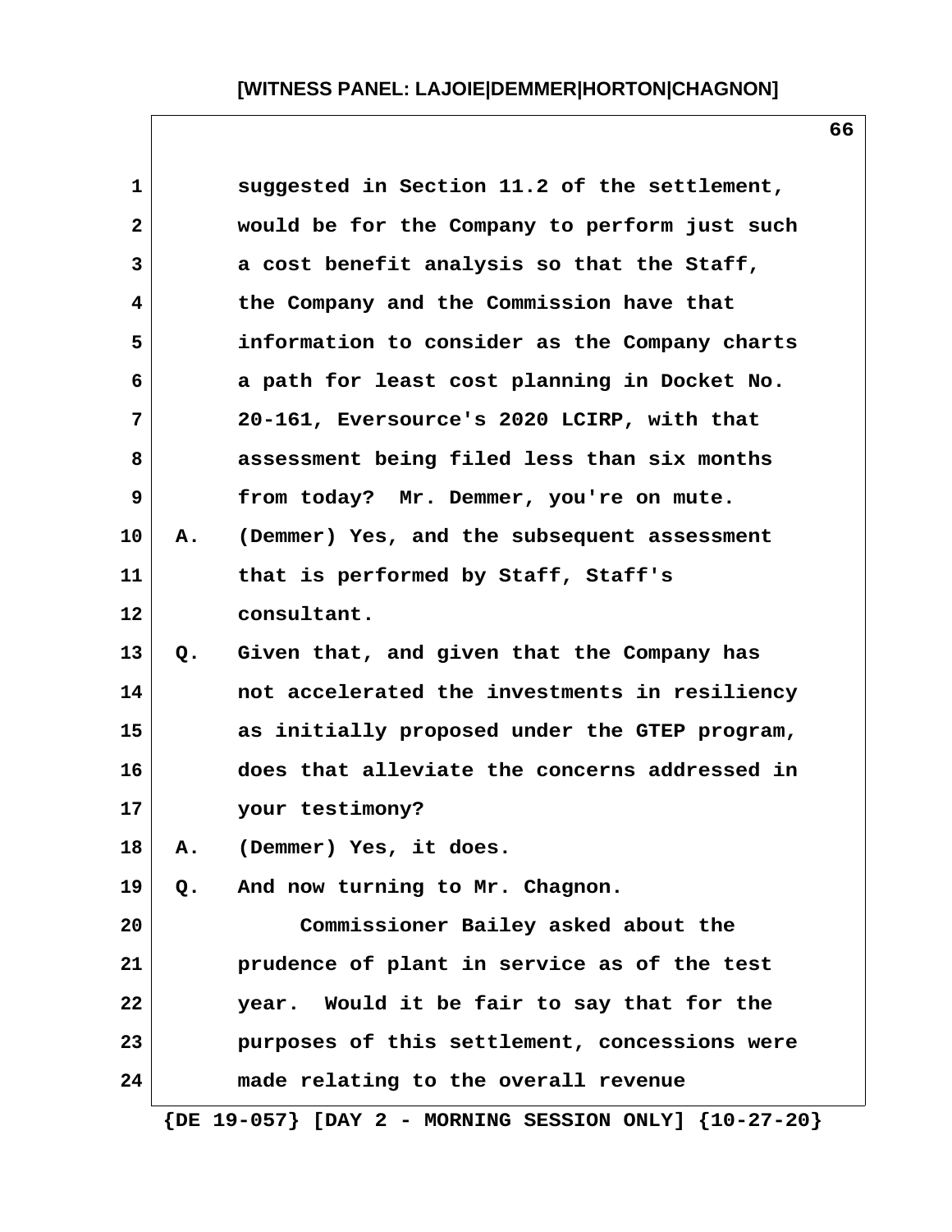suggested in Section 11.2 of the settlement, would be for the Company to perform just such a cost benefit analysis so that the Staff, the Company and the Commission have that information to consider as the Company charts a path for least cost planning in Docket No. 20-161, Eversource's 2020 LCIRP, with that assessment being filed less than six months from today? Mr. Demmer, you're on mute.

A. (Demmer) Yes, and the subsequent assessment that is performed by Staff, Staff's consultant.

Q. Given that, and given that the Company has not accelerated the investments in resiliency as initially proposed under the GTEP program, does that alleviate the concerns addressed in your testimony?

A. (Demmer) Yes, it does.

Q. And now turning to Mr. Chagnon.

Commissioner Bailey asked about the prudence of plant in service as of the test year. Would it be fair to say that for the purposes of this settlement, concessions were made relating to the overall revenue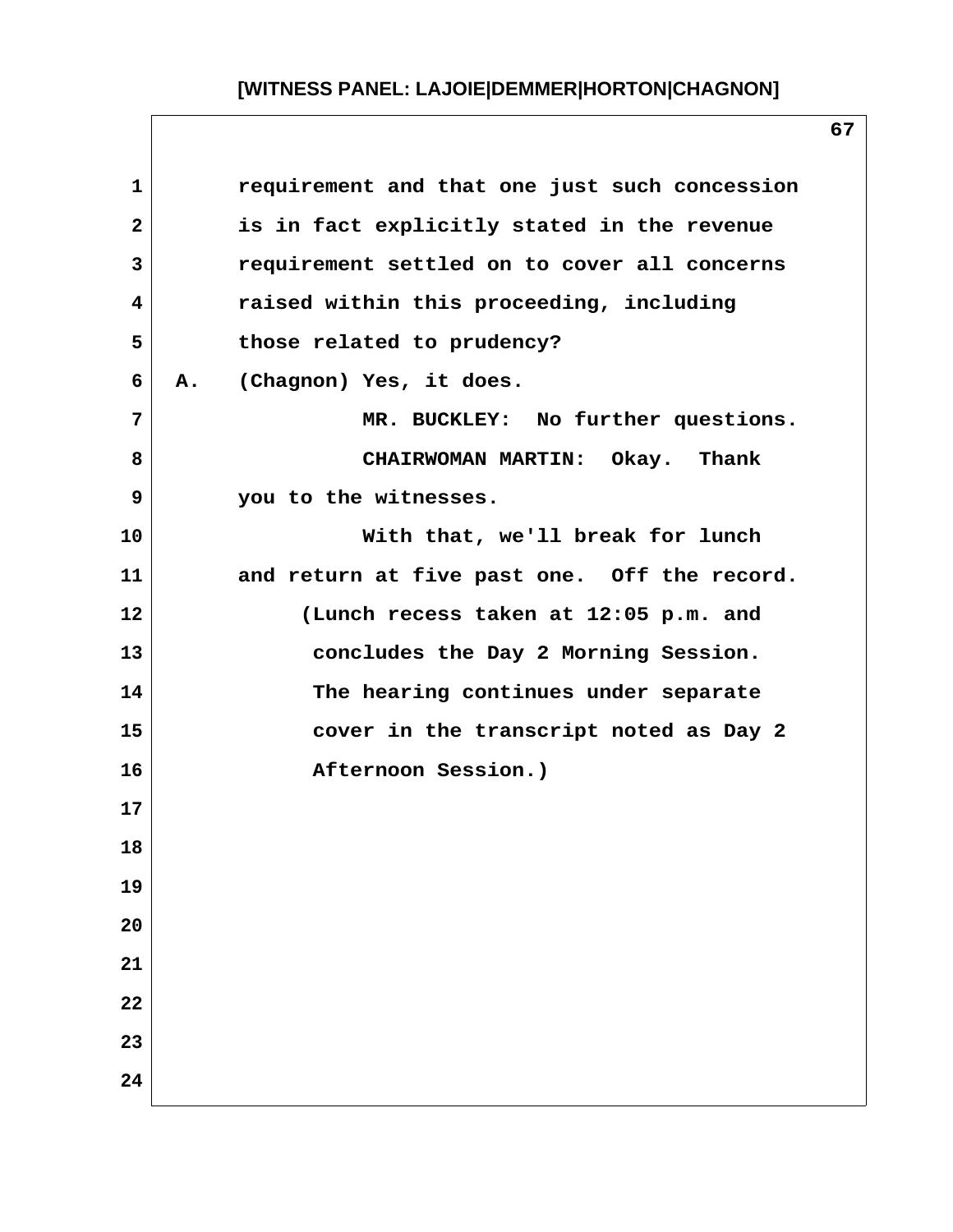requirement and that one just such concession is in fact explicitly stated in the revenue requirement settled on to cover all concerns raised within this proceeding, including those related to prudency?

A. (Chagnon) Yes, it does.

MR. BUCKLEY: No further questions.

CHAIRWOMAN MARTIN: Okay. Thank you to the witnesses.

With that, we'll break for lunch and return at five past one. Off the record.

(Lunch recess taken at 12:05 p.m. and concludes the Day 2 Morning Session. The hearing continues under separate cover in the transcript noted as Day 2 Afternoon Session.)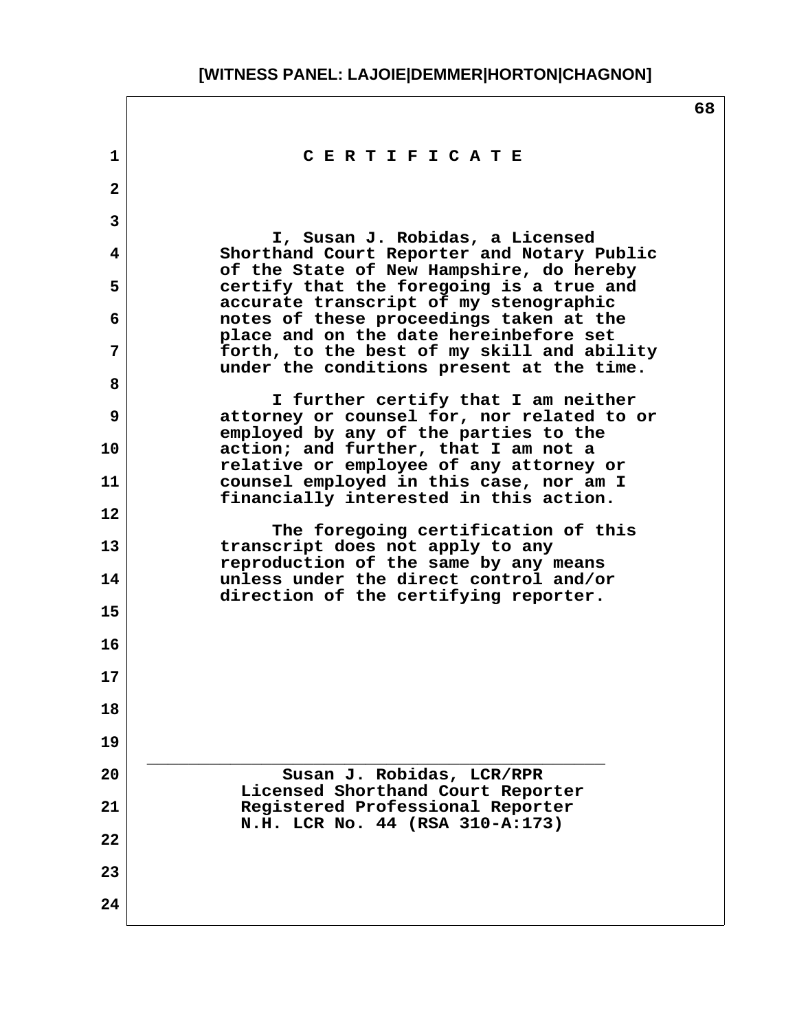# C E R T I F I C A T E

I, Susan J. Robidas, a Licensed Shorthand Court Reporter and Notary Public of the State of New Hampshire, do hereby certify that the foregoing is a true and accurate transcript of my stenographic notes of these proceedings taken at the place and on the date hereinbefore set forth, to the best of my skill and ability under the conditions present at the time.

I further certify that I am neither attorney or counsel for, nor related to or employed by any of the parties to the action; and further, that I am not a relative or employee of any attorney or counsel employed in this case, nor am I financially interested in this action.

The foregoing certification of this transcript does not apply to any reproduction of the same by any means unless under the direct control and/or direction of the certifying reporter.

\_\_\_\_\_\_\_\_\_\_\_\_\_\_\_\_\_\_\_\_\_\_\_\_\_\_\_\_\_\_\_\_\_\_\_\_\_\_\_\_\_\_\_\_

Susan J. Robidas, LCR/RPR
Licensed Shorthand Court Reporter
Registered Professional Reporter
N.H. LCR No. 44 (RSA 310-A:173)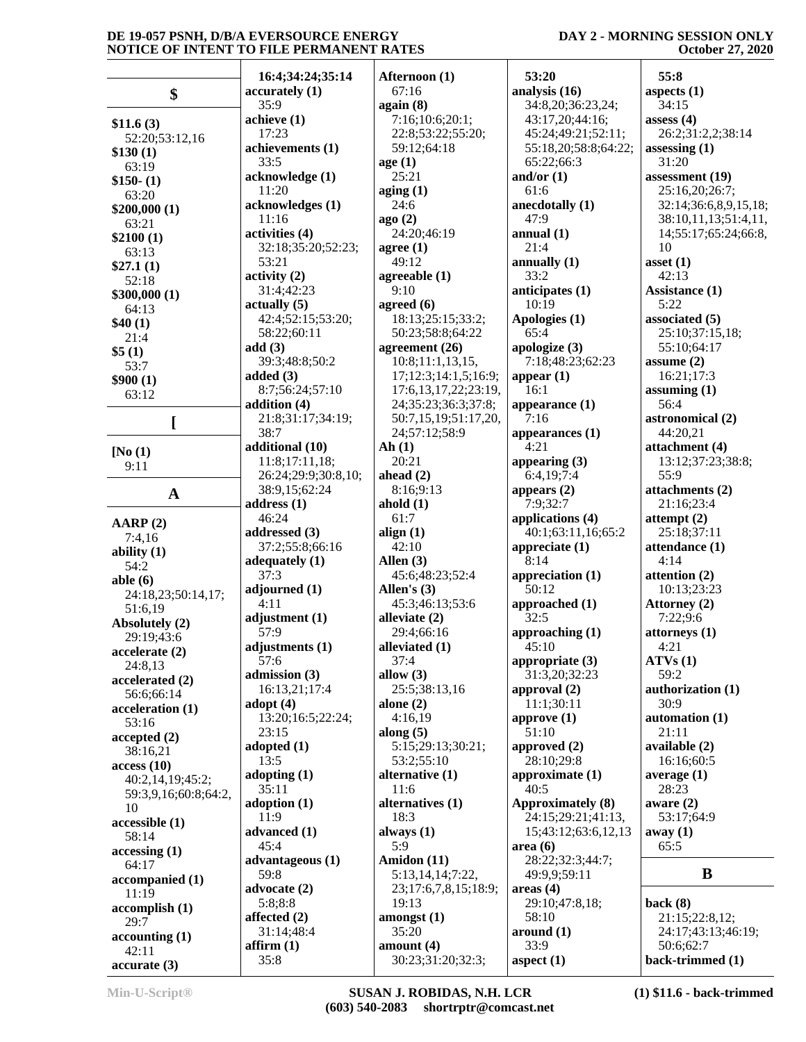## $

**$11.6 (3)**
52:20;53:12,16
**$130 (1)**
63:19
**$150- (1)**
63:20
**$200,000 (1)**
63:21
**$2100 (1)**
63:13
**$27.1 (1)**
52:18
**$300,000 (1)**
64:13
**$40 (1)**
21:4
**$5 (1)**
53:7
**$900 (1)**
63:12

## [

**[No (1)**
9:11

## A

**AARP (2)**
7:4,16
**ability (1)**
54:2
**able (6)**
24:18,23;50:14,17;
51:6,19
**Absolutely (2)**
29:19;43:6
**accelerate (2)**
24:8,13
**accelerated (2)**
56:6;66:14
**acceleration (1)**
53:16
**accepted (2)**
38:16,21
**access (10)**
40:2,14,19;45:2;
59:3,9,16;60:8;64:2,
10
**accessible (1)**
58:14
**accessing (1)**
64:17
**accompanied (1)**
11:19
**accomplish (1)**
29:7
**accounting (1)**
42:11
**accurate (3)**
16:4;34:24;35:14
**accurately (1)**
35:9
**achieve (1)**
17:23
**achievements (1)**
33:5
**acknowledge (1)**
11:20
**acknowledges (1)**
11:16
**activities (4)**
32:18;35:20;52:23;
53:21
**activity (2)**
31:4;42:23
**actually (5)**
42:4;52:15;53:20;
58:22;60:11
**add (3)**
39:3;48:8;50:2
**added (3)**
8:7;56:24;57:10
**addition (4)**
21:8;31:17;34:19;
38:7
**additional (10)**
11:8;17:11,18;
26:24;29:9;30:8,10;
38:9,15;62:24
**address (1)**
46:24
**addressed (3)**
37:2;55:8;66:16
**adequately (1)**
37:3
**adjourned (1)**
4:11
**adjustment (1)**
57:9
**adjustments (1)**
57:6
**admission (3)**
16:13,21;17:4
**adopt (4)**
13:20;16:5;22:24;
23:15
**adopted (1)**
13:5
**adopting (1)**
35:11
**adoption (1)**
11:9
**advanced (1)**
45:4
**advantageous (1)**
59:8
**advocate (2)**
5:8;8:8
**affected (2)**
31:14;48:4
**affirm (1)**
35:8
**Afternoon (1)**
67:16
**again (8)**
7:16;10:6;20:1;
22:8;53:22;55:20;
59:12;64:18
**age (1)**
25:21
**aging (1)**
24:6
**ago (2)**
24:20;46:19
**agree (1)**
49:12
**agreeable (1)**
9:10
**agreed (6)**
18:13;25:15;33:2;
50:23;58:8;64:22
**agreement (26)**
10:8;11:1,13,15,
17;12:3;14:1,5;16:9;
17:6,13,17,22;23:19,
24;35:23;36:3;37:8;
50:7,15,19;51:17,20,
24;57:12;58:9
**Ah (1)**
20:21
**ahead (2)**
8:16;9:13
**ahold (1)**
61:7
**align (1)**
42:10
**Allen (3)**
45:6;48:23;52:4
**Allen's (3)**
45:3;46:13;53:6
**alleviate (2)**
29:4;66:16
**alleviated (1)**
37:4
**allow (3)**
25:5;38:13,16
**alone (2)**
4:16,19
**along (5)**
5:15;29:13;30:21;
53:2;55:10
**alternative (1)**
11:6
**alternatives (1)**
18:3
**always (1)**
5:9
**amongst (1)**
35:20
**Amidon (11)**
5:13,14,14;7:22,
23;17:6,7,8,15;18:9;
19:13
**amount (4)**
30:23;31:20;32:3;
53:20
**analysis (16)**
34:8,20;36:23,24;
43:17,20;44:16;
45:24;49:21;52:11;
55:18,20;58:8;64:22;
65:22;66:3
**and/or (1)**
61:6
**anecdotally (1)**
47:9
**annual (1)**
21:4
**annually (1)**
33:2
**anticipates (1)**
10:19
**Apologies (1)**
65:4
**apologize (3)**
7:18;48:23;62:23
**appear (1)**
16:1
**appearance (1)**
7:16
**appearances (1)**
4:21
**appearing (3)**
6:4,19;7:4
**appears (2)**
7:9;32:7
**applications (4)**
40:1;63:11,16;65:2
**appreciate (1)**
8:14
**appreciation (1)**
50:12
**approached (1)**
32:5
**approaching (1)**
45:10
**appropriate (3)**
31:3,20;32:23
**approval (2)**
11:1;30:11
**approve (1)**
51:10
**approved (2)**
28:10;29:8
**approximate (1)**
40:5
**Approximately (8)**
24:15;29:21;41:13,
15;43:12;63:6,12,13
**area (6)**
28:22;32:3;44:7;
49:9,9;59:11
**areas (4)**
29:10;47:8,18;
58:10
**around (1)**
33:9
**aspect (1)**
55:8
**aspects (1)**
34:15
**assess (4)**
26:2;31:2,2;38:14
**assessing (1)**
31:20
**assessment (19)**
25:16,20;26:7;
32:14;36:6,8,9,15,18;
38:10,11,13;51:4,11,
14;55:17;65:24;66:8,
10
**asset (1)**
42:13
**Assistance (1)**
5:22
**associated (5)**
25:10;37:15,18;
55:10;64:17
**assume (2)**
16:21;17:3
**assuming (1)**
56:4
**astronomical (2)**
44:20,21
**attachment (4)**
13:12;37:23;38:8;
55:9
**attachments (2)**
21:16;23:4
**attempt (2)**
25:18;37:11
**attendance (1)**
4:14
**attention (2)**
10:13;23:23
**Attorney (2)**
7:22;9:6
**attorneys (1)**
4:21
**ATVs (1)**
59:2
**authorization (1)**
30:9
**automation (1)**
21:11
**available (2)**
16:16;60:5
**average (1)**
28:23
**aware (2)**
53:17;64:9
**away (1)**
65:5

## B

**back (8)**
21:15;22:8,12;
24:17;43:13;46:19;
50:6;62:7
**back-trimmed (1)**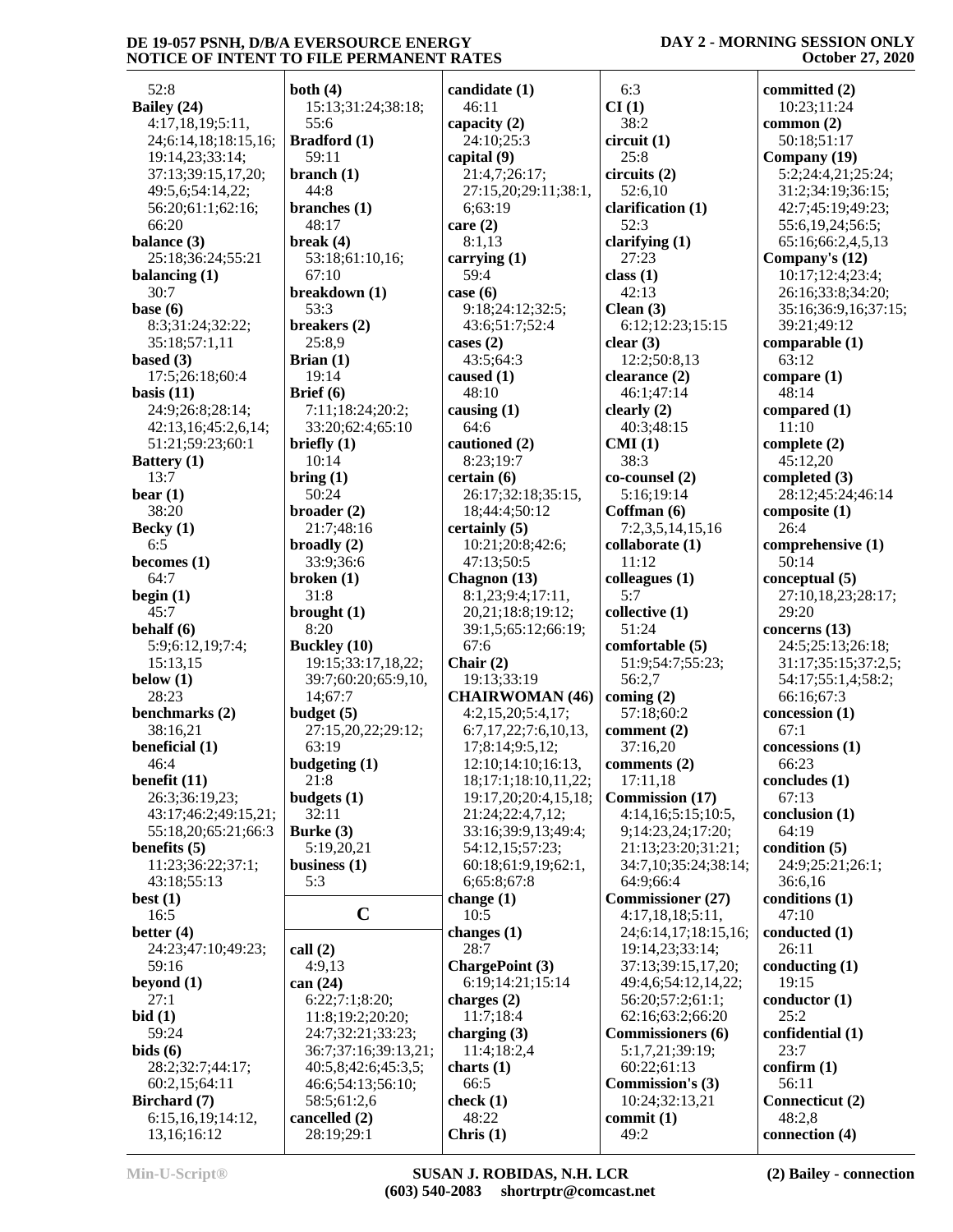52:8
**Bailey (24)**
4:17,18,19;5:11, 24;6:14,18;18:15,16; 19:14,23;33:14; 37:13;39:15,17,20; 49:5,6;54:14,22; 56:20;61:1;62:16; 66:20
**balance (3)**
25:18;36:24;55:21
**balancing (1)**
30:7
**base (6)**
8:3;31:24;32:22; 35:18;57:1,11
**based (3)**
17:5;26:18;60:4
**basis (11)**
24:9;26:8;28:14; 42:13,16;45:2,6,14; 51:21;59:23;60:1
**Battery (1)**
13:7
**bear (1)**
38:20
**Becky (1)**
6:5
**becomes (1)**
64:7
**begin (1)**
45:7
**behalf (6)**
5:9;6:12,19;7:4; 15:13,15
**below (1)**
28:23
**benchmarks (2)**
38:16,21
**beneficial (1)**
46:4
**benefit (11)**
26:3;36:19,23; 43:17;46:2;49:15,21; 55:18,20;65:21;66:3
**benefits (5)**
11:23;36:22;37:1; 43:18;55:13
**best (1)**
16:5
**better (4)**
24:23;47:10;49:23; 59:16
**beyond (1)**
27:1
**bid (1)**
59:24
**bids (6)**
28:2;32:7;44:17; 60:2,15;64:11
**Birchard (7)**
6:15,16,19;14:12, 13,16;16:12
**both (4)**
15:13;31:24;38:18; 55:6
**Bradford (1)**
59:11
**branch (1)**
44:8
**branches (1)**
48:17
**break (4)**
53:18;61:10,16; 67:10
**breakdown (1)**
53:3
**breakers (2)**
25:8,9
**Brian (1)**
19:14
**Brief (6)**
7:11;18:24;20:2; 33:20;62:4;65:10
**briefly (1)**
10:14
**bring (1)**
50:24
**broader (2)**
21:7;48:16
**broadly (2)**
33:9;36:6
**broken (1)**
31:8
**brought (1)**
8:20
**Buckley (10)**
19:15;33:17,18,22; 39:7;60:20;65:9,10, 14;67:7
**budget (5)**
27:15,20,22;29:12; 63:19
**budgeting (1)**
21:8
**budgets (1)**
32:11
**Burke (3)**
5:19,20,21
**business (1)**
5:3

## C

**call (2)**
4:9,13
**can (24)**
6:22;7:1;8:20; 11:8;19:2;20:20; 24:7;32:21;33:23; 36:7;37:16;39:13,21; 40:5,8;42:6;45:3,5; 46:6;54:13;56:10; 58:5;61:2,6
**cancelled (2)**
28:19;29:1
**candidate (1)**
46:11
**capacity (2)**
24:10;25:3
**capital (9)**
21:4,7;26:17; 27:15,20;29:11;38:1, 6;63:19
**care (2)**
8:1,13
**carrying (1)**
59:4
**case (6)**
9:18;24:12;32:5; 43:6;51:7;52:4
**cases (2)**
43:5;64:3
**caused (1)**
48:10
**causing (1)**
64:6
**cautioned (2)**
8:23;19:7
**certain (6)**
26:17;32:18;35:15, 18;44:4;50:12
**certainly (5)**
10:21;20:8;42:6; 47:13;50:5
**Chagnon (13)**
8:1,23;9:4;17:11, 20,21;18:8;19:12; 39:1,5;65:12;66:19; 67:6
**Chair (2)**
19:13;33:19
**CHAIRWOMAN (46)**
4:2,15,20;5:4,17; 6:7,17,22;7:6,10,13, 17;8:14;9:5,12; 12:10;14:10;16:13, 18;17:1;18:10,11,22; 19:17,20;20:4,15,18; 21:24;22:4,7,12; 33:16;39:9,13;49:4; 54:12,15;57:23; 60:18;61:9,19;62:1, 6;65:8;67:8
**change (1)**
10:5
**changes (1)**
28:7
**ChargePoint (3)**
6:19;14:21;15:14
**charges (2)**
11:7;18:4
**charging (3)**
11:4;18:2,4
**charts (1)**
66:5
**check (1)**
48:22
**Chris (1)**
6:3
**CI (1)**
38:2
**circuit (1)**
25:8
**circuits (2)**
52:6,10
**clarification (1)**
52:3
**clarifying (1)**
27:23
**class (1)**
42:13
**Clean (3)**
6:12;12:23;15:15
**clear (3)**
12:2;50:8,13
**clearance (2)**
46:1;47:14
**clearly (2)**
40:3;48:15
**CMI (1)**
38:3
**co-counsel (2)**
5:16;19:14
**Coffman (6)**
7:2,3,5,14,15,16
**collaborate (1)**
11:12
**colleagues (1)**
5:7
**collective (1)**
51:24
**comfortable (5)**
51:9;54:7;55:23; 56:2,7
**coming (2)**
57:18;60:2
**comment (2)**
37:16,20
**comments (2)**
17:11,18
**Commission (17)**
4:14,16;5:15;10:5, 9;14:23,24;17:20; 21:13;23:20;31:21; 34:7,10;35:24;38:14; 64:9;66:4
**Commissioner (27)**
4:17,18,18;5:11, 24;6:14,17;18:15,16; 19:14,23;33:14; 37:13;39:15,17,20; 49:4,6;54:12,14,22; 56:20;57:2;61:1; 62:16;63:2;66:20
**Commissioners (6)**
5:1,7,21;39:19; 60:22;61:13
**Commission's (3)**
10:24;32:13,21
**commit (1)**
49:2
**committed (2)**
10:23;11:24
**common (2)**
50:18;51:17
**Company (19)**
5:2;24:4,21;25:24; 31:2;34:19;36:15; 42:7;45:19;49:23; 55:6,19,24;56:5; 65:16;66:2,4,5,13
**Company's (12)**
10:17;12:4;23:4; 26:16;33:8;34:20; 35:16;36:9,16;37:15; 39:21;49:12
**comparable (1)**
63:12
**compare (1)**
48:14
**compared (1)**
11:10
**complete (2)**
45:12,20
**completed (3)**
28:12;45:24;46:14
**composite (1)**
26:4
**comprehensive (1)**
50:14
**conceptual (5)**
27:10,18,23;28:17; 29:20
**concerns (13)**
24:5;25:13;26:18; 31:17;35:15;37:2,5; 54:17;55:1,4;58:2; 66:16;67:3
**concession (1)**
67:1
**concessions (1)**
66:23
**concludes (1)**
67:13
**conclusion (1)**
64:19
**condition (5)**
24:9;25:21;26:1; 36:6,16
**conditions (1)**
47:10
**conducted (1)**
26:11
**conducting (1)**
19:15
**conductor (1)**
25:2
**confidential (1)**
23:7
**confirm (1)**
56:11
**Connecticut (2)**
48:2,8
**connection (4)**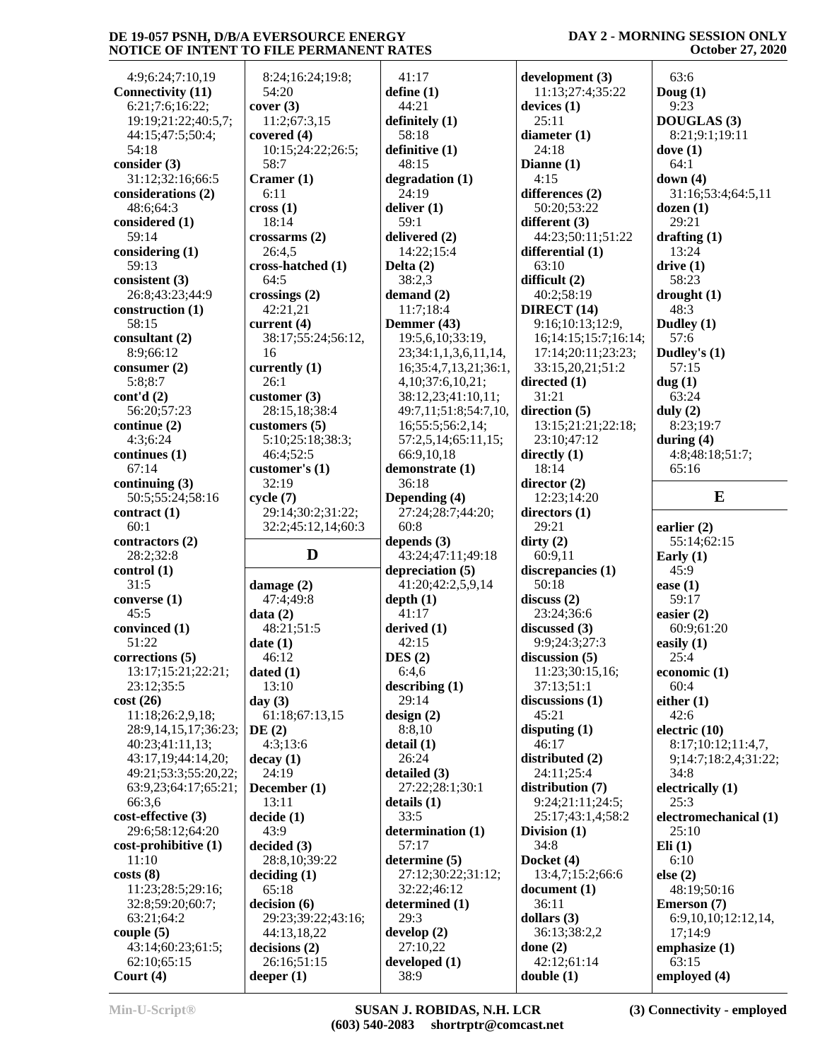4:9;6:24;7:10,19
**Connectivity (11)**
6:21;7:6;16:22;
19:19;21:22;40:5,7;
44:15;47:5;50:4;
54:18
**consider (3)**
31:12;32:16;66:5
**considerations (2)**
48:6;64:3
**considered (1)**
59:14
**considering (1)**
59:13
**consistent (3)**
26:8;43:23;44:9
**construction (1)**
58:15
**consultant (2)**
8:9;66:12
**consumer (2)**
5:8;8:7
**cont'd (2)**
56:20;57:23
**continue (2)**
4:3;6:24
**continues (1)**
67:14
**continuing (3)**
50:5;55:24;58:16
**contract (1)**
60:1
**contractors (2)**
28:2;32:8
**control (1)**
31:5
**converse (1)**
45:5
**convinced (1)**
51:22
**corrections (5)**
13:17;15:21;22:21;
23:12;35:5
**cost (26)**
11:18;26:2,9,18;
28:9,14,15,17;36:23;
40:23;41:11,13;
43:17,19;44:14,20;
49:21;53:3;55:20,22;
63:9,23;64:17;65:21;
66:3,6
**cost-effective (3)**
29:6;58:12;64:20
**cost-prohibitive (1)**
11:10
**costs (8)**
11:23;28:5;29:16;
32:8;59:20;60:7;
63:21;64:2
**couple (5)**
43:14;60:23;61:5;
62:10;65:15
**Court (4)**
8:24;16:24;19:8;
54:20
**cover (3)**
11:2;67:3,15
**covered (4)**
10:15;24:22;26:5;
58:7
**Cramer (1)**
6:11
**cross (1)**
18:14
**crossarms (2)**
26:4,5
**cross-hatched (1)**
64:5
**crossings (2)**
42:21,21
**current (4)**
38:17;55:24;56:12,
16
**currently (1)**
26:1
**customer (3)**
28:15,18;38:4
**customers (5)**
5:10;25:18;38:3;
46:4;52:5
**customer's (1)**
32:19
**cycle (7)**
29:14;30:2;31:22;
32:2;45:12,14;60:3

## D

**damage (2)**
47:4;49:8
**data (2)**
48:21;51:5
**date (1)**
46:12
**dated (1)**
13:10
**day (3)**
61:18;67:13,15
**DE (2)**
4:3;13:6
**decay (1)**
24:19
**December (1)**
13:11
**decide (1)**
43:9
**decided (3)**
28:8,10;39:22
**deciding (1)**
65:18
**decision (6)**
29:23;39:22;43:16;
44:13,18,22
**decisions (2)**
26:16;51:15
**deeper (1)**
41:17
**define (1)**
44:21
**definitely (1)**
58:18
**definitive (1)**
48:15
**degradation (1)**
24:19
**deliver (1)**
59:1
**delivered (2)**
14:22;15:4
**Delta (2)**
38:2,3
**demand (2)**
11:7;18:4
**Demmer (43)**
19:5,6,10;33:19,
23;34:1,1,3,6,11,14,
16;35:4,7,13,21;36:1,
4,10;37:6,10,21;
38:12,23;41:10,11;
49:7,11;51:8;54:7,10,
16;55:5;56:2,14;
57:2,5,14;65:11,15;
66:9,10,18
**demonstrate (1)**
36:18
**Depending (4)**
27:24;28:7;44:20;
60:8
**depends (3)**
43:24;47:11;49:18
**depreciation (5)**
41:20;42:2,5,9,14
**depth (1)**
41:17
**derived (1)**
42:15
**DES (2)**
6:4,6
**describing (1)**
29:14
**design (2)**
8:8,10
**detail (1)**
26:24
**detailed (3)**
27:22;28:1;30:1
**details (1)**
33:5
**determination (1)**
57:17
**determine (5)**
27:12;30:22;31:12;
32:22;46:12
**determined (1)**
29:3
**develop (2)**
27:10,22
**developed (1)**
38:9
**development (3)**
11:13;27:4;35:22
**devices (1)**
25:11
**diameter (1)**
24:18
**Dianne (1)**
4:15
**differences (2)**
50:20;53:22
**different (3)**
44:23;50:11;51:22
**differential (1)**
63:10
**difficult (2)**
40:2;58:19
**DIRECT (14)**
9:16;10:13;12:9,
16;14:15;15:7;16:14;
17:14;20:11;23:23;
33:15,20,21;51:2
**directed (1)**
31:21
**direction (5)**
13:15;21:21;22:18;
23:10;47:12
**directly (1)**
18:14
**director (2)**
12:23;14:20
**directors (1)**
29:21
**dirty (2)**
60:9,11
**discrepancies (1)**
50:18
**discuss (2)**
23:24;36:6
**discussed (3)**
9:9;24:3;27:3
**discussion (5)**
11:23;30:15,16;
37:13;51:1
**discussions (1)**
45:21
**disputing (1)**
46:17
**distributed (2)**
24:11;25:4
**distribution (7)**
9:24;21:11;24:5;
25:17;43:1,4;58:2
**Division (1)**
34:8
**Docket (4)**
13:4,7;15:2;66:6
**document (1)**
36:11
**dollars (3)**
36:13;38:2,2
**done (2)**
42:12;61:14
**double (1)**
63:6
**Doug (1)**
9:23
**DOUGLAS (3)**
8:21;9:1;19:11
**dove (1)**
64:1
**down (4)**
31:16;53:4;64:5,11
**dozen (1)**
29:21
**drafting (1)**
13:24
**drive (1)**
58:23
**drought (1)**
48:3
**Dudley (1)**
57:6
**Dudley's (1)**
57:15
**dug (1)**
63:24
**duly (2)**
8:23;19:7
**during (4)**
4:8;48:18;51:7;
65:16

## E

**earlier (2)**
55:14;62:15
**Early (1)**
45:9
**ease (1)**
59:17
**easier (2)**
60:9;61:20
**easily (1)**
25:4
**economic (1)**
60:4
**either (1)**
42:6
**electric (10)**
8:17;10:12;11:4,7,
9;14:7;18:2,4;31:22;
34:8
**electrically (1)**
25:3
**electromechanical (1)**
25:10
**Eli (1)**
6:10
**else (2)**
48:19;50:16
**Emerson (7)**
6:9,10,10;12:12,14,
17;14:9
**emphasize (1)**
63:15
**employed (4)**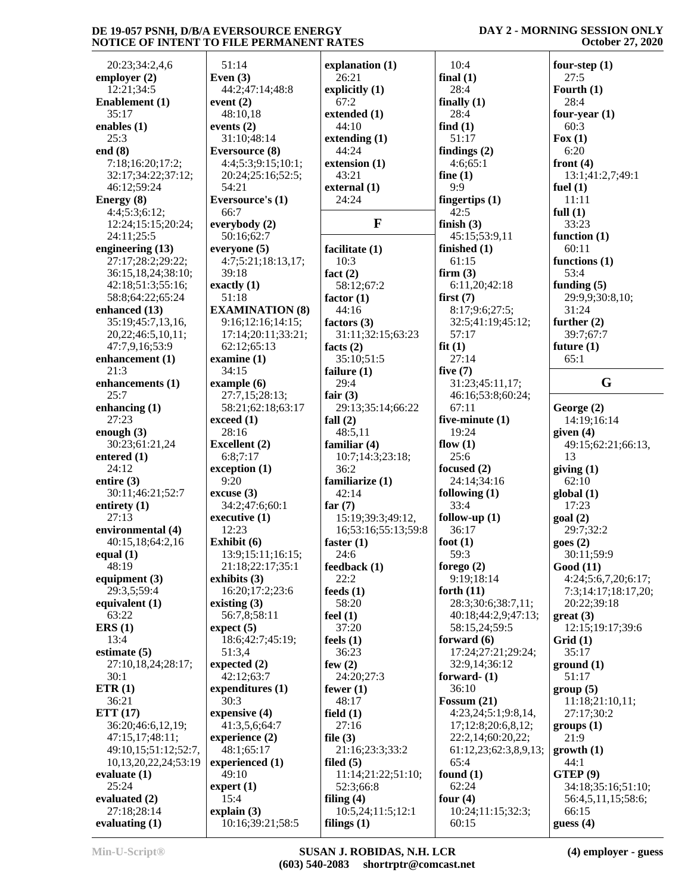20:23;34:2,4,6
**employer (2)**
12:21;34:5
**Enablement (1)**
35:17
**enables (1)**
25:3
**end (8)**
7:18;16:20;17:2;
32:17;34:22;37:12;
46:12;59:24
**Energy (8)**
4:4;5:3;6:12;
12:24;15:15;20:24;
24:11;25:5
**engineering (13)**
27:17;28:2;29:22;
36:15,18,24;38:10;
42:18;51:3;55:16;
58:8;64:22;65:24
**enhanced (13)**
35:19;45:7,13,16,
20,22;46:5,10,11;
47:7,9,16;53:9
**enhancement (1)**
21:3
**enhancements (1)**
25:7
**enhancing (1)**
27:23
**enough (3)**
30:23;61:21,24
**entered (1)**
24:12
**entire (3)**
30:11;46:21;52:7
**entirety (1)**
27:13
**environmental (4)**
40:15,18;64:2,16
**equal (1)**
48:19
**equipment (3)**
29:3,5;59:4
**equivalent (1)**
63:22
**ERS (1)**
13:4
**estimate (5)**
27:10,18,24;28:17;
30:1
**ETR (1)**
36:21
**ETT (17)**
36:20;46:6,12,19;
47:15,17;48:11;
49:10,15;51:12;52:7,
10,13,20,22,24;53:19
**evaluate (1)**
25:24
**evaluated (2)**
27:18;28:14
**evaluating (1)**
51:14
**Even (3)**
44:2;47:14;48:8
**event (2)**
48:10,18
**events (2)**
31:10;48:14
**Eversource (8)**
4:4;5:3;9:15;10:1;
20:24;25:16;52:5;
54:21
**Eversource's (1)**
66:7
**everybody (2)**
50:16;62:7
**everyone (5)**
4:7;5:21;18:13,17;
39:18
**exactly (1)**
51:18
**EXAMINATION (8)**
9:16;12:16;14:15;
17:14;20:11;33:21;
62:12;65:13
**examine (1)**
34:15
**example (6)**
27:7,15;28:13;
58:21;62:18;63:17
**exceed (1)**
28:16
**Excellent (2)**
6:8;7:17
**exception (1)**
9:20
**excuse (3)**
34:2;47:6;60:1
**executive (1)**
12:23
**Exhibit (6)**
13:9;15:11;16:15;
21:18;22:17;35:1
**exhibits (3)**
16:20;17:2;23:6
**existing (3)**
56:7,8;58:11
**expect (5)**
18:6;42:7;45:19;
51:3,4
**expected (2)**
42:12;63:7
**expenditures (1)**
30:3
**expensive (4)**
41:3,5,6;64:7
**experience (2)**
48:1;65:17
**experienced (1)**
49:10
**expert (1)**
15:4
**explain (3)**
10:16;39:21;58:5
**explanation (1)**
26:21
**explicitly (1)**
67:2
**extended (1)**
44:10
**extending (1)**
44:24
**extension (1)**
43:21
**external (1)**
24:24

## F

**facilitate (1)**
10:3
**fact (2)**
58:12;67:2
**factor (1)**
44:16
**factors (3)**
31:11;32:15;63:23
**facts (2)**
35:10;51:5
**failure (1)**
29:4
**fair (3)**
29:13;35:14;66:22
**fall (2)**
48:5,11
**familiar (4)**
10:7;14:3;23:18;
36:2
**familiarize (1)**
42:14
**far (7)**
15:19;39:3;49:12,
16;53:16;55:13;59:8
**faster (1)**
24:6
**feedback (1)**
22:2
**feeds (1)**
58:20
**feel (1)**
37:20
**feels (1)**
36:23
**few (2)**
24:20;27:3
**fewer (1)**
48:17
**field (1)**
27:16
**file (3)**
21:16;23:3;33:2
**filed (5)**
11:14;21:22;51:10;
52:3;66:8
**filing (4)**
10:5,24;11:5;12:1
**filings (1)**
10:4
**final (1)**
28:4
**finally (1)**
28:4
**find (1)**
51:17
**findings (2)**
4:6;65:1
**fine (1)**
9:9
**fingertips (1)**
42:5
**finish (3)**
45:15;53:9,11
**finished (1)**
61:15
**firm (3)**
6:11,20;42:18
**first (7)**
8:17;9:6;27:5;
32:5;41:19;45:12;
57:17
**fit (1)**
27:14
**five (7)**
31:23;45:11,17;
46:16;53:8;60:24;
67:11
**five-minute (1)**
19:24
**flow (1)**
25:6
**focused (2)**
24:14;34:16
**following (1)**
33:4
**follow-up (1)**
36:17
**foot (1)**
59:3
**forego (2)**
9:19;18:14
**forth (11)**
28:3;30:6;38:7,11;
40:18;44:2,9;47:13;
58:15,24;59:5
**forward (6)**
17:24;27:21;29:24;
32:9,14;36:12
**forward- (1)**
36:10
**Fossum (21)**
4:23,24;5:1;9:8,14,
17;12:8;20:6,8,12;
22:2,14;60:20,22;
61:12,23;62:3,8,9,13;
65:4
**found (1)**
62:24
**four (4)**
10:24;11:15;32:3;
60:15
**four-step (1)**
27:5
**Fourth (1)**
28:4
**four-year (1)**
60:3
**Fox (1)**
6:20
**front (4)**
13:1;41:2,7;49:1
**fuel (1)**
11:11
**full (1)**
33:23
**function (1)**
60:11
**functions (1)**
53:4
**funding (5)**
29:9,9;30:8,10;
31:24
**further (2)**
39:7;67:7
**future (1)**
65:1

## G

**George (2)**
14:19;16:14
**given (4)**
49:15;62:21;66:13,
13
**giving (1)**
62:10
**global (1)**
17:23
**goal (2)**
29:7;32:2
**goes (2)**
30:11;59:9
**Good (11)**
4:24;5:6,7,20;6:17;
7:3;14:17;18:17,20;
20:22;39:18
**great (3)**
12:15;19:17;39:6
**Grid (1)**
35:17
**ground (1)**
51:17
**group (5)**
11:18;21:10,11;
27:17;30:2
**groups (1)**
21:9
**growth (1)**
44:1
**GTEP (9)**
34:18;35:16;51:10;
56:4,5,11,15;58:6;
66:15
**guess (4)**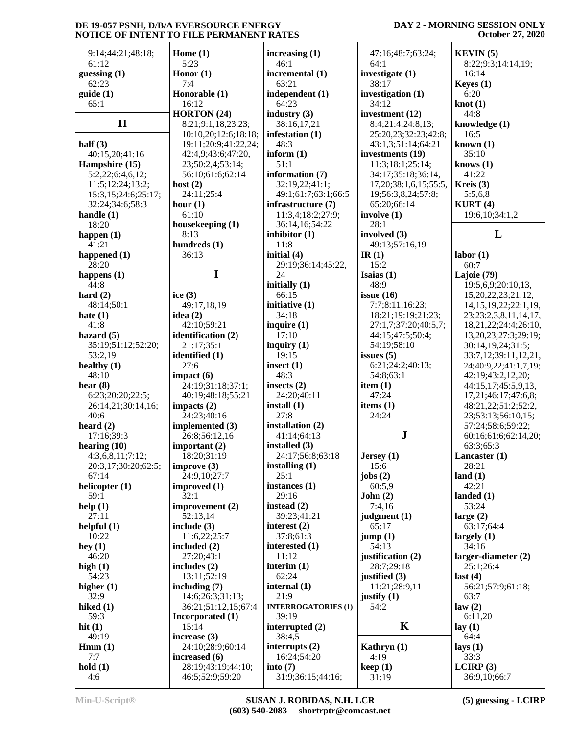9:14;44:21;48:18;
61:12
**guessing (1)**
62:23
**guide (1)**
65:1

## H

**half (3)**
40:15,20;41:16
**Hampshire (15)**
5:2,22;6:4,6,12;
11:5;12:24;13:2;
15:3,15;24:6;25:17;
32:24;34:6;58:3
**handle (1)**
18:20
**happen (1)**
41:21
**happened (1)**
28:20
**happens (1)**
44:8
**hard (2)**
48:14;50:1
**hate (1)**
41:8
**hazard (5)**
35:19;51:12;52:20;
53:2,19
**healthy (1)**
48:10
**hear (8)**
6:23;20:20;22:5;
26:14,21;30:14,16;
40:6
**heard (2)**
17:16;39:3
**hearing (10)**
4:3,6,8,11;7:12;
20:3,17;30:20;62:5;
67:14
**helicopter (1)**
59:1
**help (1)**
27:11
**helpful (1)**
10:22
**hey (1)**
46:20
**high (1)**
54:23
**higher (1)**
32:9
**hiked (1)**
59:3
**hit (1)**
49:19
**Hmm (1)**
7:7
**hold (1)**
4:6
**Home (1)**
5:23
**Honor (1)**
7:4
**Honorable (1)**
16:12
**HORTON (24)**
8:21;9:1,18,23,23;
10:10,20;12:6;18:18;
19:11;20:9;41:22,24;
42:4,9;43:6;47:20,
23;50:2,4;53:14;
56:10;61:6;62:14
**host (2)**
24:11;25:4
**hour (1)**
61:10
**housekeeping (1)**
8:13
**hundreds (1)**
36:13

## I

**ice (3)**
49:17,18,19
**idea (2)**
42:10;59:21
**identification (2)**
21:17;35:1
**identified (1)**
27:6
**impact (6)**
24:19;31:18;37:1;
40:19;48:18;55:21
**impacts (2)**
24:23;40:16
**implemented (3)**
26:8;56:12,16
**important (2)**
18:20;31:19
**improve (3)**
24:9,10;27:7
**improved (1)**
32:1
**improvement (2)**
52:13,14
**include (3)**
11:6,22;25:7
**included (2)**
27:20;43:1
**includes (2)**
13:11;52:19
**including (7)**
14:6;26:3;31:13;
36:21;51:12,15;67:4
**Incorporated (1)**
15:14
**increase (3)**
24:10;28:9;60:14
**increased (6)**
28:19;43:19;44:10;
46:5;52:9;59:20
**increasing (1)**
46:1
**incremental (1)**
63:21
**independent (1)**
64:23
**industry (3)**
38:16,17,21
**infestation (1)**
48:3
**inform (1)**
51:1
**information (7)**
32:19,22;41:1;
49:1;61:7;63:1;66:5
**infrastructure (7)**
11:3,4;18:2;27:9;
36:14,16;54:22
**inhibitor (1)**
11:8
**initial (4)**
29:19;36:14;45:22,
24
**initially (1)**
66:15
**initiative (1)**
34:18
**inquire (1)**
17:10
**inquiry (1)**
19:15
**insect (1)**
48:3
**insects (2)**
24:20;40:11
**install (1)**
27:8
**installation (2)**
41:14;64:13
**installed (3)**
24:17;56:8;63:18
**installing (1)**
25:1
**instances (1)**
29:16
**instead (2)**
39:23;41:21
**interest (2)**
37:8;61:3
**interested (1)**
11:12
**interim (1)**
62:24
**internal (1)**
21:9
**INTERROGATORIES (1)**
39:19
**interrupted (2)**
38:4,5
**interrupts (2)**
16:24;54:20
**into (7)**
31:9;36:15;44:16;
47:16;48:7;63:24;
64:1
**investigate (1)**
38:17
**investigation (1)**
34:12
**investment (12)**
8:4;21:4;24:8,13;
25:20,23;32:23;42:8;
43:1,3;51:14;64:21
**investments (19)**
11:3;18:1;25:14;
34:17;35:18;36:14,
17,20;38:1,6,15;55:5,
19;56:3,8,24;57:8;
65:20;66:14
**involve (1)**
28:1
**involved (3)**
49:13;57:16,19
**IR (1)**
15:2
**Isaias (1)**
48:9
**issue (16)**
7:7;8:11;16:23;
18:21;19:19;21:23;
27:1,7;37:20;40:5,7;
44:15;47:5;50:4;
54:19;58:10
**issues (5)**
6:21;24:2;40:13;
54:8;63:1
**item (1)**
47:24
**items (1)**
24:24

## J

**Jersey (1)**
15:6
**jobs (2)**
60:5,9
**John (2)**
7:4,16
**judgment (1)**
65:17
**jump (1)**
54:13
**justification (2)**
28:7;29:18
**justified (3)**
11:21;28:9,11
**justify (1)**
54:2

## K

**Kathryn (1)**
4:19
**keep (1)**
31:19
**KEVIN (5)**
8:22;9:3;14:14,19;
16:14
**Keyes (1)**
6:20
**knot (1)**
44:8
**knowledge (1)**
16:5
**known (1)**
35:10
**knows (1)**
41:22
**Kreis (3)**
5:5,6,8
**KURT (4)**
19:6,10;34:1,2

## L

**labor (1)**
60:7
**Lajoie (79)**
19:5,6,9;20:10,13,
15,20,22,23;21:12,
14,15,19,22;22:1,19,
23;23:2,3,8,11,14,17,
18,21,22;24:4;26:10,
13,20,23;27:3;29:19;
30:14,19,24;31:5;
33:7,12;39:11,12,21,
24;40:9,22;41:1,7,19;
42:19;43:2,12,20;
44:15,17;45:5,9,13,
17,21;46:17;47:6,8;
48:21,22;51:2;52:2,
23;53:13;56:10,15;
57:24;58:6;59:22;
60:16;61:6;62:14,20;
63:3;65:3
**Lancaster (1)**
28:21
**land (1)**
42:21
**landed (1)**
53:24
**large (2)**
63:17;64:4
**largely (1)**
34:16
**larger-diameter (2)**
25:1;26:4
**last (4)**
56:21;57:9;61:18;
63:7
**law (2)**
6:11,20
**lay (1)**
64:4
**lays (1)**
33:3
**LCIRP (3)**
36:9,10;66:7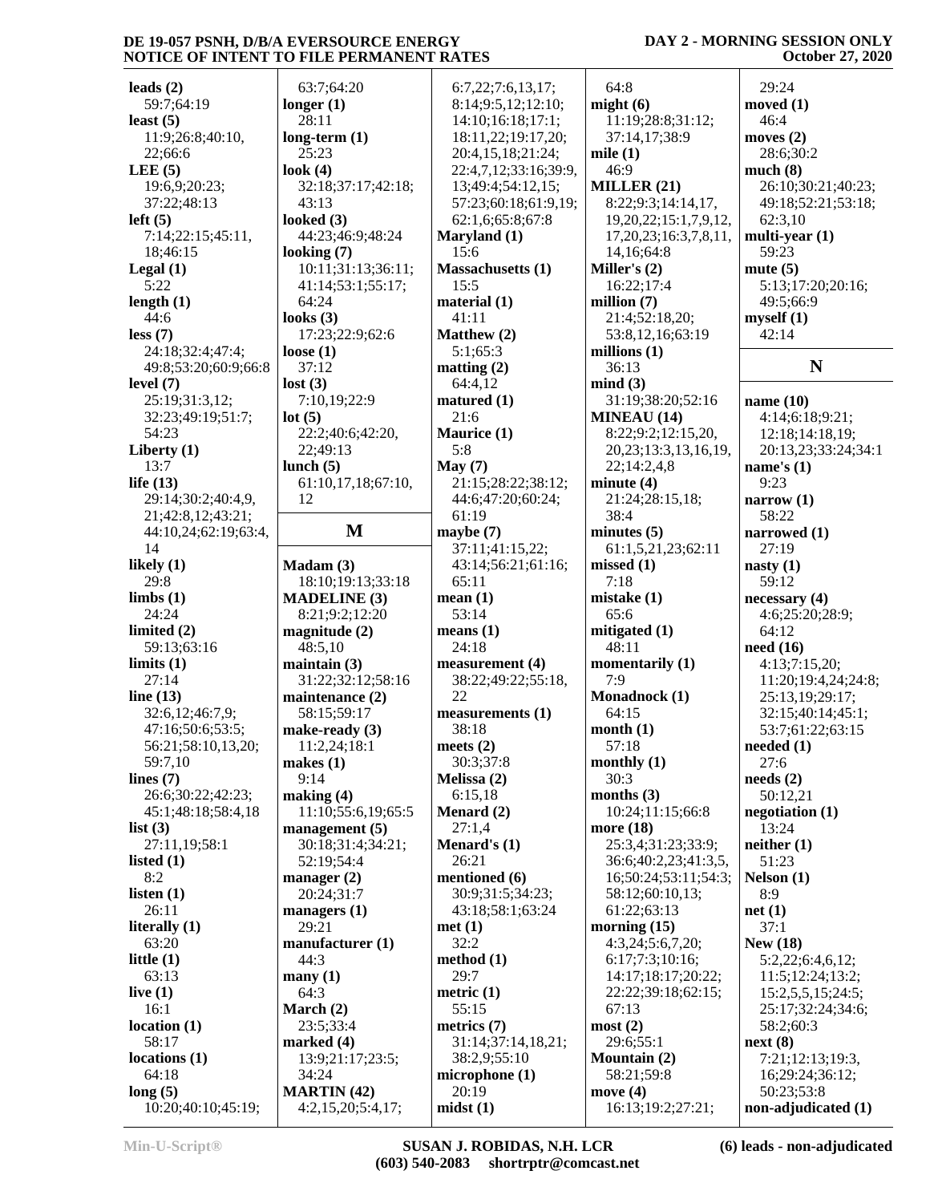**leads (2)**
59:7;64:19
**least (5)**
11:9;26:8;40:10,
22;66:6
**LEE (5)**
19:6,9;20:23;
37:22;48:13
**left (5)**
7:14;22:15;45:11,
18;46:15
**Legal (1)**
5:22
**length (1)**
44:6
**less (7)**
24:18;32:4;47:4;
49:8;53:20;60:9;66:8
**level (7)**
25:19;31:3,12;
32:23;49:19;51:7;
54:23
**Liberty (1)**
13:7
**life (13)**
29:14;30:2;40:4,9,
21;42:8,12;43:21;
44:10,24;62:19;63:4,
14
**likely (1)**
29:8
**limbs (1)**
24:24
**limited (2)**
59:13;63:16
**limits (1)**
27:14
**line (13)**
32:6,12;46:7,9;
47:16;50:6;53:5;
56:21;58:10,13,20;
59:7,10
**lines (7)**
26:6;30:22;42:23;
45:1;48:18;58:4,18
**list (3)**
27:11,19;58:1
**listed (1)**
8:2
**listen (1)**
26:11
**literally (1)**
63:20
**little (1)**
63:13
**live (1)**
16:1
**location (1)**
58:17
**locations (1)**
64:18
**long (5)**
10:20;40:10;45:19;
63:7;64:20
**longer (1)**
28:11
**long-term (1)**
25:23
**look (4)**
32:18;37:17;42:18;
43:13
**looked (3)**
44:23;46:9;48:24
**looking (7)**
10:11;31:13;36:11;
41:14;53:1;55:17;
64:24
**looks (3)**
17:23;22:9;62:6
**loose (1)**
37:12
**lost (3)**
7:10,19;22:9
**lot (5)**
22:2;40:6;42:20,
22;49:13
**lunch (5)**
61:10,17,18;67:10,
12

## M

**Madam (3)**
18:10;19:13;33:18
**MADELINE (3)**
8:21;9:2;12:20
**magnitude (2)**
48:5,10
**maintain (3)**
31:22;32:12;58:16
**maintenance (2)**
58:15;59:17
**make-ready (3)**
11:2,24;18:1
**makes (1)**
9:14
**making (4)**
11:10;55:6,19;65:5
**management (5)**
30:18;31:4;34:21;
52:19;54:4
**manager (2)**
20:24;31:7
**managers (1)**
29:21
**manufacturer (1)**
44:3
**many (1)**
64:3
**March (2)**
23:5;33:4
**marked (4)**
13:9;21:17;23:5;
34:24
**MARTIN (42)**
4:2,15,20;5:4,17;
6:7,22;7:6,13,17;
8:14;9:5,12;12:10;
14:10;16:18;17:1;
18:11,22;19:17,20;
20:4,15,18;21:24;
22:4,7,12;33:16;39:9,
13;49:4;54:12,15;
57:23;60:18;61:9,19;
62:1,6;65:8;67:8
**Maryland (1)**
15:6
**Massachusetts (1)**
15:5
**material (1)**
41:11
**Matthew (2)**
5:1;65:3
**matting (2)**
64:4,12
**matured (1)**
21:6
**Maurice (1)**
5:8
**May (7)**
21:15;28:22;38:12;
44:6;47:20;60:24;
61:19
**maybe (7)**
37:11;41:15,22;
43:14;56:21;61:16;
65:11
**mean (1)**
53:14
**means (1)**
24:18
**measurement (4)**
38:22;49:22;55:18,
22
**measurements (1)**
38:18
**meets (2)**
30:3;37:8
**Melissa (2)**
6:15,18
**Menard (2)**
27:1,4
**Menard's (1)**
26:21
**mentioned (6)**
30:9;31:5;34:23;
43:18;58:1;63:24
**met (1)**
32:2
**method (1)**
29:7
**metric (1)**
55:15
**metrics (7)**
31:14;37:14,18,21;
38:2,9;55:10
**microphone (1)**
20:19
**midst (1)**
64:8
**might (6)**
11:19;28:8;31:12;
37:14,17;38:9
**mile (1)**
46:9
**MILLER (21)**
8:22;9:3;14:14,17,
19,20,22;15:1,7,9,12,
17,20,23;16:3,7,8,11,
14,16;64:8
**Miller's (2)**
16:22;17:4
**million (7)**
21:4;52:18,20;
53:8,12,16;63:19
**millions (1)**
36:13
**mind (3)**
31:19;38:20;52:16
**MINEAU (14)**
8:22;9:2;12:15,20,
20,23;13:3,13,16,19,
22;14:2,4,8
**minute (4)**
21:24;28:15,18;
38:4
**minutes (5)**
61:1,5,21,23;62:11
**missed (1)**
7:18
**mistake (1)**
65:6
**mitigated (1)**
48:11
**momentarily (1)**
7:9
**Monadnock (1)**
64:15
**month (1)**
57:18
**monthly (1)**
30:3
**months (3)**
10:24;11:15;66:8
**more (18)**
25:3,4;31:23;33:9;
36:6;40:2,23;41:3,5,
16;50:24;53:11;54:3;
58:12;60:10,13;
61:22;63:13
**morning (15)**
4:3,24;5:6,7,20;
6:17;7:3;10:16;
14:17;18:17;20:22;
22:22;39:18;62:15;
67:13
**most (2)**
29:6;55:1
**Mountain (2)**
58:21;59:8
**move (4)**
16:13;19:2;27:21;
29:24
**moved (1)**
46:4
**moves (2)**
28:6;30:2
**much (8)**
26:10;30:21;40:23;
49:18;52:21;53:18;
62:3,10
**multi-year (1)**
59:23
**mute (5)**
5:13;17:20;20:16;
49:5;66:9
**myself (1)**
42:14

## N

**name (10)**
4:14;6:18;9:21;
12:18;14:18,19;
20:13,23;33:24;34:1
**name's (1)**
9:23
**narrow (1)**
58:22
**narrowed (1)**
27:19
**nasty (1)**
59:12
**necessary (4)**
4:6;25:20;28:9;
64:12
**need (16)**
4:13;7:15,20;
11:20;19:4,24;24:8;
25:13,19;29:17;
32:15;40:14;45:1;
53:7;61:22;63:15
**needed (1)**
27:6
**needs (2)**
50:12,21
**negotiation (1)**
13:24
**neither (1)**
51:23
**Nelson (1)**
8:9
**net (1)**
37:1
**New (18)**
5:2,22;6:4,6,12;
11:5;12:24;13:2;
15:2,5,5,15;24:5;
25:17;32:24;34:6;
58:2;60:3
**next (8)**
7:21;12:13;19:3,
16;29:24;36:12;
50:23;53:8
**non-adjudicated (1)**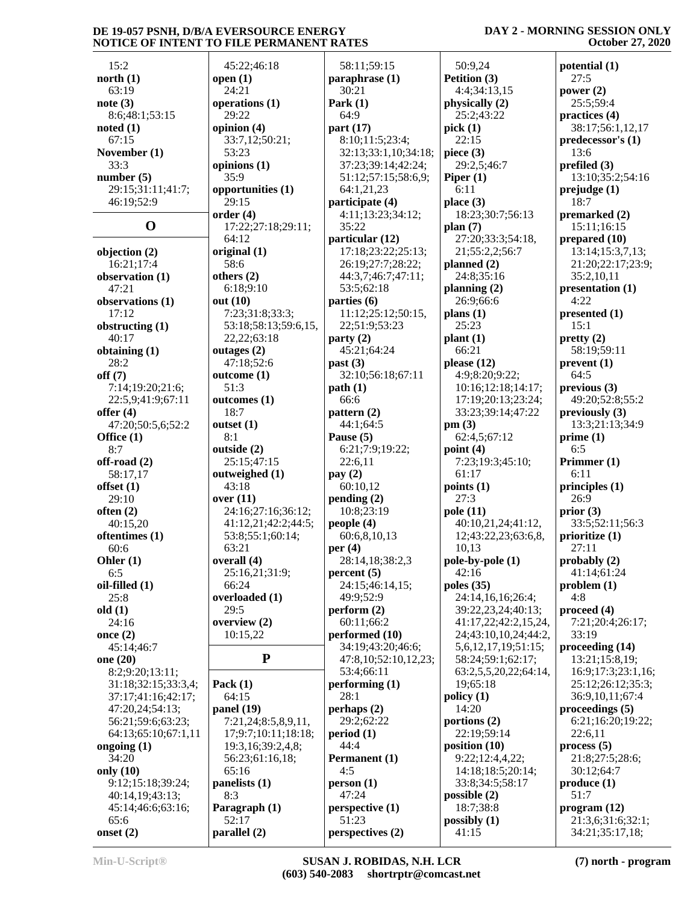15:2
**north (1)**
63:19
**note (3)**
8:6;48:1;53:15
**noted (1)**
67:15
**November (1)**
33:3
**number (5)**
29:15;31:11;41:7;
46:19;52:9

## O

**objection (2)**
16:21;17:4
**observation (1)**
47:21
**observations (1)**
17:12
**obstructing (1)**
40:17
**obtaining (1)**
28:2
**off (7)**
7:14;19:20;21:6;
22:5,9;41:9;67:11
**offer (4)**
47:20;50:5,6;52:2
**Office (1)**
8:7
**off-road (2)**
58:17,17
**offset (1)**
29:10
**often (2)**
40:15,20
**oftentimes (1)**
60:6
**Ohler (1)**
6:5
**oil-filled (1)**
25:8
**old (1)**
24:16
**once (2)**
45:14;46:7
**one (20)**
8:2;9:20;13:11;
31:18;32:15;33:3,4;
37:17;41:16;42:17;
47:20,24;54:13;
56:21;59:6;63:23;
64:13;65:10;67:1,11
**ongoing (1)**
34:20
**only (10)**
9:12;15:18;39:24;
40:14,19;43:13;
45:14;46:6;63:16;
65:6
**onset (2)**
45:22;46:18
**open (1)**
24:21
**operations (1)**
29:22
**opinion (4)**
33:7,12;50:21;
53:23
**opinions (1)**
35:9
**opportunities (1)**
29:15
**order (4)**
17:22;27:18;29:11;
64:12
**original (1)**
58:6
**others (2)**
6:18;9:10
**out (10)**
7:23;31:8;33:3;
53:18;58:13;59:6,15,
22,22;63:18
**outages (2)**
47:18;52:6
**outcome (1)**
51:3
**outcomes (1)**
18:7
**outset (1)**
8:1
**outside (2)**
25:15;47:15
**outweighed (1)**
43:18
**over (11)**
24:16;27:16;36:12;
41:12,21;42:2;44:5;
53:8;55:1;60:14;
63:21
**overall (4)**
25:16,21;31:9;
66:24
**overloaded (1)**
29:5
**overview (2)**
10:15,22

## P

**Pack (1)**
64:15
**panel (19)**
7:21,24;8:5,8,9,11,
17;9:7;10:11;18:18;
19:3,16;39:2,4,8;
56:23;61:16,18;
65:16
**panelists (1)**
8:3
**Paragraph (1)**
52:17
**parallel (2)**
58:11;59:15
**paraphrase (1)**
30:21
**Park (1)**
64:9
**part (17)**
8:10;11:5;23:4;
32:13;33:1,10;34:18;
37:23;39:14;42:24;
51:12;57:15;58:6,9;
64:1,21,23
**participate (4)**
4:11;13:23;34:12;
35:22
**particular (12)**
17:18;23:22;25:13;
26:19;27:7;28:22;
44:3,7;46:7;47:11;
53:5;62:18
**parties (6)**
11:12;25:12;50:15,
22;51:9;53:23
**party (2)**
45:21;64:24
**past (3)**
32:10;56:18;67:11
**path (1)**
66:6
**pattern (2)**
44:1;64:5
**Pause (5)**
6:21;7:9;19:22;
22:6,11
**pay (2)**
60:10,12
**pending (2)**
10:8;23:19
**people (4)**
60:6,8,10,13
**per (4)**
28:14,18;38:2,3
**percent (5)**
24:15;46:14,15;
49:9;52:9
**perform (2)**
60:11;66:2
**performed (10)**
34:19;43:20;46:6;
47:8,10;52:10,12,23;
53:4;66:11
**performing (1)**
28:1
**perhaps (2)**
29:2;62:22
**period (1)**
44:4
**Permanent (1)**
4:5
**person (1)**
47:24
**perspective (1)**
51:23
**perspectives (2)**
50:9,24
**Petition (3)**
4:4;34:13,15
**physically (2)**
25:2;43:22
**pick (1)**
22:15
**piece (3)**
29:2,5;46:7
**Piper (1)**
6:11
**place (3)**
18:23;30:7;56:13
**plan (7)**
27:20;33:3;54:18,
21;55:2,2;56:7
**planned (2)**
24:8;35:16
**planning (2)**
26:9;66:6
**plans (1)**
25:23
**plant (1)**
66:21
**please (12)**
4:9;8:20;9:22;
10:16;12:18;14:17;
17:19;20:13;23:24;
33:23;39:14;47:22
**pm (3)**
62:4,5;67:12
**point (4)**
7:23;19:3;45:10;
61:17
**points (1)**
27:3
**pole (11)**
40:10,21,24;41:12,
12;43:22,23;63:6,8,
10,13
**pole-by-pole (1)**
42:16
**poles (35)**
24:14,16,16;26:4;
39:22,23,24;40:13;
41:17,22;42:2,15,24,
24;43:10,10,24;44:2,
5,6,12,17,19;51:15;
58:24;59:1;62:17;
63:2,5,5,20,22;64:14,
19;65:18
**policy (1)**
14:20
**portions (2)**
22:19;59:14
**position (10)**
9:22;12:4,4,22;
14:18;18:5;20:14;
33:8;34:5;58:17
**possible (2)**
18:7;38:8
**possibly (1)**
41:15
**potential (1)**
27:5
**power (2)**
25:5;59:4
**practices (4)**
38:17;56:1,12,17
**predecessor's (1)**
13:6
**prefiled (3)**
13:10;35:2;54:16
**prejudge (1)**
18:7
**premarked (2)**
15:11;16:15
**prepared (10)**
13:14;15:3,7,13;
21:20;22:17;23:9;
35:2,10,11
**presentation (1)**
4:22
**presented (1)**
15:1
**pretty (2)**
58:19;59:11
**prevent (1)**
64:5
**previous (3)**
49:20;52:8;55:2
**previously (3)**
13:3;21:13;34:9
**prime (1)**
6:5
**Primmer (1)**
6:11
**principles (1)**
26:9
**prior (3)**
33:5;52:11;56:3
**prioritize (1)**
27:11
**probably (2)**
41:14;61:24
**problem (1)**
4:8
**proceed (4)**
7:21;20:4;26:17;
33:19
**proceeding (14)**
13:21;15:8,19;
16:9;17:3;23:1,16;
25:12;26:12;35:3;
36:9,10,11;67:4
**proceedings (5)**
6:21;16:20;19:22;
22:6,11
**process (5)**
21:8;27:5;28:6;
30:12;64:7
**produce (1)**
51:7
**program (12)**
21:3,6;31:6;32:1;
34:21;35:17,18;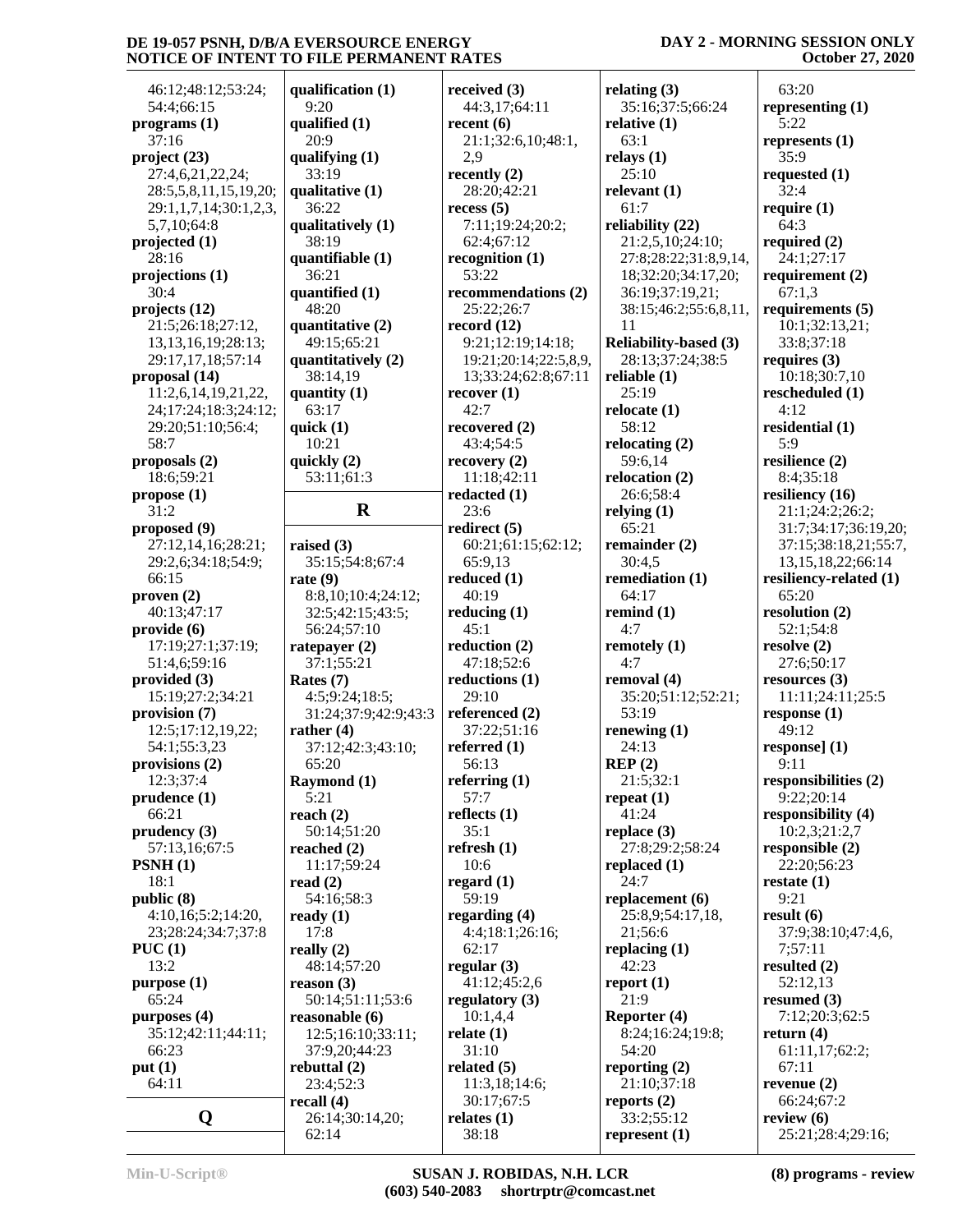46:12;48:12;53:24;
54:4;66:15

**programs (1)**
37:16

**project (23)**
27:4,6,21,22,24;
28:5,5,8,11,15,19,20;
29:1,1,7,14;30:1,2,3,
5,7,10;64:8

**projected (1)**
28:16

**projections (1)**
30:4

**projects (12)**
21:5;26:18;27:12,
13,13,16,19;28:13;
29:17,17,18;57:14

**proposal (14)**
11:2,6,14,19,21,22,
24;17:24;18:3;24:12;
29:20;51:10;56:4;
58:7

**proposals (2)**
18:6;59:21

**propose (1)**
31:2

**proposed (9)**
27:12,14,16;28:21;
29:2,6;34:18;54:9;
66:15

**proven (2)**
40:13;47:17

**provide (6)**
17:19;27:1;37:19;
51:4,6;59:16

**provided (3)**
15:19;27:2;34:21

**provision (7)**
12:5;17:12,19,22;
54:1;55:3,23

**provisions (2)**
12:3;37:4

**prudence (1)**
66:21

**prudency (3)**
57:13,16;67:5

**PSNH (1)**
18:1

**public (8)**
4:10,16;5:2;14:20,
23;28:24;34:7;37:8

**PUC (1)**
13:2

**purpose (1)**
65:24

**purposes (4)**
35:12;42:11;44:11;
66:23

**put (1)**
64:11

## Q

**qualification (1)**
9:20

**qualified (1)**
20:9

**qualifying (1)**
33:19

**qualitative (1)**
36:22

**qualitatively (1)**
38:19

**quantifiable (1)**
36:21

**quantified (1)**
48:20

**quantitative (2)**
49:15;65:21

**quantitatively (2)**
38:14,19

**quantity (1)**
63:17

**quick (1)**
10:21

**quickly (2)**
53:11;61:3

## R

**raised (3)**
35:15;54:8;67:4

**rate (9)**
8:8,10;10:4;24:12;
32:5;42:15;43:5;
56:24;57:10

**ratepayer (2)**
37:1;55:21

**Rates (7)**
4:5;9:24;18:5;
31:24;37:9;42:9;43:3

**rather (4)**
37:12;42:3;43:10;
65:20

**Raymond (1)**
5:21

**reach (2)**
50:14;51:20

**reached (2)**
11:17;59:24

**read (2)**
54:16;58:3

**ready (1)**
17:8

**really (2)**
48:14;57:20

**reason (3)**
50:14;51:11;53:6

**reasonable (6)**
12:5;16:10;33:11;
37:9,20;44:23

**rebuttal (2)**
23:4;52:3

**recall (4)**
26:14;30:14,20;
62:14

**received (3)**
44:3,17;64:11

**recent (6)**
21:1;32:6,10;48:1,
2,9

**recently (2)**
28:20;42:21

**recess (5)**
7:11;19:24;20:2;
62:4;67:12

**recognition (1)**
53:22

**recommendations (2)**
25:22;26:7

**record (12)**
9:21;12:19;14:18;
19:21;20:14;22:5,8,9,
13;33:24;62:8;67:11

**recover (1)**
42:7

**recovered (2)**
43:4;54:5

**recovery (2)**
11:18;42:11

**redacted (1)**
23:6

**redirect (5)**
60:21;61:15;62:12;
65:9,13

**reduced (1)**
40:19

**reducing (1)**
45:1

**reduction (2)**
47:18;52:6

**reductions (1)**
29:10

**referenced (2)**
37:22;51:16

**referred (1)**
56:13

**referring (1)**
57:7

**reflects (1)**
35:1

**refresh (1)**
10:6

**regard (1)**
59:19

**regarding (4)**
4:4;18:1;26:16;
62:17

**regular (3)**
41:12;45:2,6

**regulatory (3)**
10:1,4,4

**relate (1)**
31:10

**related (5)**
11:3,18;14:6;
30:17;67:5

**relates (1)**
38:18

**relating (3)**
35:16;37:5;66:24

**relative (1)**
63:1

**relays (1)**
25:10

**relevant (1)**
61:7

**reliability (22)**
21:2,5,10;24:10;
27:8;28:22;31:8,9,14,
18;32:20;34:17,20;
36:19;37:19,21;
38:15;46:2;55:6,8,11,
11

**Reliability-based (3)**
28:13;37:24;38:5

**reliable (1)**
25:19

**relocate (1)**
58:12

**relocating (2)**
59:6,14

**relocation (2)**
26:6;58:4

**relying (1)**
65:21

**remainder (2)**
30:4,5

**remediation (1)**
64:17

**remind (1)**
4:7

**remotely (1)**
4:7

**removal (4)**
35:20;51:12;52:21;
53:19

**renewing (1)**
24:13

**REP (2)**
21:5;32:1

**repeat (1)**
41:24

**replace (3)**
27:8;29:2;58:24

**replaced (1)**
24:7

**replacement (6)**
25:8,9;54:17,18,
21;56:6

**replacing (1)**
42:23

**report (1)**
21:9

**Reporter (4)**
8:24;16:24;19:8;
54:20

**reporting (2)**
21:10;37:18

**reports (2)**
33:2;55:12

**represent (1)**
63:20

**representing (1)**
5:22

**represents (1)**
35:9

**requested (1)**
32:4

**require (1)**
64:3

**required (2)**
24:1;27:17

**requirement (2)**
67:1,3

**requirements (5)**
10:1;32:13,21;
33:8;37:18

**requires (3)**
10:18;30:7,10

**rescheduled (1)**
4:12

**residential (1)**
5:9

**resilience (2)**
8:4;35:18

**resiliency (16)**
21:1;24:2;26:2;
31:7;34:17;36:19,20;
37:15;38:18,21;55:7,
13,15,18,22;66:14

**resiliency-related (1)**
65:20

**resolution (2)**
52:1;54:8

**resolve (2)**
27:6;50:17

**resources (3)**
11:11;24:11;25:5

**response (1)**
49:12

**response] (1)**
9:11

**responsibilities (2)**
9:22;20:14

**responsibility (4)**
10:2,3;21:2,7

**responsible (2)**
22:20;56:23

**restate (1)**
9:21

**result (6)**
37:9;38:10;47:4,6,
7;57:11

**resulted (2)**
52:12,13

**resumed (3)**
7:12;20:3;62:5

**return (4)**
61:11,17;62:2;
67:11

**revenue (2)**
66:24;67:2

**review (6)**
25:21;28:4;29:16;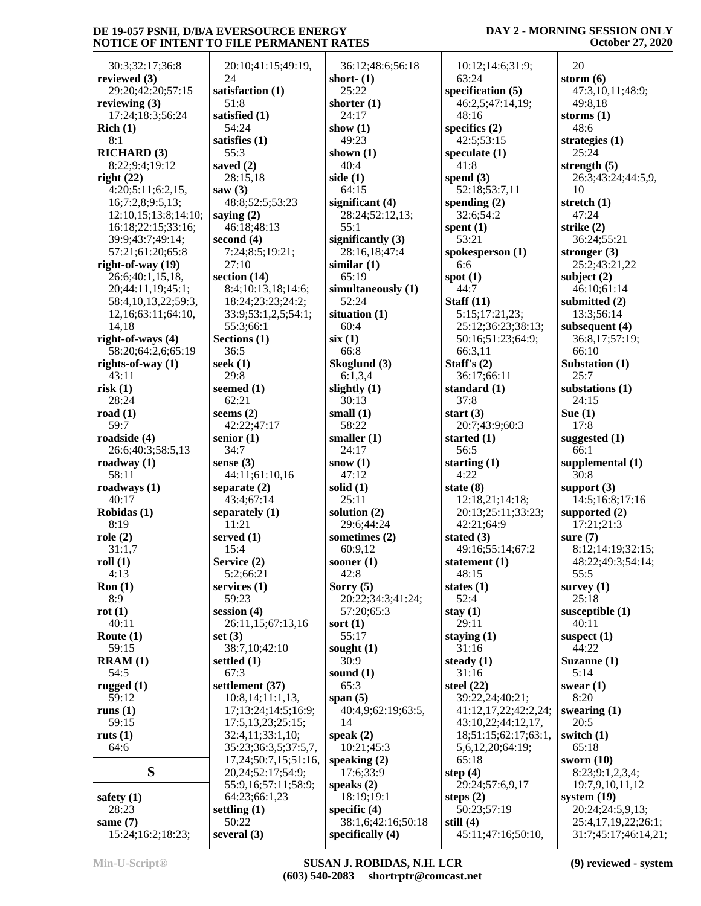30:3;32:17;36:8
**reviewed (3)**
29:20;42:20;57:15
**reviewing (3)**
17:24;18:3;56:24
**Rich (1)**
8:1
**RICHARD (3)**
8:22;9:4;19:12
**right (22)**
4:20;5:11;6:2,15,16;7:2,8;9:5,13;12:10,15;13:8;14:10;16:18;22:15;33:16;39:9;43:7;49:14;57:21;61:20;65:8
**right-of-way (19)**
26:6;40:1,15,18,20;44:11,19;45:1;58:4,10,13,22;59:3,12,16;63:11;64:10,14,18
**right-of-ways (4)**
58:20;64:2,6;65:19
**rights-of-way (1)**
43:11
**risk (1)**
28:24
**road (1)**
59:7
**roadside (4)**
26:6;40:3;58:5,13
**roadway (1)**
58:11
**roadways (1)**
40:17
**Robidas (1)**
8:19
**role (2)**
31:1,7
**roll (1)**
4:13
**Ron (1)**
8:9
**rot (1)**
40:11
**Route (1)**
59:15
**RRAM (1)**
54:5
**rugged (1)**
59:12
**runs (1)**
59:15
**ruts (1)**
64:6

## S

**safety (1)**
28:23
**same (7)**
15:24;16:2;18:23;20:10;41:15;49:19,24
**satisfaction (1)**
51:8
**satisfied (1)**
54:24
**satisfies (1)**
55:3
**saved (2)**
28:15,18
**saw (3)**
48:8;52:5;53:23
**saying (2)**
46:18;48:13
**second (4)**
7:24;8:5;19:21;27:10
**section (14)**
8:4;10:13,18;14:6;18:24;23:23;24:2;33:9;53:1,2,5;54:1;55:3;66:1
**Sections (1)**
36:5
**seek (1)**
29:8
**seemed (1)**
62:21
**seems (2)**
42:22;47:17
**senior (1)**
34:7
**sense (3)**
44:11;61:10,16
**separate (2)**
43:4;67:14
**separately (1)**
11:21
**served (1)**
15:4
**Service (2)**
5:2;66:21
**services (1)**
59:23
**session (4)**
26:11,15;67:13,16
**set (3)**
38:7,10;42:10
**settled (1)**
67:3
**settlement (37)**
10:8,14;11:1,13,17;13:24;14:5;16:9;17:5,13,23;25:15;32:4,11;33:1,10;35:23;36:3,5;37:5,7,17,24;50:7,15;51:16,20,24;52:17;54:9;55:9,16;57:11;58:9;64:23;66:1,23
**settling (1)**
50:22
**several (3)**
36:12;48:6;56:18
**short- (1)**
25:22
**shorter (1)**
24:17
**show (1)**
49:23
**shown (1)**
40:4
**side (1)**
64:15
**significant (4)**
28:24;52:12,13;55:1
**significantly (3)**
28:16,18;47:4
**similar (1)**
65:19
**simultaneously (1)**
52:24
**situation (1)**
60:4
**six (1)**
66:8
**Skoglund (3)**
6:1,3,4
**slightly (1)**
30:13
**small (1)**
58:22
**smaller (1)**
24:17
**snow (1)**
47:12
**solid (1)**
25:11
**solution (2)**
29:6;44:24
**sometimes (2)**
60:9,12
**sooner (1)**
42:8
**Sorry (5)**
20:22;34:3;41:24;57:20;65:3
**sort (1)**
55:17
**sought (1)**
30:9
**sound (1)**
65:3
**span (5)**
40:4,9;62:19;63:5,14
**speak (2)**
10:21;45:3
**speaking (2)**
17:6;33:9
**speaks (2)**
18:19;19:1
**specific (4)**
38:1,6;42:16;50:18
**specifically (4)**
10:12;14:6;31:9;63:24
**specification (5)**
46:2,5;47:14,19;48:16
**specifics (2)**
42:5;53:15
**speculate (1)**
41:8
**spend (3)**
52:18;53:7,11
**spending (2)**
32:6;54:2
**spent (1)**
53:21
**spokesperson (1)**
6:6
**spot (1)**
44:7
**Staff (11)**
5:15;17:21,23;25:12;36:23;38:13;50:16;51:23;64:9;66:3,11
**Staff's (2)**
36:17;66:11
**standard (1)**
37:8
**start (3)**
20:7;43:9;60:3
**started (1)**
56:5
**starting (1)**
4:22
**state (8)**
12:18,21;14:18;20:13;25:11;33:23;42:21;64:9
**stated (3)**
49:16;55:14;67:2
**statement (1)**
48:15
**states (1)**
52:4
**stay (1)**
29:11
**staying (1)**
31:16
**steady (1)**
31:16
**steel (22)**
39:22,24;40:21;41:12,17,22;42:2,24;43:10,22;44:12,17,18;51:15;62:17;63:1,5,6,12,20;64:19;65:18
**step (4)**
29:24;57:6,9,17
**steps (2)**
50:23;57:19
**still (4)**
45:11;47:16;50:10,20
**storm (6)**
47:3,10,11;48:9;49:8,18
**storms (1)**
48:6
**strategies (1)**
25:24
**strength (5)**
26:3;43:24;44:5,9,10
**stretch (1)**
47:24
**strike (2)**
36:24;55:21
**stronger (3)**
25:2;43:21,22
**subject (2)**
46:10;61:14
**submitted (2)**
13:3;56:14
**subsequent (4)**
36:8,17;57:19;66:10
**Substation (1)**
25:7
**substations (1)**
24:15
**Sue (1)**
17:8
**suggested (1)**
66:1
**supplemental (1)**
30:8
**support (3)**
14:5;16:8;17:16
**supported (2)**
17:21;21:3
**sure (7)**
8:12;14:19;32:15;48:22;49:3;54:14;55:5
**survey (1)**
25:18
**susceptible (1)**
40:11
**suspect (1)**
44:22
**Suzanne (1)**
5:14
**swear (1)**
8:20
**swearing (1)**
20:5
**switch (1)**
65:18
**sworn (10)**
8:23;9:1,2,3,4;19:7,9,10,11,12
**system (19)**
20:24;24:5,9,13;25:4,17,19,22;26:1;31:7;45:17;46:14,21;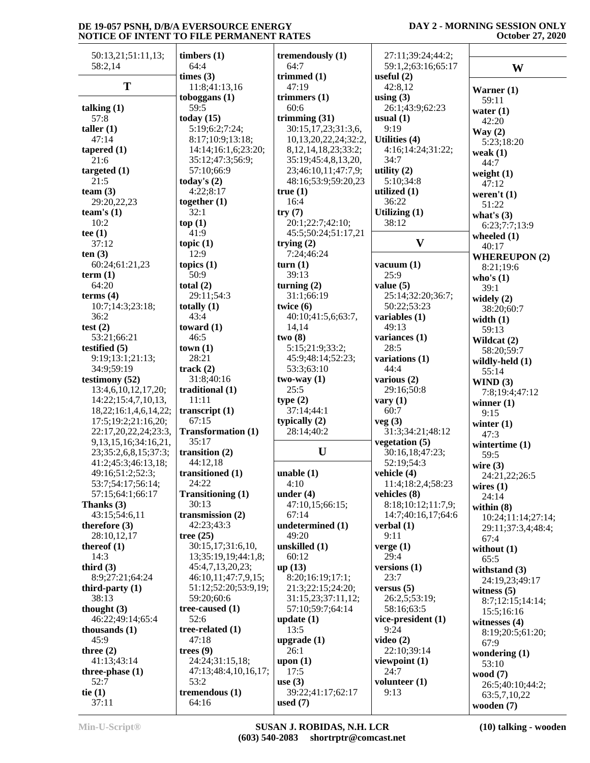50:13,21;51:11,13;
58:2,14

## T

**talking (1)**
57:8
**taller (1)**
47:14
**tapered (1)**
21:6
**targeted (1)**
21:5
**team (3)**
29:20,22,23
**team's (1)**
10:2
**tee (1)**
37:12
**ten (3)**
60:24;61:21,23
**term (1)**
64:20
**terms (4)**
10:7;14:3;23:18;
36:2
**test (2)**
53:21;66:21
**testified (5)**
9:19;13:1;21:13;
34:9;59:19
**testimony (52)**
13:4,6,10,12,17,20;
14:22;15:4,7,10,13,
18,22;16:1,4,6,14,22;
17:5;19:2;21:16,20;
22:17,20,22,24;23:3,
9,13,15,16;34:16,21,
23;35:2,6,8,15;37:3;
41:2;45:3;46:13,18;
49:16;51:2;52:3;
53:7;54:17;56:14;
57:15;64:1;66:17
**Thanks (3)**
43:15;54:6,11
**therefore (3)**
28:10,12,17
**thereof (1)**
14:3
**third (3)**
8:9;27:21;64:24
**third-party (1)**
38:13
**thought (3)**
46:22;49:14;65:4
**thousands (1)**
45:9
**three (2)**
41:13;43:14
**three-phase (1)**
52:7
**tie (1)**
37:11
**timbers (1)**
64:4
**times (3)**
11:8;41:13,16
**toboggans (1)**
59:5
**today (15)**
5:19;6:2;7:24;
8:17;10:9;13:18;
14:14;16:1,6;23:20;
35:12;47:3;56:9;
57:10;66:9
**today's (2)**
4:22;8:17
**together (1)**
32:1
**top (1)**
41:9
**topic (1)**
12:9
**topics (1)**
50:9
**total (2)**
29:11;54:3
**totally (1)**
43:4
**toward (1)**
46:5
**town (1)**
28:21
**track (2)**
31:8;40:16
**traditional (1)**
11:11
**transcript (1)**
67:15
**Transformation (1)**
35:17
**transition (2)**
44:12,18
**transitioned (1)**
24:22
**Transitioning (1)**
30:13
**transmission (2)**
42:23;43:3
**tree (25)**
30:15,17;31:6,10,
13;35:19,19;44:1,8;
45:4,7,13,20,23;
46:10,11;47:7,9,15;
51:12;52:20;53:9,19;
59:20;60:6
**tree-caused (1)**
52:6
**tree-related (1)**
47:18
**trees (9)**
24:24;31:15,18;
47:13;48:4,10,16,17;
53:2
**tremendous (1)**
64:16
**tremendously (1)**
64:7
**trimmed (1)**
47:19
**trimmers (1)**
60:6
**trimming (31)**
30:15,17,23;31:3,6,
10,13,20,22,24;32:2,
8,12,14,18,23;33:2;
35:19;45:4,8,13,20,
23;46:10,11;47:7,9;
48:16;53:9;59:20,23
**true (1)**
16:4
**try (7)**
20:1;22:7;42:10;
45:5;50:24;51:17,21
**trying (2)**
7:24;46:24
**turn (1)**
39:13
**turning (2)**
31:1;66:19
**twice (6)**
40:10;41:5,6;63:7,
14,14
**two (8)**
5:15;21:9;33:2;
45:9;48:14;52:23;
53:3;63:10
**two-way (1)**
25:5
**type (2)**
37:14;44:1
**typically (2)**
28:14;40:2

## U

**unable (1)**
4:10
**under (4)**
47:10,15;66:15;
67:14
**undetermined (1)**
49:20
**unskilled (1)**
60:12
**up (13)**
8:20;16:19;17:1;
21:3;22:15;24:20;
31:15,23;37:11,12;
57:10;59:7;64:14
**update (1)**
13:5
**upgrade (1)**
26:1
**upon (1)**
17:5
**use (3)**
39:22;41:17;62:17
**used (7)**
27:11;39:24;44:2;
59:1,2;63:16;65:17
**useful (2)**
42:8,12
**using (3)**
26:1;43:9;62:23
**usual (1)**
9:19
**Utilities (4)**
4:16;14:24;31:22;
34:7
**utility (2)**
5:10;34:8
**utilized (1)**
36:22
**Utilizing (1)**
38:12

## V

**vacuum (1)**
25:9
**value (5)**
25:14;32:20;36:7;
50:22;53:23
**variables (1)**
49:13
**variances (1)**
28:5
**variations (1)**
44:4
**various (2)**
29:16;50:8
**vary (1)**
60:7
**veg (3)**
31:3;34:21;48:12
**vegetation (5)**
30:16,18;47:23;
52:19;54:3
**vehicle (4)**
11:4;18:2,4;58:23
**vehicles (8)**
8:18;10:12;11:7,9;
14:7;40:16,17;64:6
**verbal (1)**
9:11
**verge (1)**
29:4
**versions (1)**
23:7
**versus (5)**
26:2,5;53:19;
58:16;63:5
**vice-president (1)**
9:24
**video (2)**
22:10;39:14
**viewpoint (1)**
24:7
**volunteer (1)**
9:13

## W

**Warner (1)**
59:11
**water (1)**
42:20
**Way (2)**
5:23;18:20
**weak (1)**
44:7
**weight (1)**
47:12
**weren't (1)**
51:22
**what's (3)**
6:23;7:7;13:9
**wheeled (1)**
40:17
**WHEREUPON (2)**
8:21;19:6
**who's (1)**
39:1
**widely (2)**
38:20;60:7
**width (1)**
59:13
**Wildcat (2)**
58:20;59:7
**wildly-held (1)**
55:14
**WIND (3)**
7:8;19:4;47:12
**winner (1)**
9:15
**winter (1)**
47:3
**wintertime (1)**
59:5
**wire (3)**
24:21,22;26:5
**wires (1)**
24:14
**within (8)**
10:24;11:14;27:14;
29:11;37:3,4;48:4;
67:4
**without (1)**
65:5
**withstand (3)**
24:19,23;49:17
**witness (5)**
8:7;12:15;14:14;
15:5;16:16
**witnesses (4)**
8:19;20:5;61:20;
67:9
**wondering (1)**
53:10
**wood (7)**
26:5;40:10;44:2;
63:5,7,10,22
**wooden (7)**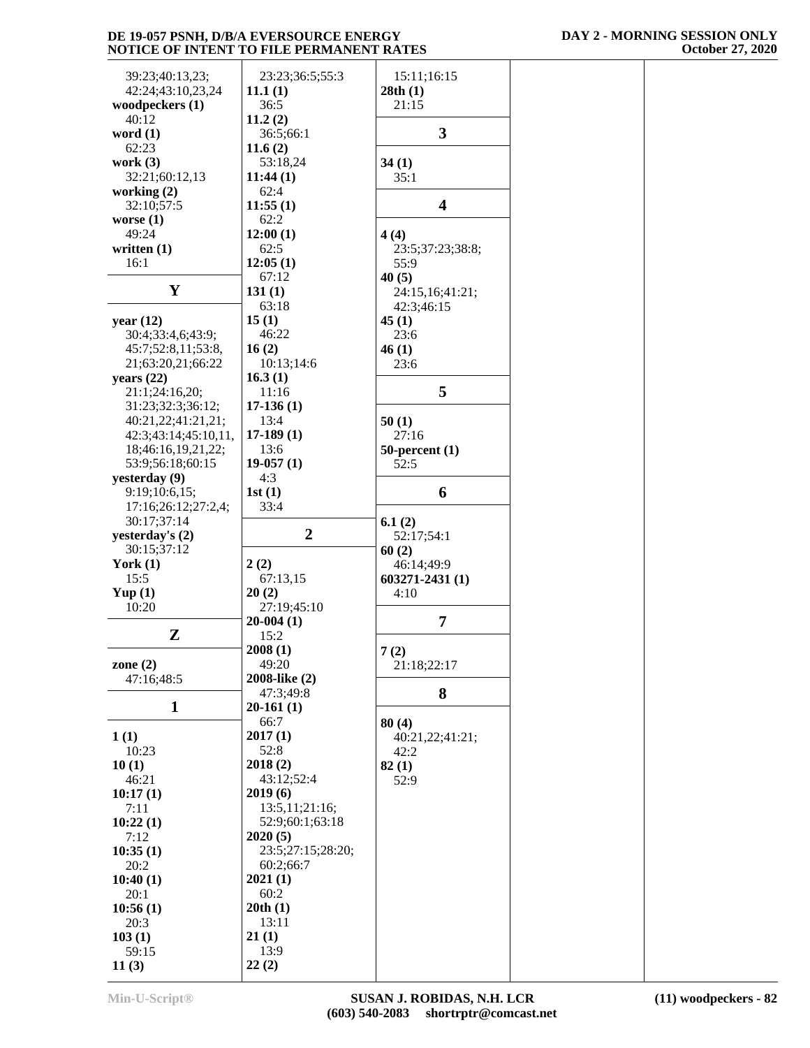39:23;40:13,23;
42:24;43:10,23,24
**woodpeckers (1)**
40:12
**word (1)**
62:23
**work (3)**
32:21;60:12,13
**working (2)**
32:10;57:5
**worse (1)**
49:24
**written (1)**
16:1

## Y

**year (12)**
30:4;33:4,6;43:9;
45:7;52:8,11;53:8,
21;63:20,21;66:22
**years (22)**
21:1;24:16,20;
31:23;32:3;36:12;
40:21,22;41:21,21;
42:3;43:14;45:10,11,
18;46:16,19,21,22;
53:9;56:18;60:15
**yesterday (9)**
9:19;10:6,15;
17:16;26:12;27:2,4;
30:17;37:14
**yesterday's (2)**
30:15;37:12
**York (1)**
15:5
**Yup (1)**
10:20

## Z

**zone (2)**
47:16;48:5

## 1

**1 (1)**
10:23
**10 (1)**
46:21
**10:17 (1)**
7:11
**10:22 (1)**
7:12
**10:35 (1)**
20:2
**10:40 (1)**
20:1
**10:56 (1)**
20:3
**103 (1)**
59:15
**11 (3)**
23:23;36:5;55:3
**11.1 (1)**
36:5
**11.2 (2)**
36:5;66:1
**11.6 (2)**
53:18,24
**11:44 (1)**
62:4
**11:55 (1)**
62:2
**12:00 (1)**
62:5
**12:05 (1)**
67:12
**131 (1)**
63:18
**15 (1)**
46:22
**16 (2)**
10:13;14:6
**16.3 (1)**
11:16
**17-136 (1)**
13:4
**17-189 (1)**
13:6
**19-057 (1)**
4:3
**1st (1)**
33:4

## 2

**2 (2)**
67:13,15
**20 (2)**
27:19;45:10
**20-004 (1)**
15:2
**2008 (1)**
49:20
**2008-like (2)**
47:3;49:8
**20-161 (1)**
66:7
**2017 (1)**
52:8
**2018 (2)**
43:12;52:4
**2019 (6)**
13:5,11;21:16;
52:9;60:1;63:18
**2020 (5)**
23:5;27:15;28:20;
60:2;66:7
**2021 (1)**
60:2
**20th (1)**
13:11
**21 (1)**
13:9
**22 (2)**
15:11;16:15
**28th (1)**
21:15

## 3

**34 (1)**
35:1

## 4

**4 (4)**
23:5;37:23;38:8;
55:9
**40 (5)**
24:15,16;41:21;
42:3;46:15
**45 (1)**
23:6
**46 (1)**
23:6

## 5

**50 (1)**
27:16
**50-percent (1)**
52:5

## 6

**6.1 (2)**
52:17;54:1
**60 (2)**
46:14;49:9
**603271-2431 (1)**
4:10

## 7

**7 (2)**
21:18;22:17

## 8

**80 (4)**
40:21,22;41:21;
42:2
**82 (1)**
52:9